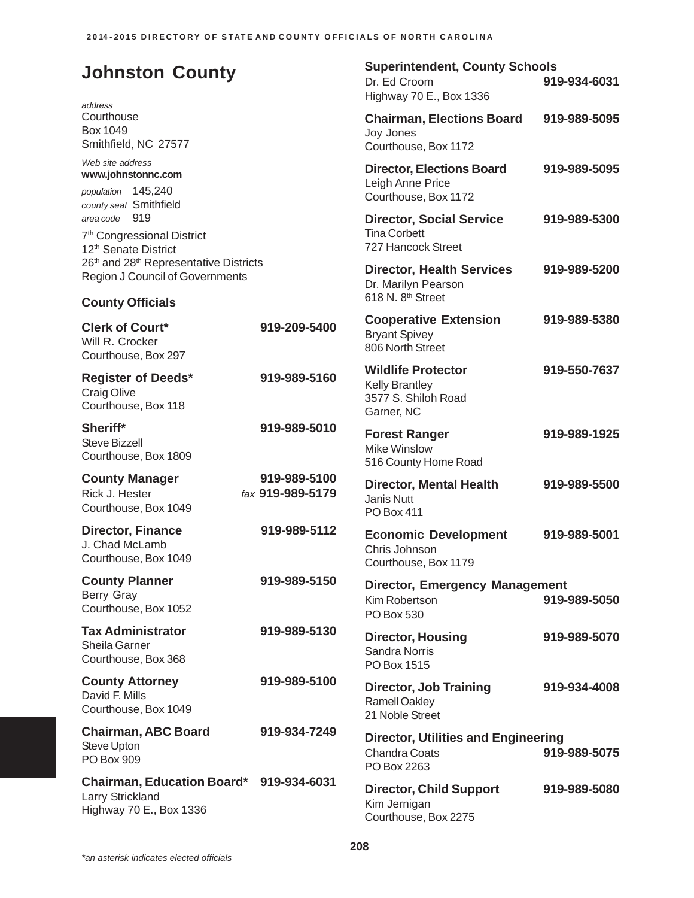# Johnston County

*address*
Courthouse
Box 1049
Smithfield, NC 27577

*Web site address*
**www.johnstonnc.com**

*population* 145,240
*county seat* Smithfield
*area code* 919

7th Congressional District
12th Senate District
26th and 28th Representative Districts
Region J Council of Governments

## County Officials

**Clerk of Court*** 919-209-5400
Will R. Crocker
Courthouse, Box 297

**Register of Deeds*** 919-989-5160
Craig Olive
Courthouse, Box 118

**Sheriff*** 919-989-5010
Steve Bizzell
Courthouse, Box 1809

**County Manager** 919-989-5100
Rick J. Hester *fax* 919-989-5179
Courthouse, Box 1049

**Director, Finance** 919-989-5112
J. Chad McLamb
Courthouse, Box 1049

**County Planner** 919-989-5150
Berry Gray
Courthouse, Box 1052

**Tax Administrator** 919-989-5130
Sheila Garner
Courthouse, Box 368

**County Attorney** 919-989-5100
David F. Mills
Courthouse, Box 1049

**Chairman, ABC Board** 919-934-7249
Steve Upton
PO Box 909

**Chairman, Education Board*** 919-934-6031
Larry Strickland
Highway 70 E., Box 1336

**Superintendent, County Schools**
Dr. Ed Croom 919-934-6031
Highway 70 E., Box 1336

**Chairman, Elections Board** 919-989-5095
Joy Jones
Courthouse, Box 1172

**Director, Elections Board** 919-989-5095
Leigh Anne Price
Courthouse, Box 1172

**Director, Social Service** 919-989-5300
Tina Corbett
727 Hancock Street

**Director, Health Services** 919-989-5200
Dr. Marilyn Pearson
618 N. 8th Street

**Cooperative Extension** 919-989-5380
Bryant Spivey
806 North Street

**Wildlife Protector** 919-550-7637
Kelly Brantley
3577 S. Shiloh Road
Garner, NC

**Forest Ranger** 919-989-1925
Mike Winslow
516 County Home Road

**Director, Mental Health** 919-989-5500
Janis Nutt
PO Box 411

**Economic Development** 919-989-5001
Chris Johnson
Courthouse, Box 1179

**Director, Emergency Management**
Kim Robertson 919-989-5050
PO Box 530

**Director, Housing** 919-989-5070
Sandra Norris
PO Box 1515

**Director, Job Training** 919-934-4008
Ramell Oakley
21 Noble Street

**Director, Utilities and Engineering**
Chandra Coats 919-989-5075
PO Box 2263

**Director, Child Support** 919-989-5080
Kim Jernigan
Courthouse, Box 2275

*\*an asterisk indicates elected officials*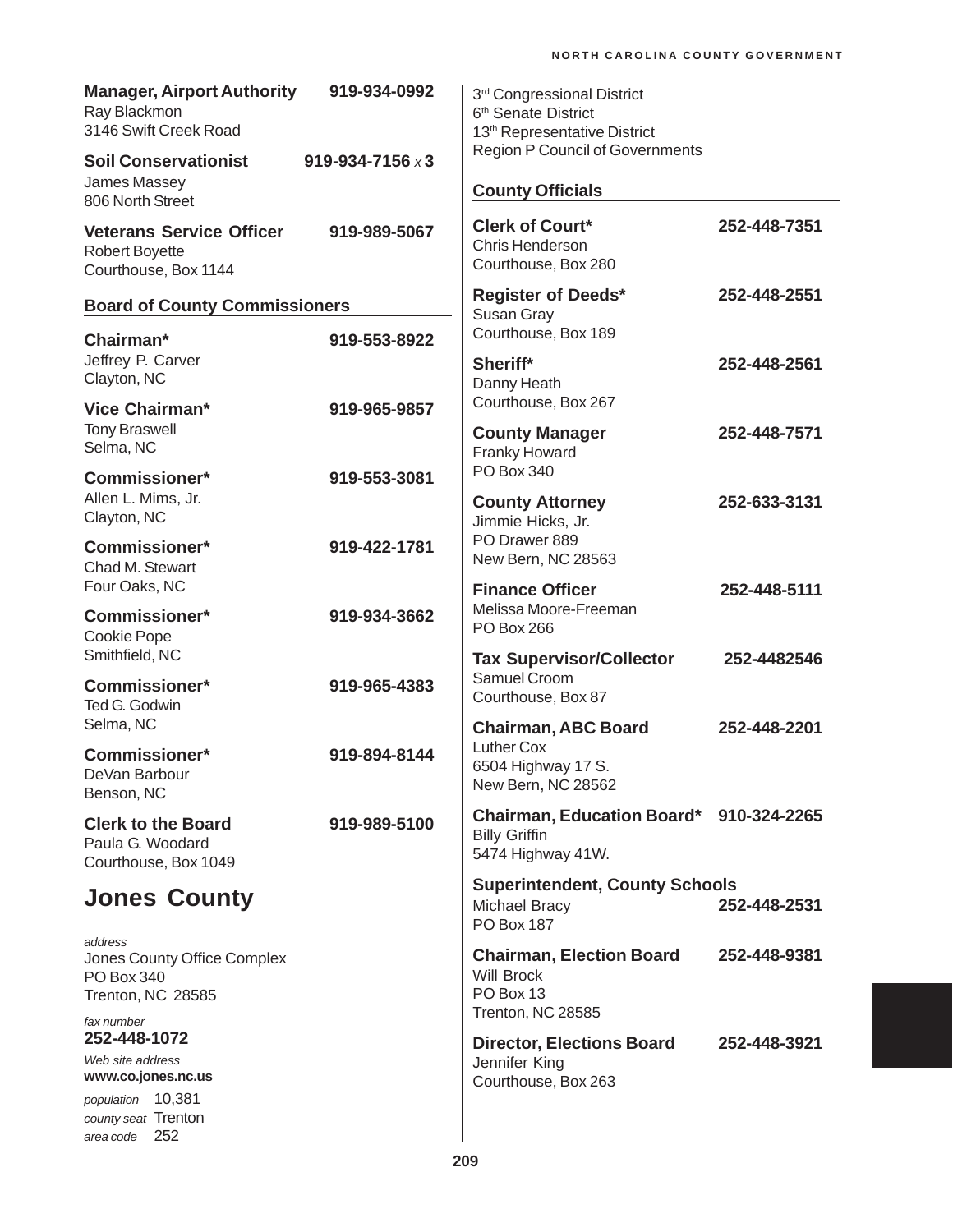**Manager, Airport Authority** 919-934-0992
Ray Blackmon
3146 Swift Creek Road

**Soil Conservationist** 919-934-7156 *x* 3
James Massey
806 North Street

**Veterans Service Officer** 919-989-5067
Robert Boyette
Courthouse, Box 1144

### Board of County Commissioners

**Chairman*** 919-553-8922
Jeffrey P. Carver
Clayton, NC

**Vice Chairman*** 919-965-9857
Tony Braswell
Selma, NC

**Commissioner*** 919-553-3081
Allen L. Mims, Jr.
Clayton, NC

**Commissioner*** 919-422-1781
Chad M. Stewart
Four Oaks, NC

**Commissioner*** 919-934-3662
Cookie Pope
Smithfield, NC

**Commissioner*** 919-965-4383
Ted G. Godwin
Selma, NC

**Commissioner*** 919-894-8144
DeVan Barbour
Benson, NC

**Clerk to the Board** 919-989-5100
Paula G. Woodard
Courthouse, Box 1049

# Jones County

*address*
Jones County Office Complex
PO Box 340
Trenton, NC 28585

*fax number*
**252-448-1072**

*Web site address*
**www.co.jones.nc.us**

*population* 10,381
*county seat* Trenton
*area code* 252

3rd Congressional District
6th Senate District
13th Representative District
Region P Council of Governments

### County Officials

**Clerk of Court*** 252-448-7351
Chris Henderson
Courthouse, Box 280

**Register of Deeds*** 252-448-2551
Susan Gray
Courthouse, Box 189

**Sheriff*** 252-448-2561
Danny Heath
Courthouse, Box 267

**County Manager** 252-448-7571
Franky Howard
PO Box 340

**County Attorney** 252-633-3131
Jimmie Hicks, Jr.
PO Drawer 889
New Bern, NC 28563

**Finance Officer** 252-448-5111
Melissa Moore-Freeman
PO Box 266

**Tax Supervisor/Collector** 252-4482546
Samuel Croom
Courthouse, Box 87

**Chairman, ABC Board** 252-448-2201
Luther Cox
6504 Highway 17 S.
New Bern, NC 28562

**Chairman, Education Board*** 910-324-2265
Billy Griffin
5474 Highway 41W.

**Superintendent, County Schools**
Michael Bracy 252-448-2531
PO Box 187

**Chairman, Election Board** 252-448-9381
Will Brock
PO Box 13
Trenton, NC 28585

**Director, Elections Board** 252-448-3921
Jennifer King
Courthouse, Box 263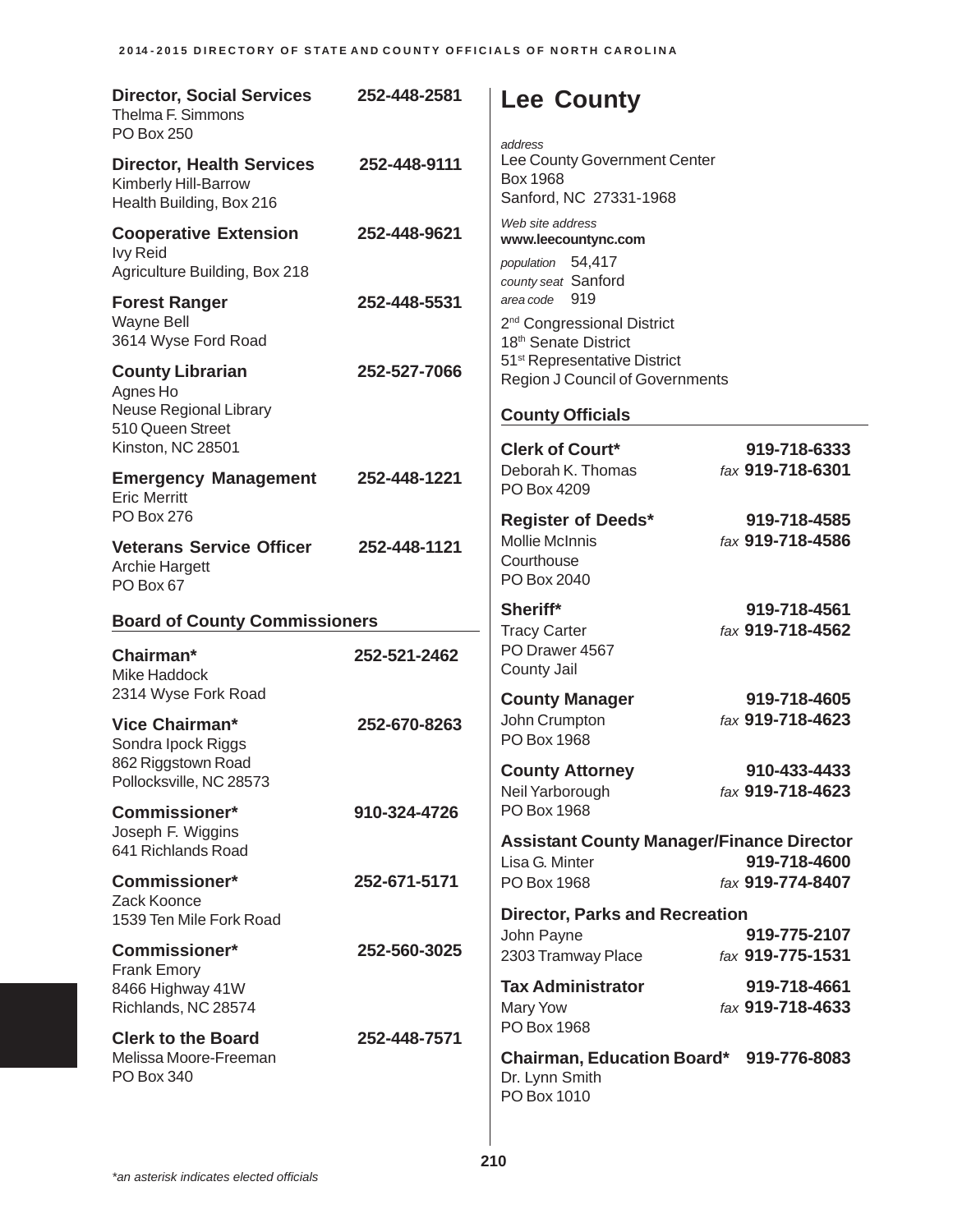**Director, Social Services** 252-448-2581
Thelma F. Simmons
PO Box 250

**Director, Health Services** 252-448-9111
Kimberly Hill-Barrow
Health Building, Box 216

**Cooperative Extension** 252-448-9621
Ivy Reid
Agriculture Building, Box 218

**Forest Ranger** 252-448-5531
Wayne Bell
3614 Wyse Ford Road

**County Librarian** 252-527-7066
Agnes Ho
Neuse Regional Library
510 Queen Street
Kinston, NC 28501

**Emergency Management** 252-448-1221
Eric Merritt
PO Box 276

**Veterans Service Officer** 252-448-1121
Archie Hargett
PO Box 67

### Board of County Commissioners

**Chairman*** 252-521-2462
Mike Haddock
2314 Wyse Fork Road

**Vice Chairman*** 252-670-8263
Sondra Ipock Riggs
862 Riggstown Road
Pollocksville, NC 28573

**Commissioner*** 910-324-4726
Joseph F. Wiggins
641 Richlands Road

**Commissioner*** 252-671-5171
Zack Koonce
1539 Ten Mile Fork Road

**Commissioner*** 252-560-3025
Frank Emory
8466 Highway 41W
Richlands, NC 28574

**Clerk to the Board** 252-448-7571
Melissa Moore-Freeman
PO Box 340

# Lee County

*address*
Lee County Government Center
Box 1968
Sanford, NC 27331-1968

*Web site address*
**www.leecountync.com**

*population* 54,417
*county seat* Sanford
*area code* 919

2nd Congressional District
18th Senate District
51st Representative District
Region J Council of Governments

### County Officials

**Clerk of Court*** 919-718-6333
Deborah K. Thomas *fax* **919-718-6301**
PO Box 4209

**Register of Deeds*** 919-718-4585
Mollie McInnis *fax* **919-718-4586**
Courthouse
PO Box 2040

**Sheriff*** 919-718-4561
Tracy Carter *fax* **919-718-4562**
PO Drawer 4567
County Jail

**County Manager** 919-718-4605
John Crumpton *fax* **919-718-4623**
PO Box 1968

**County Attorney** 910-433-4433
Neil Yarborough *fax* **919-718-4623**
PO Box 1968

**Assistant County Manager/Finance Director**
Lisa G. Minter 919-718-4600
PO Box 1968 *fax* **919-774-8407**

**Director, Parks and Recreation**
John Payne 919-775-2107
2303 Tramway Place *fax* **919-775-1531**

**Tax Administrator** 919-718-4661
Mary Yow *fax* **919-718-4633**
PO Box 1968

**Chairman, Education Board*** 919-776-8083
Dr. Lynn Smith
PO Box 1010

*an asterisk indicates elected officials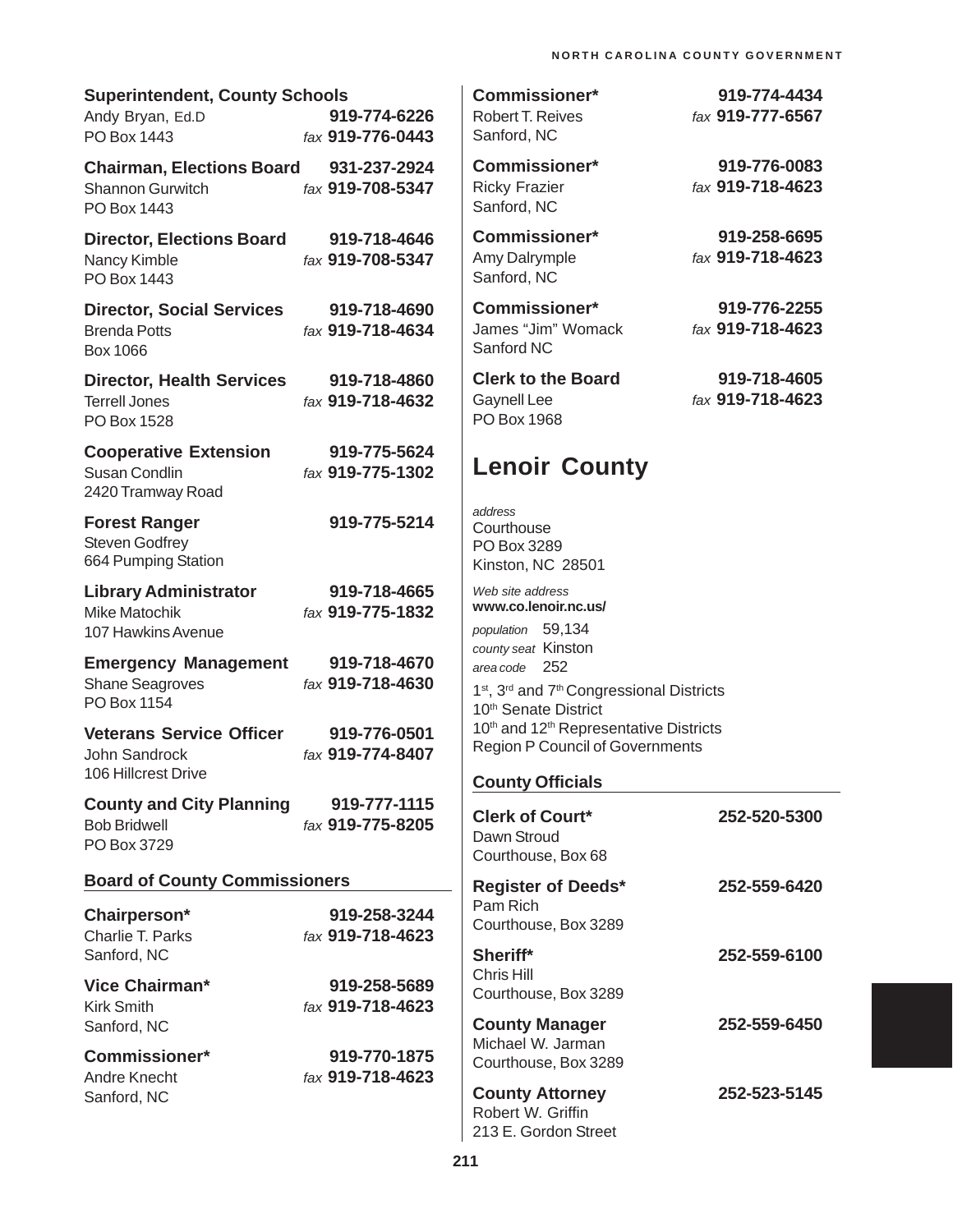**Superintendent, County Schools**
Andy Bryan, Ed.D — 919-774-6226
PO Box 1443 — *fax* 919-776-0443

**Chairman, Elections Board** — 931-237-2924
Shannon Gurwitch — *fax* 919-708-5347
PO Box 1443

**Director, Elections Board** — 919-718-4646
Nancy Kimble — *fax* 919-708-5347
PO Box 1443

**Director, Social Services** — 919-718-4690
Brenda Potts — *fax* 919-718-4634
Box 1066

**Director, Health Services** — 919-718-4860
Terrell Jones — *fax* 919-718-4632
PO Box 1528

**Cooperative Extension** — 919-775-5624
Susan Condlin — *fax* 919-775-1302
2420 Tramway Road

**Forest Ranger** — 919-775-5214
Steven Godfrey
664 Pumping Station

**Library Administrator** — 919-718-4665
Mike Matochik — *fax* 919-775-1832
107 Hawkins Avenue

**Emergency Management** — 919-718-4670
Shane Seagroves — *fax* 919-718-4630
PO Box 1154

**Veterans Service Officer** — 919-776-0501
John Sandrock — *fax* 919-774-8407
106 Hillcrest Drive

**County and City Planning** — 919-777-1115
Bob Bridwell — *fax* 919-775-8205
PO Box 3729

### Board of County Commissioners

**Chairperson*** — 919-258-3244
Charlie T. Parks — *fax* 919-718-4623
Sanford, NC

**Vice Chairman*** — 919-258-5689
Kirk Smith — *fax* 919-718-4623
Sanford, NC

**Commissioner*** — 919-770-1875
Andre Knecht — *fax* 919-718-4623
Sanford, NC

**Commissioner*** — 919-774-4434
Robert T. Reives — *fax* 919-777-6567
Sanford, NC

**Commissioner*** — 919-776-0083
Ricky Frazier — *fax* 919-718-4623
Sanford, NC

**Commissioner*** — 919-258-6695
Amy Dalrymple — *fax* 919-718-4623
Sanford, NC

**Commissioner*** — 919-776-2255
James "Jim" Womack — *fax* 919-718-4623
Sanford NC

**Clerk to the Board** — 919-718-4605
Gaynell Lee — *fax* 919-718-4623
PO Box 1968

# Lenoir County

*address*
Courthouse
PO Box 3289
Kinston, NC 28501

*Web site address*
**www.co.lenoir.nc.us/**

*population* 59,134
*county seat* Kinston
*area code* 252

1st, 3rd and 7th Congressional Districts
10th Senate District
10th and 12th Representative Districts
Region P Council of Governments

### County Officials

**Clerk of Court*** — 252-520-5300
Dawn Stroud
Courthouse, Box 68

**Register of Deeds*** — 252-559-6420
Pam Rich
Courthouse, Box 3289

**Sheriff*** — 252-559-6100
Chris Hill
Courthouse, Box 3289

**County Manager** — 252-559-6450
Michael W. Jarman
Courthouse, Box 3289

**County Attorney** — 252-523-5145
Robert W. Griffin
213 E. Gordon Street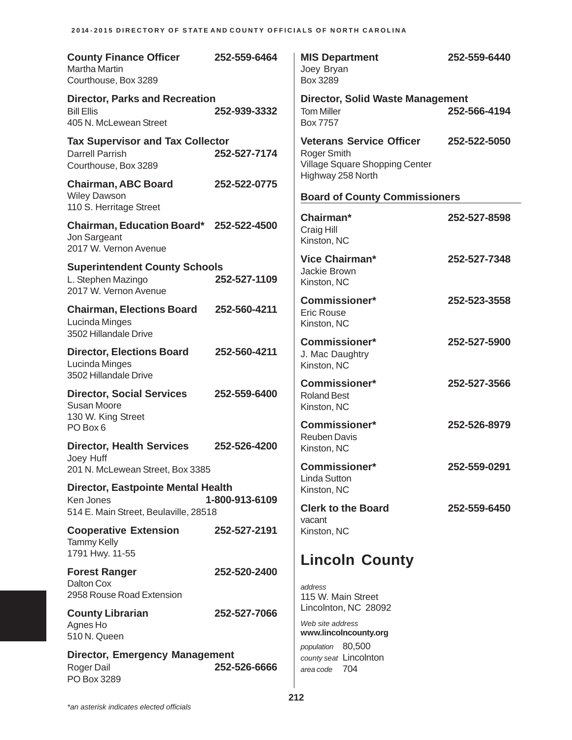**County Finance Officer** 252-559-6464
Martha Martin
Courthouse, Box 3289

**Director, Parks and Recreation**
Bill Ellis 252-939-3332
405 N. McLewean Street

**Tax Supervisor and Tax Collector**
Darrell Parrish 252-527-7174
Courthouse, Box 3289

**Chairman, ABC Board** 252-522-0775
Wiley Dawson
110 S. Herritage Street

**Chairman, Education Board*** 252-522-4500
Jon Sargeant
2017 W. Vernon Avenue

**Superintendent County Schools**
L. Stephen Mazingo 252-527-1109
2017 W. Vernon Avenue

**Chairman, Elections Board** 252-560-4211
Lucinda Minges
3502 Hillandale Drive

**Director, Elections Board** 252-560-4211
Lucinda Minges
3502 Hillandale Drive

**Director, Social Services** 252-559-6400
Susan Moore
130 W. King Street
PO Box 6

**Director, Health Services** 252-526-4200
Joey Huff
201 N. McLewean Street, Box 3385

**Director, Eastpointe Mental Health**
Ken Jones 1-800-913-6109
514 E. Main Street, Beulaville, 28518

**Cooperative Extension** 252-527-2191
Tammy Kelly
1791 Hwy. 11-55

**Forest Ranger** 252-520-2400
Dalton Cox
2958 Rouse Road Extension

**County Librarian** 252-527-7066
Agnes Ho
510 N. Queen

**Director, Emergency Management**
Roger Dail 252-526-6666
PO Box 3289

**MIS Department** 252-559-6440
Joey Bryan
Box 3289

**Director, Solid Waste Management**
Tom Miller 252-566-4194
Box 7757

**Veterans Service Officer** 252-522-5050
Roger Smith
Village Square Shopping Center
Highway 258 North

### Board of County Commissioners

**Chairman*** 252-527-8598
Craig Hill
Kinston, NC

**Vice Chairman*** 252-527-7348
Jackie Brown
Kinston, NC

**Commissioner*** 252-523-3558
Eric Rouse
Kinston, NC

**Commissioner*** 252-527-5900
J. Mac Daughtry
Kinston, NC

**Commissioner*** 252-527-3566
Roland Best
Kinston, NC

**Commissioner*** 252-526-8979
Reuben Davis
Kinston, NC

**Commissioner*** 252-559-0291
Linda Sutton
Kinston, NC

**Clerk to the Board** 252-559-6450
vacant
Kinston, NC

# Lincoln County

*address*
115 W. Main Street
Lincolnton, NC 28092

*Web site address*
**www.lincolncounty.org**

*population* 80,500
*county seat* Lincolnton
*area code* 704

*an asterisk indicates elected officials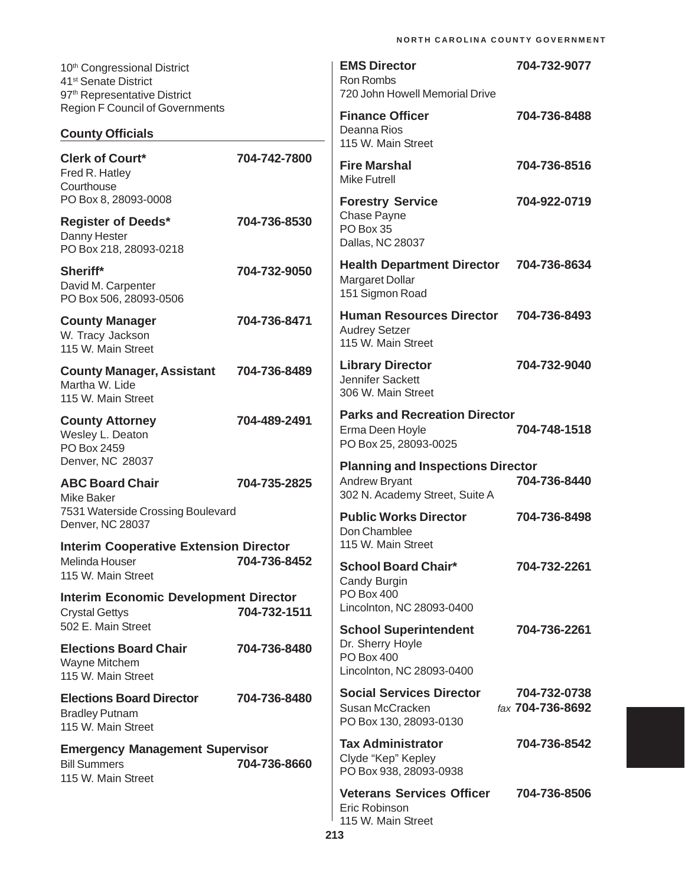10th Congressional District
41st Senate District
97th Representative District
Region F Council of Governments

## County Officials

**Clerk of Court*** 704-742-7800
Fred R. Hatley
Courthouse
PO Box 8, 28093-0008

**Register of Deeds*** 704-736-8530
Danny Hester
PO Box 218, 28093-0218

**Sheriff*** 704-732-9050
David M. Carpenter
PO Box 506, 28093-0506

**County Manager** 704-736-8471
W. Tracy Jackson
115 W. Main Street

**County Manager, Assistant** 704-736-8489
Martha W. Lide
115 W. Main Street

**County Attorney** 704-489-2491
Wesley L. Deaton
PO Box 2459
Denver, NC 28037

**ABC Board Chair** 704-735-2825
Mike Baker
7531 Waterside Crossing Boulevard
Denver, NC 28037

**Interim Cooperative Extension Director**
Melinda Houser 704-736-8452
115 W. Main Street

**Interim Economic Development Director**
Crystal Gettys 704-732-1511
502 E. Main Street

**Elections Board Chair** 704-736-8480
Wayne Mitchem
115 W. Main Street

**Elections Board Director** 704-736-8480
Bradley Putnam
115 W. Main Street

**Emergency Management Supervisor**
Bill Summers 704-736-8660
115 W. Main Street

**EMS Director** 704-732-9077
Ron Rombs
720 John Howell Memorial Drive

**Finance Officer** 704-736-8488
Deanna Rios
115 W. Main Street

**Fire Marshal** 704-736-8516
Mike Futrell

**Forestry Service** 704-922-0719
Chase Payne
PO Box 35
Dallas, NC 28037

**Health Department Director** 704-736-8634
Margaret Dollar
151 Sigmon Road

**Human Resources Director** 704-736-8493
Audrey Setzer
115 W. Main Street

**Library Director** 704-732-9040
Jennifer Sackett
306 W. Main Street

**Parks and Recreation Director**
Erma Deen Hoyle 704-748-1518
PO Box 25, 28093-0025

**Planning and Inspections Director**
Andrew Bryant 704-736-8440
302 N. Academy Street, Suite A

**Public Works Director** 704-736-8498
Don Chamblee
115 W. Main Street

**School Board Chair*** 704-732-2261
Candy Burgin
PO Box 400
Lincolnton, NC 28093-0400

**School Superintendent** 704-736-2261
Dr. Sherry Hoyle
PO Box 400
Lincolnton, NC 28093-0400

**Social Services Director** 704-732-0738
Susan McCracken *fax* 704-736-8692
PO Box 130, 28093-0130

**Tax Administrator** 704-736-8542
Clyde "Kep" Kepley
PO Box 938, 28093-0938

**Veterans Services Officer** 704-736-8506
Eric Robinson
115 W. Main Street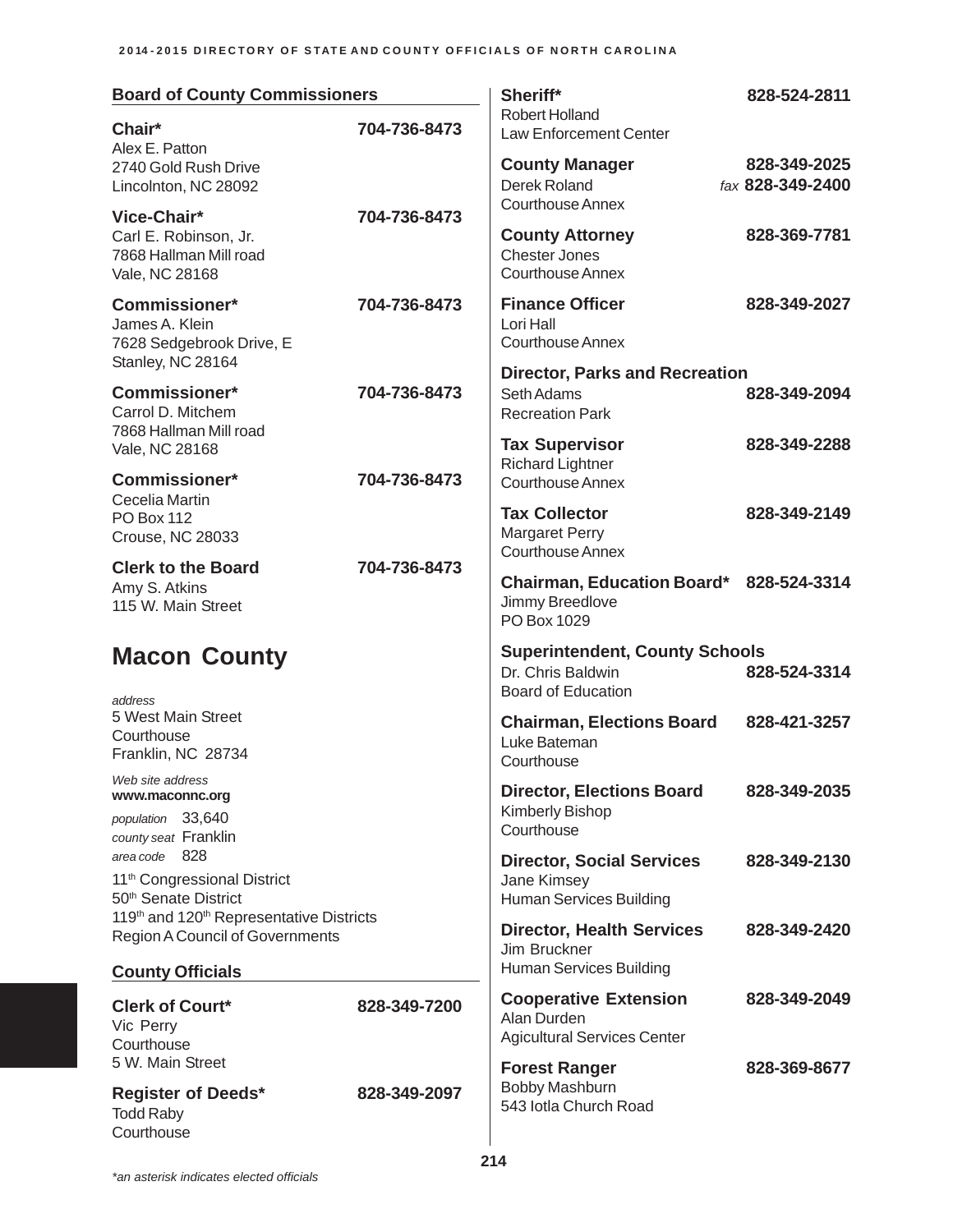## Board of County Commissioners

**Chair*** 704-736-8473
Alex E. Patton
2740 Gold Rush Drive
Lincolnton, NC 28092

**Vice-Chair*** 704-736-8473
Carl E. Robinson, Jr.
7868 Hallman Mill road
Vale, NC 28168

**Commissioner*** 704-736-8473
James A. Klein
7628 Sedgebrook Drive, E
Stanley, NC 28164

**Commissioner*** 704-736-8473
Carrol D. Mitchem
7868 Hallman Mill road
Vale, NC 28168

**Commissioner*** 704-736-8473
Cecelia Martin
PO Box 112
Crouse, NC 28033

**Clerk to the Board** 704-736-8473
Amy S. Atkins
115 W. Main Street

# Macon County

*address*
5 West Main Street
Courthouse
Franklin, NC 28734

*Web site address*
**www.maconnc.org**

*population* 33,640
*county seat* Franklin
*area code* 828

11th Congressional District
50th Senate District
119th and 120th Representative Districts
Region A Council of Governments

## County Officials

**Clerk of Court*** 828-349-7200
Vic Perry
Courthouse
5 W. Main Street

**Register of Deeds*** 828-349-2097
Todd Raby
Courthouse

**Sheriff*** 828-524-2811
Robert Holland
Law Enforcement Center

**County Manager** 828-349-2025
Derek Roland *fax* **828-349-2400**
Courthouse Annex

**County Attorney** 828-369-7781
Chester Jones
Courthouse Annex

**Finance Officer** 828-349-2027
Lori Hall
Courthouse Annex

**Director, Parks and Recreation**
Seth Adams 828-349-2094
Recreation Park

**Tax Supervisor** 828-349-2288
Richard Lightner
Courthouse Annex

**Tax Collector** 828-349-2149
Margaret Perry
Courthouse Annex

**Chairman, Education Board*** 828-524-3314
Jimmy Breedlove
PO Box 1029

**Superintendent, County Schools**
Dr. Chris Baldwin 828-524-3314
Board of Education

**Chairman, Elections Board** 828-421-3257
Luke Bateman
Courthouse

**Director, Elections Board** 828-349-2035
Kimberly Bishop
Courthouse

**Director, Social Services** 828-349-2130
Jane Kimsey
Human Services Building

**Director, Health Services** 828-349-2420
Jim Bruckner
Human Services Building

**Cooperative Extension** 828-349-2049
Alan Durden
Agicultural Services Center

**Forest Ranger** 828-369-8677
Bobby Mashburn
543 Iotla Church Road

*\*an asterisk indicates elected officials*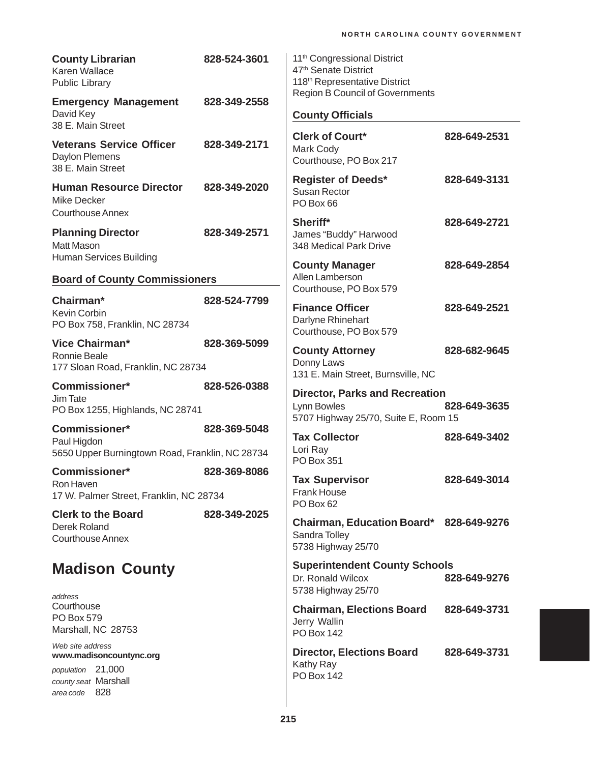**County Librarian** 828-524-3601
Karen Wallace
Public Library

**Emergency Management** 828-349-2558
David Key
38 E. Main Street

**Veterans Service Officer** 828-349-2171
Daylon Plemens
38 E. Main Street

**Human Resource Director** 828-349-2020
Mike Decker
Courthouse Annex

**Planning Director** 828-349-2571
Matt Mason
Human Services Building

### Board of County Commissioners

**Chairman*** 828-524-7799
Kevin Corbin
PO Box 758, Franklin, NC 28734

**Vice Chairman*** 828-369-5099
Ronnie Beale
177 Sloan Road, Franklin, NC 28734

**Commissioner*** 828-526-0388
Jim Tate
PO Box 1255, Highlands, NC 28741

**Commissioner*** 828-369-5048
Paul Higdon
5650 Upper Burningtown Road, Franklin, NC 28734

**Commissioner*** 828-369-8086
Ron Haven
17 W. Palmer Street, Franklin, NC 28734

**Clerk to the Board** 828-349-2025
Derek Roland
Courthouse Annex

## Madison County

*address*
Courthouse
PO Box 579
Marshall, NC 28753

*Web site address*
**www.madisoncountync.org**

*population* 21,000
*county seat* Marshall
*area code* 828

11th Congressional District
47th Senate District
118th Representative District
Region B Council of Governments

### County Officials

**Clerk of Court*** 828-649-2531
Mark Cody
Courthouse, PO Box 217

**Register of Deeds*** 828-649-3131
Susan Rector
PO Box 66

**Sheriff*** 828-649-2721
James "Buddy" Harwood
348 Medical Park Drive

**County Manager** 828-649-2854
Allen Lamberson
Courthouse, PO Box 579

**Finance Officer** 828-649-2521
Darlyne Rhinehart
Courthouse, PO Box 579

**County Attorney** 828-682-9645
Donny Laws
131 E. Main Street, Burnsville, NC

**Director, Parks and Recreation**
Lynn Bowles 828-649-3635
5707 Highway 25/70, Suite E, Room 15

**Tax Collector** 828-649-3402
Lori Ray
PO Box 351

**Tax Supervisor** 828-649-3014
Frank House
PO Box 62

**Chairman, Education Board*** 828-649-9276
Sandra Tolley
5738 Highway 25/70

**Superintendent County Schools**
Dr. Ronald Wilcox 828-649-9276
5738 Highway 25/70

**Chairman, Elections Board** 828-649-3731
Jerry Wallin
PO Box 142

**Director, Elections Board** 828-649-3731
Kathy Ray
PO Box 142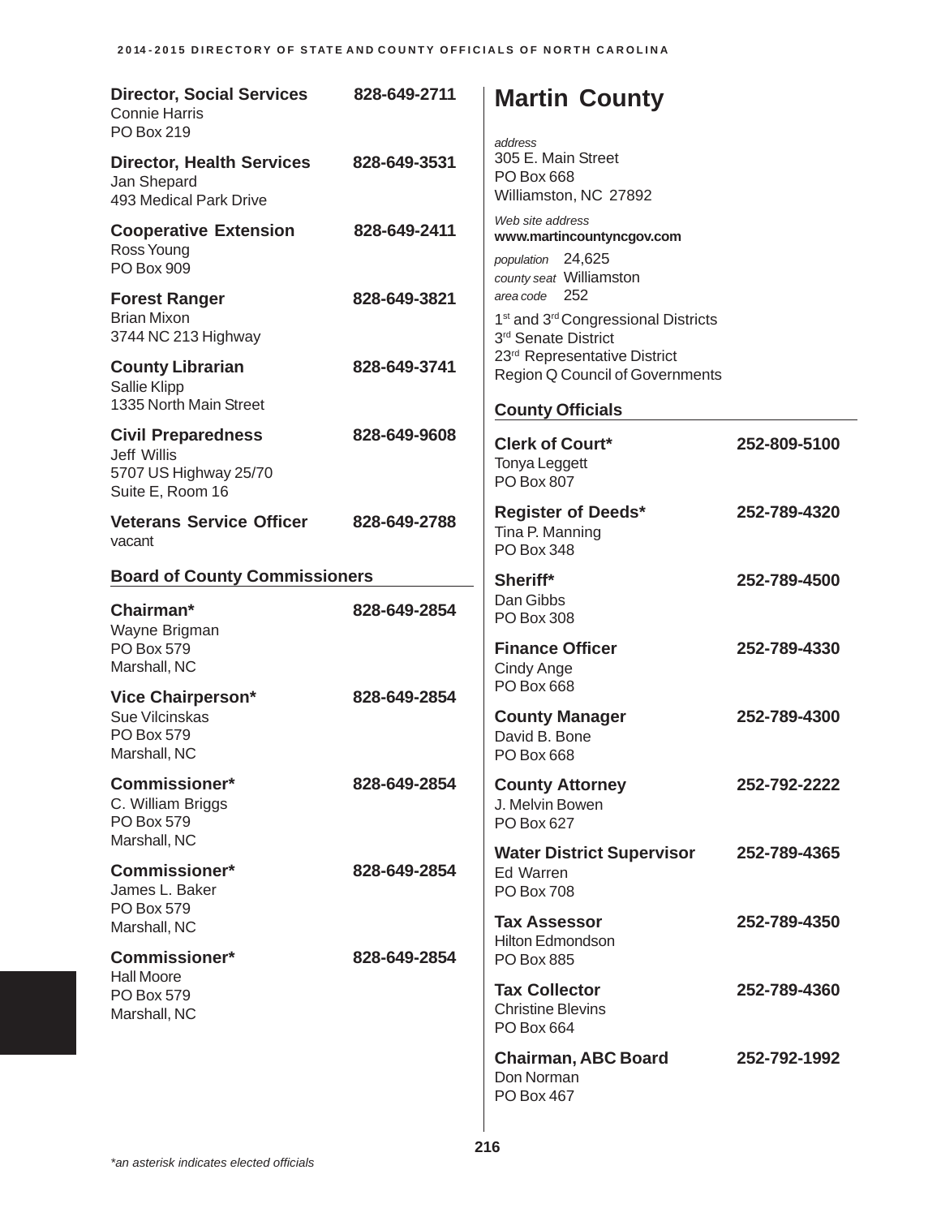**Director, Social Services** 828-649-2711
Connie Harris
PO Box 219

**Director, Health Services** 828-649-3531
Jan Shepard
493 Medical Park Drive

**Cooperative Extension** 828-649-2411
Ross Young
PO Box 909

**Forest Ranger** 828-649-3821
Brian Mixon
3744 NC 213 Highway

**County Librarian** 828-649-3741
Sallie Klipp
1335 North Main Street

**Civil Preparedness** 828-649-9608
Jeff Willis
5707 US Highway 25/70
Suite E, Room 16

**Veterans Service Officer** 828-649-2788
vacant

### Board of County Commissioners

**Chairman*** 828-649-2854
Wayne Brigman
PO Box 579
Marshall, NC

**Vice Chairperson*** 828-649-2854
Sue Vilcinskas
PO Box 579
Marshall, NC

**Commissioner*** 828-649-2854
C. William Briggs
PO Box 579
Marshall, NC

**Commissioner*** 828-649-2854
James L. Baker
PO Box 579
Marshall, NC

**Commissioner*** 828-649-2854
Hall Moore
PO Box 579
Marshall, NC

## Martin County

*address*
305 E. Main Street
PO Box 668
Williamston, NC 27892

*Web site address*
**www.martincountyncgov.com**

*population* 24,625
*county seat* Williamston
*area code* 252

1st and 3rd Congressional Districts
3rd Senate District
23rd Representative District
Region Q Council of Governments

### County Officials

**Clerk of Court*** 252-809-5100
Tonya Leggett
PO Box 807

**Register of Deeds*** 252-789-4320
Tina P. Manning
PO Box 348

**Sheriff*** 252-789-4500
Dan Gibbs
PO Box 308

**Finance Officer** 252-789-4330
Cindy Ange
PO Box 668

**County Manager** 252-789-4300
David B. Bone
PO Box 668

**County Attorney** 252-792-2222
J. Melvin Bowen
PO Box 627

**Water District Supervisor** 252-789-4365
Ed Warren
PO Box 708

**Tax Assessor** 252-789-4350
Hilton Edmondson
PO Box 885

**Tax Collector** 252-789-4360
Christine Blevins
PO Box 664

**Chairman, ABC Board** 252-792-1992
Don Norman
PO Box 467

*\*an asterisk indicates elected officials*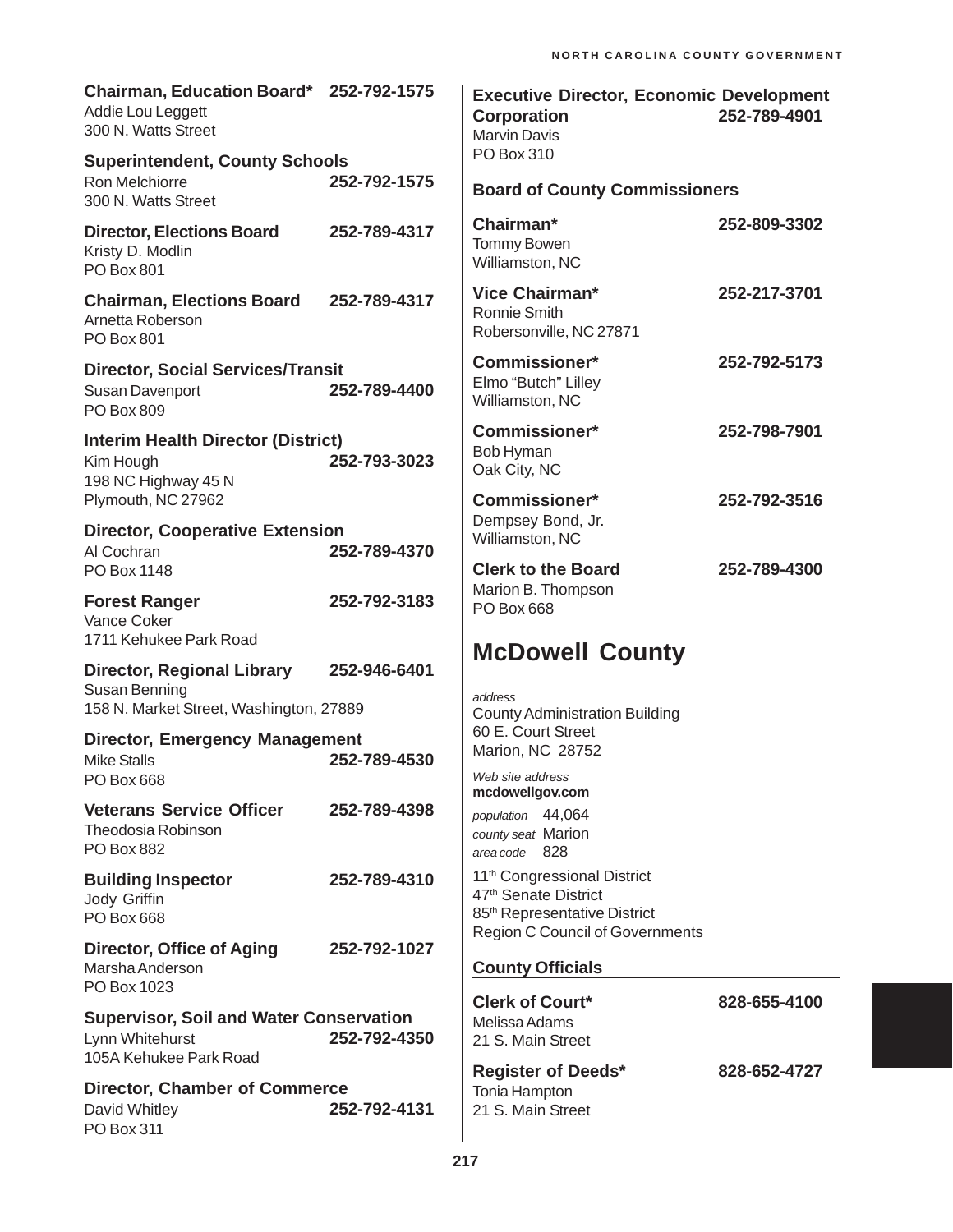**Chairman, Education Board*** 252-792-1575
Addie Lou Leggett
300 N. Watts Street

**Superintendent, County Schools**
Ron Melchiorre 252-792-1575
300 N. Watts Street

**Director, Elections Board** 252-789-4317
Kristy D. Modlin
PO Box 801

**Chairman, Elections Board** 252-789-4317
Arnetta Roberson
PO Box 801

**Director, Social Services/Transit**
Susan Davenport 252-789-4400
PO Box 809

**Interim Health Director (District)**
Kim Hough 252-793-3023
198 NC Highway 45 N
Plymouth, NC 27962

**Director, Cooperative Extension**
Al Cochran 252-789-4370
PO Box 1148

**Forest Ranger** 252-792-3183
Vance Coker
1711 Kehukee Park Road

**Director, Regional Library** 252-946-6401
Susan Benning
158 N. Market Street, Washington, 27889

**Director, Emergency Management**
Mike Stalls 252-789-4530
PO Box 668

**Veterans Service Officer** 252-789-4398
Theodosia Robinson
PO Box 882

**Building Inspector** 252-789-4310
Jody Griffin
PO Box 668

**Director, Office of Aging** 252-792-1027
Marsha Anderson
PO Box 1023

**Supervisor, Soil and Water Conservation**
Lynn Whitehurst 252-792-4350
105A Kehukee Park Road

**Director, Chamber of Commerce**
David Whitley 252-792-4131
PO Box 311

**Executive Director, Economic Development Corporation** 252-789-4901
Marvin Davis
PO Box 310

### Board of County Commissioners

**Chairman*** 252-809-3302
Tommy Bowen
Williamston, NC

**Vice Chairman*** 252-217-3701
Ronnie Smith
Robersonville, NC 27871

**Commissioner*** 252-792-5173
Elmo "Butch" Lilley
Williamston, NC

**Commissioner*** 252-798-7901
Bob Hyman
Oak City, NC

**Commissioner*** 252-792-3516
Dempsey Bond, Jr.
Williamston, NC

**Clerk to the Board** 252-789-4300
Marion B. Thompson
PO Box 668

# McDowell County

*address*
County Administration Building
60 E. Court Street
Marion, NC 28752

*Web site address*
**mcdowellgov.com**

*population* 44,064
*county seat* Marion
*area code* 828

11th Congressional District
47th Senate District
85th Representative District
Region C Council of Governments

### County Officials

**Clerk of Court*** 828-655-4100
Melissa Adams
21 S. Main Street

**Register of Deeds*** 828-652-4727
Tonia Hampton
21 S. Main Street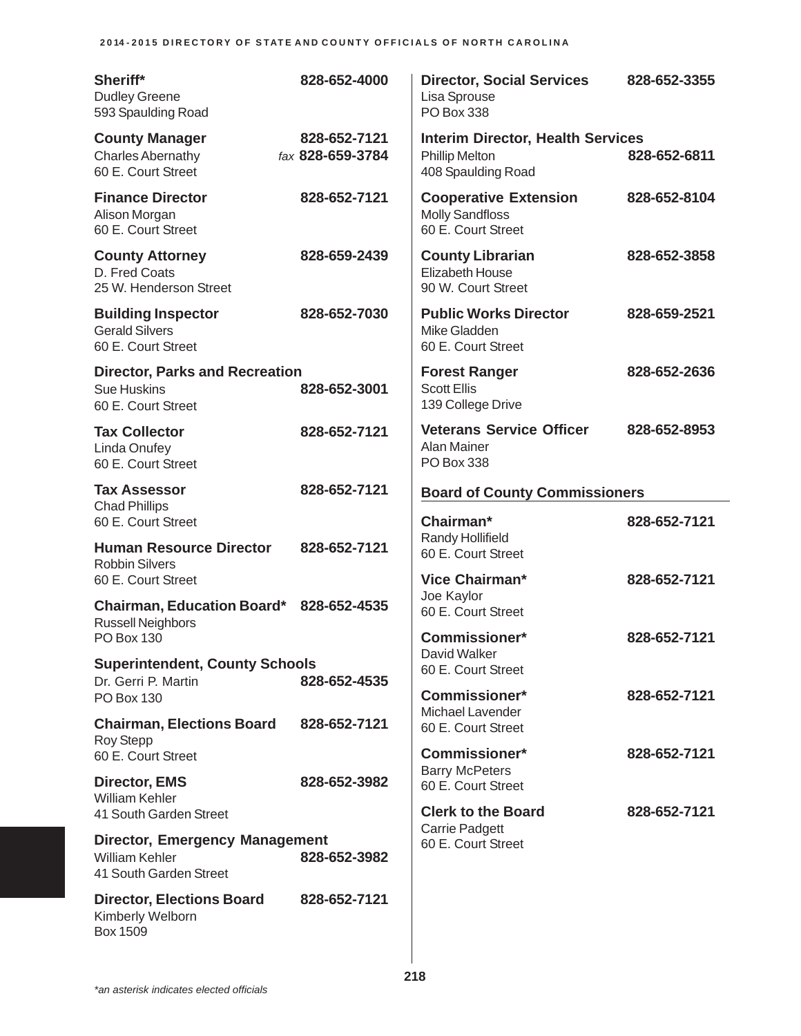**Sheriff*** 828-652-4000
Dudley Greene
593 Spaulding Road

**County Manager** 828-652-7121
Charles Abernathy *fax* 828-659-3784
60 E. Court Street

**Finance Director** 828-652-7121
Alison Morgan
60 E. Court Street

**County Attorney** 828-659-2439
D. Fred Coats
25 W. Henderson Street

**Building Inspector** 828-652-7030
Gerald Silvers
60 E. Court Street

**Director, Parks and Recreation**
Sue Huskins 828-652-3001
60 E. Court Street

**Tax Collector** 828-652-7121
Linda Onufey
60 E. Court Street

**Tax Assessor** 828-652-7121
Chad Phillips
60 E. Court Street

**Human Resource Director** 828-652-7121
Robbin Silvers
60 E. Court Street

**Chairman, Education Board*** 828-652-4535
Russell Neighbors
PO Box 130

**Superintendent, County Schools**
Dr. Gerri P. Martin 828-652-4535
PO Box 130

**Chairman, Elections Board** 828-652-7121
Roy Stepp
60 E. Court Street

**Director, EMS** 828-652-3982
William Kehler
41 South Garden Street

**Director, Emergency Management**
William Kehler 828-652-3982
41 South Garden Street

**Director, Elections Board** 828-652-7121
Kimberly Welborn
Box 1509

**Director, Social Services** 828-652-3355
Lisa Sprouse
PO Box 338

**Interim Director, Health Services**
Phillip Melton 828-652-6811
408 Spaulding Road

**Cooperative Extension** 828-652-8104
Molly Sandfloss
60 E. Court Street

**County Librarian** 828-652-3858
Elizabeth House
90 W. Court Street

**Public Works Director** 828-659-2521
Mike Gladden
60 E. Court Street

**Forest Ranger** 828-652-2636
Scott Ellis
139 College Drive

**Veterans Service Officer** 828-652-8953
Alan Mainer
PO Box 338

## Board of County Commissioners

**Chairman*** 828-652-7121
Randy Hollifield
60 E. Court Street

**Vice Chairman*** 828-652-7121
Joe Kaylor
60 E. Court Street

**Commissioner*** 828-652-7121
David Walker
60 E. Court Street

**Commissioner*** 828-652-7121
Michael Lavender
60 E. Court Street

**Commissioner*** 828-652-7121
Barry McPeters
60 E. Court Street

**Clerk to the Board** 828-652-7121
Carrie Padgett
60 E. Court Street

*\*an asterisk indicates elected officials*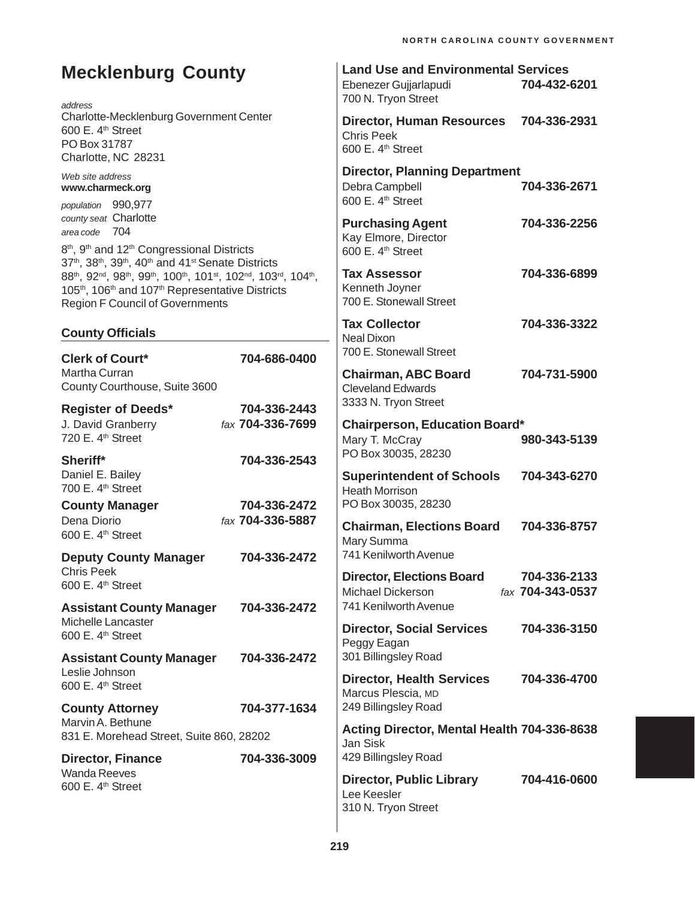# Mecklenburg County

*address*
Charlotte-Mecklenburg Government Center
600 E. 4th Street
PO Box 31787
Charlotte, NC 28231

*Web site address*
**www.charmeck.org**

*population* 990,977
*county seat* Charlotte
*area code* 704

8th, 9th and 12th Congressional Districts
37th, 38th, 39th, 40th and 41st Senate Districts
88th, 92nd, 98th, 99th, 100th, 101st, 102nd, 103rd, 104th, 105th, 106th and 107th Representative Districts
Region F Council of Governments

## County Officials

**Clerk of Court*** 704-686-0400
Martha Curran
County Courthouse, Suite 3600

**Register of Deeds*** 704-336-2443
J. David Granberry *fax* 704-336-7699
720 E. 4th Street

**Sheriff*** 704-336-2543
Daniel E. Bailey
700 E. 4th Street

**County Manager** 704-336-2472
Dena Diorio *fax* 704-336-5887
600 E. 4th Street

**Deputy County Manager** 704-336-2472
Chris Peek
600 E. 4th Street

**Assistant County Manager** 704-336-2472
Michelle Lancaster
600 E. 4th Street

**Assistant County Manager** 704-336-2472
Leslie Johnson
600 E. 4th Street

**County Attorney** 704-377-1634
Marvin A. Bethune
831 E. Morehead Street, Suite 860, 28202

**Director, Finance** 704-336-3009
Wanda Reeves
600 E. 4th Street

**Land Use and Environmental Services**
Ebenezer Gujjarlapudi 704-432-6201
700 N. Tryon Street

**Director, Human Resources** 704-336-2931
Chris Peek
600 E. 4th Street

**Director, Planning Department**
Debra Campbell 704-336-2671
600 E. 4th Street

**Purchasing Agent** 704-336-2256
Kay Elmore, Director
600 E. 4th Street

**Tax Assessor** 704-336-6899
Kenneth Joyner
700 E. Stonewall Street

**Tax Collector** 704-336-3322
Neal Dixon
700 E. Stonewall Street

**Chairman, ABC Board** 704-731-5900
Cleveland Edwards
3333 N. Tryon Street

**Chairperson, Education Board***
Mary T. McCray 980-343-5139
PO Box 30035, 28230

**Superintendent of Schools** 704-343-6270
Heath Morrison
PO Box 30035, 28230

**Chairman, Elections Board** 704-336-8757
Mary Summa
741 Kenilworth Avenue

**Director, Elections Board** 704-336-2133
Michael Dickerson *fax* 704-343-0537
741 Kenilworth Avenue

**Director, Social Services** 704-336-3150
Peggy Eagan
301 Billingsley Road

**Director, Health Services** 704-336-4700
Marcus Plescia, MD
249 Billingsley Road

**Acting Director, Mental Health** 704-336-8638
Jan Sisk
429 Billingsley Road

**Director, Public Library** 704-416-0600
Lee Keesler
310 N. Tryon Street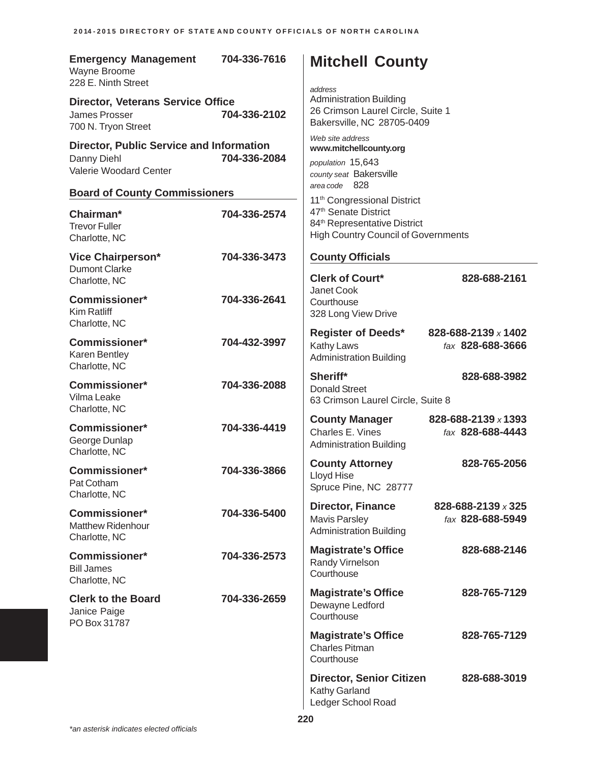**Emergency Management** 704-336-7616
Wayne Broome
228 E. Ninth Street

**Director, Veterans Service Office**
James Prosser 704-336-2102
700 N. Tryon Street

**Director, Public Service and Information**
Danny Diehl 704-336-2084
Valerie Woodard Center

### Board of County Commissioners

**Chairman*** 704-336-2574
Trevor Fuller
Charlotte, NC

**Vice Chairperson*** 704-336-3473
Dumont Clarke
Charlotte, NC

**Commissioner*** 704-336-2641
Kim Ratliff
Charlotte, NC

**Commissioner*** 704-432-3997
Karen Bentley
Charlotte, NC

**Commissioner*** 704-336-2088
Vilma Leake
Charlotte, NC

**Commissioner*** 704-336-4419
George Dunlap
Charlotte, NC

**Commissioner*** 704-336-3866
Pat Cotham
Charlotte, NC

**Commissioner*** 704-336-5400
Matthew Ridenhour
Charlotte, NC

**Commissioner*** 704-336-2573
Bill James
Charlotte, NC

**Clerk to the Board** 704-336-2659
Janice Paige
PO Box 31787

# Mitchell County

*address*
Administration Building
26 Crimson Laurel Circle, Suite 1
Bakersville, NC 28705-0409

*Web site address*
**www.mitchellcounty.org**

*population* 15,643
*county seat* Bakersville
*area code* 828

11th Congressional District
47th Senate District
84th Representative District
High Country Council of Governments

### County Officials

**Clerk of Court*** 828-688-2161
Janet Cook
Courthouse
328 Long View Drive

**Register of Deeds*** 828-688-2139 *x* 1402
Kathy Laws *fax* 828-688-3666
Administration Building

**Sheriff*** 828-688-3982
Donald Street
63 Crimson Laurel Circle, Suite 8

**County Manager** 828-688-2139 *x* 1393
Charles E. Vines *fax* 828-688-4443
Administration Building

**County Attorney** 828-765-2056
Lloyd Hise
Spruce Pine, NC 28777

**Director, Finance** 828-688-2139 *x* 325
Mavis Parsley *fax* 828-688-5949
Administration Building

**Magistrate's Office** 828-688-2146
Randy Virnelson
Courthouse

**Magistrate's Office** 828-765-7129
Dewayne Ledford
Courthouse

**Magistrate's Office** 828-765-7129
Charles Pitman
Courthouse

**Director, Senior Citizen** 828-688-3019
Kathy Garland
Ledger School Road

*\*an asterisk indicates elected officials*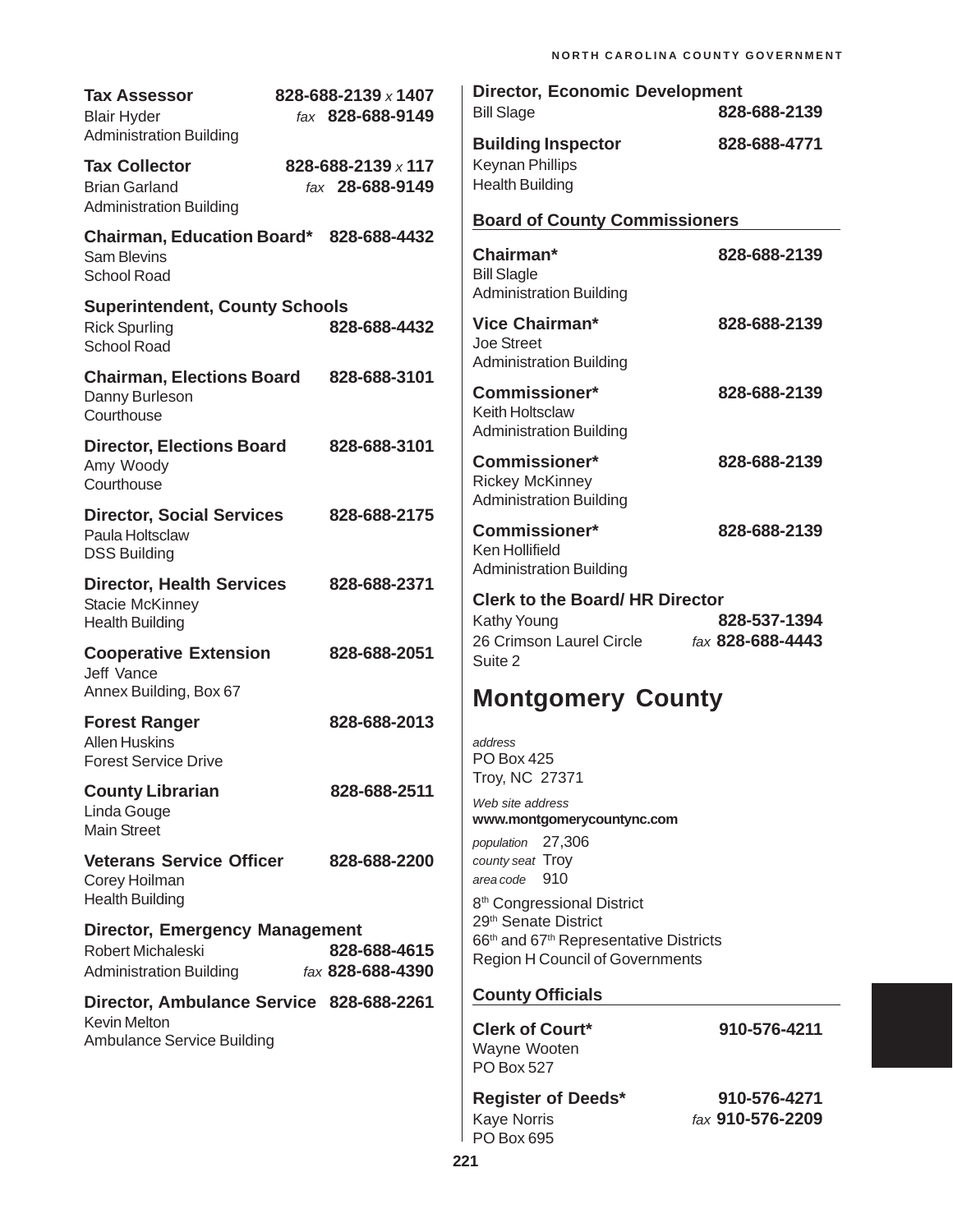**Tax Assessor** 828-688-2139 x 1407
Blair Hyder fax 828-688-9149
Administration Building

**Tax Collector** 828-688-2139 x 117
Brian Garland fax 28-688-9149
Administration Building

**Chairman, Education Board*** 828-688-4432
Sam Blevins
School Road

**Superintendent, County Schools**
Rick Spurling 828-688-4432
School Road

**Chairman, Elections Board** 828-688-3101
Danny Burleson
Courthouse

**Director, Elections Board** 828-688-3101
Amy Woody
Courthouse

**Director, Social Services** 828-688-2175
Paula Holtsclaw
DSS Building

**Director, Health Services** 828-688-2371
Stacie McKinney
Health Building

**Cooperative Extension** 828-688-2051
Jeff Vance
Annex Building, Box 67

**Forest Ranger** 828-688-2013
Allen Huskins
Forest Service Drive

**County Librarian** 828-688-2511
Linda Gouge
Main Street

**Veterans Service Officer** 828-688-2200
Corey Hoilman
Health Building

**Director, Emergency Management**
Robert Michaleski 828-688-4615
Administration Building fax 828-688-4390

**Director, Ambulance Service** 828-688-2261
Kevin Melton
Ambulance Service Building

**Director, Economic Development**
Bill Slage 828-688-2139

**Building Inspector** 828-688-4771
Keynan Phillips
Health Building

## Board of County Commissioners

**Chairman*** 828-688-2139
Bill Slagle
Administration Building

**Vice Chairman*** 828-688-2139
Joe Street
Administration Building

**Commissioner*** 828-688-2139
Keith Holtsclaw
Administration Building

**Commissioner*** 828-688-2139
Rickey McKinney
Administration Building

**Commissioner*** 828-688-2139
Ken Hollifield
Administration Building

**Clerk to the Board/ HR Director**
Kathy Young 828-537-1394
26 Crimson Laurel Circle fax 828-688-4443
Suite 2

# Montgomery County

*address*
PO Box 425
Troy, NC 27371

*Web site address*
**www.montgomerycountync.com**

*population* 27,306
*county seat* Troy
*area code* 910

8th Congressional District
29th Senate District
66th and 67th Representative Districts
Region H Council of Governments

## County Officials

**Clerk of Court*** 910-576-4211
Wayne Wooten
PO Box 527

**Register of Deeds*** 910-576-4271
Kaye Norris fax 910-576-2209
PO Box 695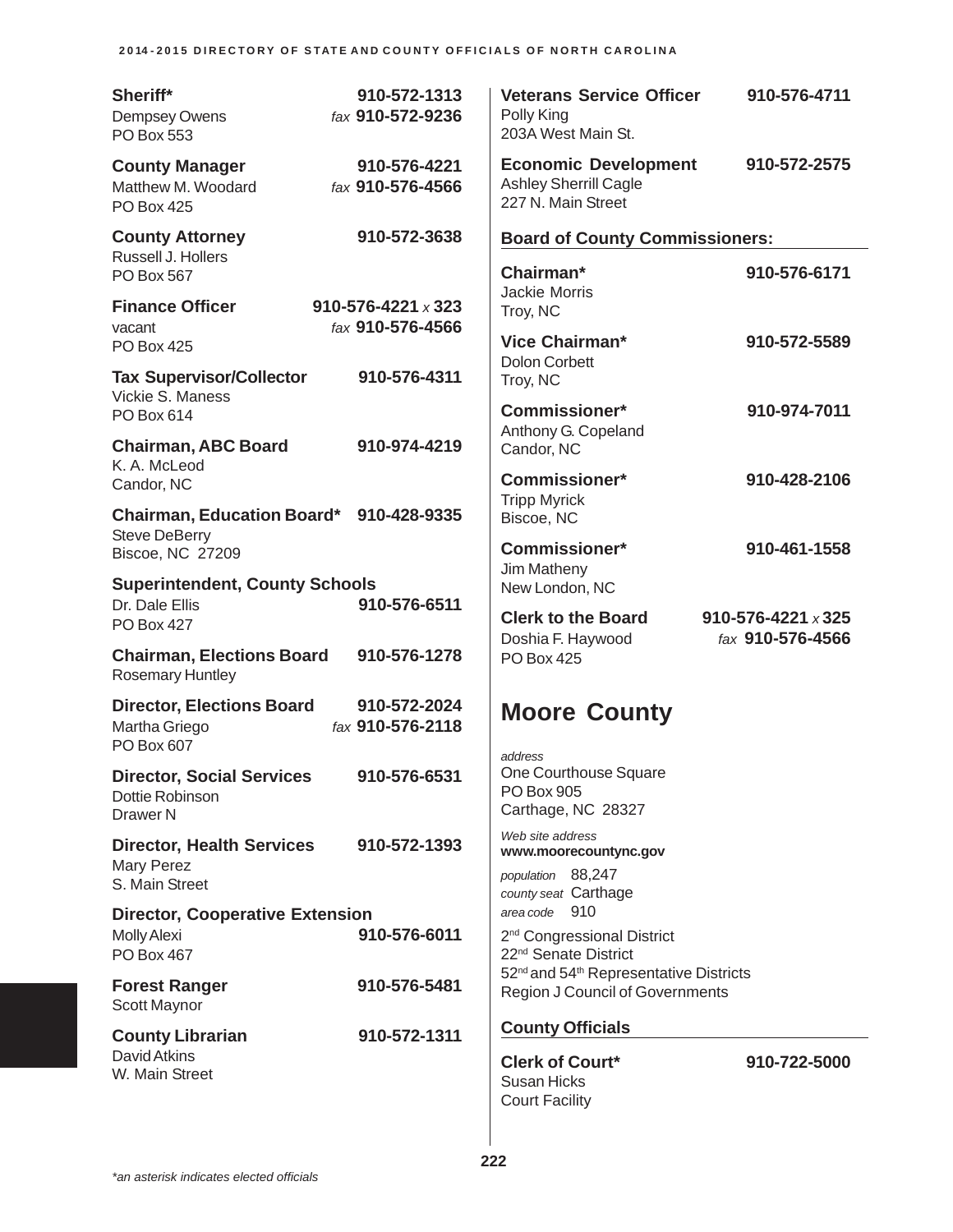**Sheriff*** 910-572-1313
Dempsey Owens *fax* 910-572-9236
PO Box 553

**County Manager** 910-576-4221
Matthew M. Woodard *fax* 910-576-4566
PO Box 425

**County Attorney** 910-572-3638
Russell J. Hollers
PO Box 567

**Finance Officer** 910-576-4221 *x* 323
vacant *fax* 910-576-4566
PO Box 425

**Tax Supervisor/Collector** 910-576-4311
Vickie S. Maness
PO Box 614

**Chairman, ABC Board** 910-974-4219
K. A. McLeod
Candor, NC

**Chairman, Education Board*** 910-428-9335
Steve DeBerry
Biscoe, NC 27209

**Superintendent, County Schools**
Dr. Dale Ellis 910-576-6511
PO Box 427

**Chairman, Elections Board** 910-576-1278
Rosemary Huntley

**Director, Elections Board** 910-572-2024
Martha Griego *fax* 910-576-2118
PO Box 607

**Director, Social Services** 910-576-6531
Dottie Robinson
Drawer N

**Director, Health Services** 910-572-1393
Mary Perez
S. Main Street

**Director, Cooperative Extension**
Molly Alexi 910-576-6011
PO Box 467

**Forest Ranger** 910-576-5481
Scott Maynor

**County Librarian** 910-572-1311
David Atkins
W. Main Street

**Veterans Service Officer** 910-576-4711
Polly King
203A West Main St.

**Economic Development** 910-572-2575
Ashley Sherrill Cagle
227 N. Main Street

**Board of County Commissioners:**

**Chairman*** 910-576-6171
Jackie Morris
Troy, NC

**Vice Chairman*** 910-572-5589
Dolon Corbett
Troy, NC

**Commissioner*** 910-974-7011
Anthony G. Copeland
Candor, NC

**Commissioner*** 910-428-2106
Tripp Myrick
Biscoe, NC

**Commissioner*** 910-461-1558
Jim Matheny
New London, NC

**Clerk to the Board** 910-576-4221 *x* 325
Doshia F. Haywood *fax* 910-576-4566
PO Box 425

# Moore County

*address*
One Courthouse Square
PO Box 905
Carthage, NC 28327

*Web site address*
**www.moorecountync.gov**

*population* 88,247
*county seat* Carthage
*area code* 910

2nd Congressional District
22nd Senate District
52nd and 54th Representative Districts
Region J Council of Governments

**County Officials**

**Clerk of Court*** 910-722-5000
Susan Hicks
Court Facility

*\*an asterisk indicates elected officials*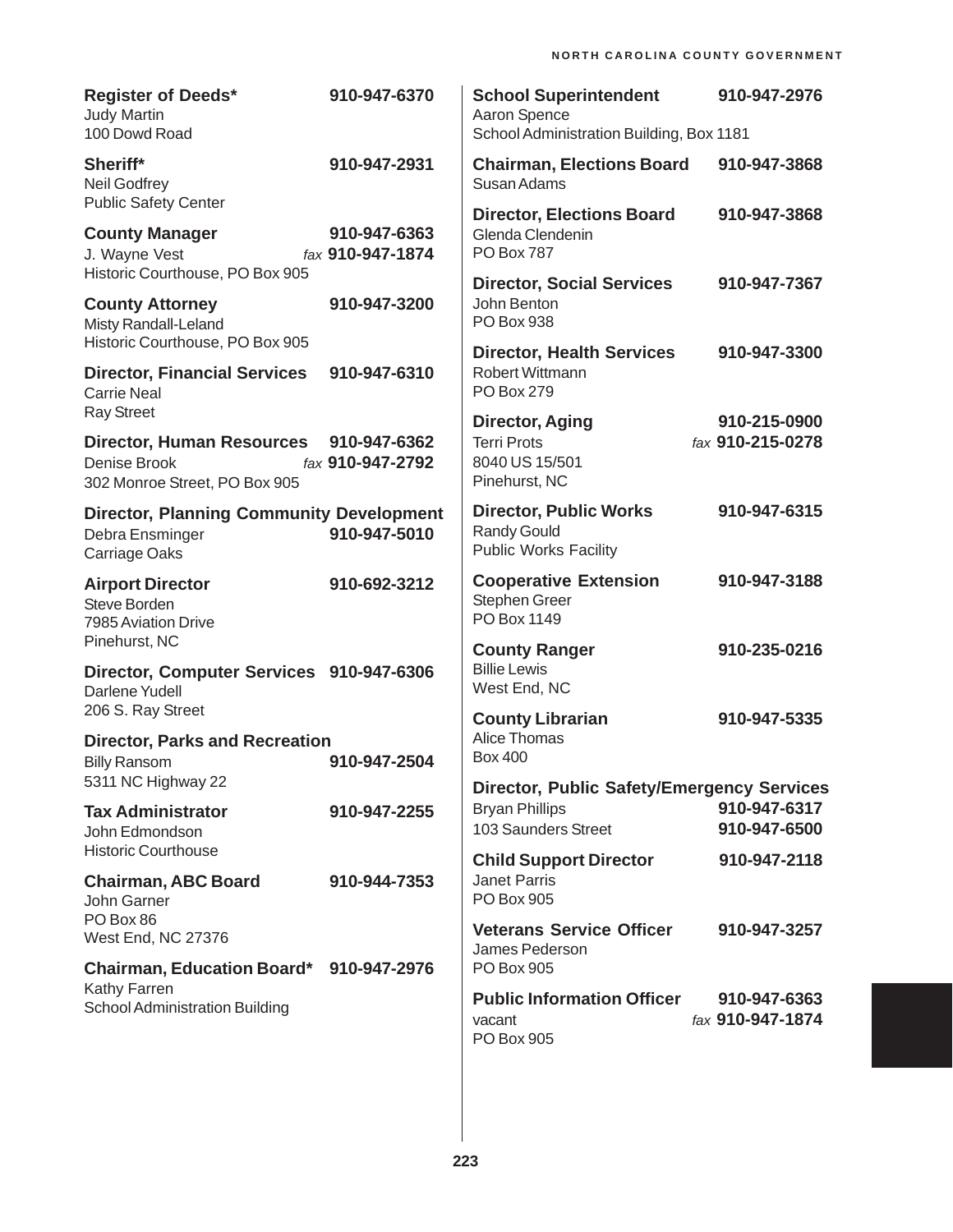**Register of Deeds*** 910-947-6370
Judy Martin
100 Dowd Road

**Sheriff*** 910-947-2931
Neil Godfrey
Public Safety Center

**County Manager** 910-947-6363
J. Wayne Vest *fax* **910-947-1874**
Historic Courthouse, PO Box 905

**County Attorney** 910-947-3200
Misty Randall-Leland
Historic Courthouse, PO Box 905

**Director, Financial Services** 910-947-6310
Carrie Neal
Ray Street

**Director, Human Resources** 910-947-6362
Denise Brook *fax* **910-947-2792**
302 Monroe Street, PO Box 905

**Director, Planning Community Development**
Debra Ensminger 910-947-5010
Carriage Oaks

**Airport Director** 910-692-3212
Steve Borden
7985 Aviation Drive
Pinehurst, NC

**Director, Computer Services** 910-947-6306
Darlene Yudell
206 S. Ray Street

**Director, Parks and Recreation**
Billy Ransom 910-947-2504
5311 NC Highway 22

**Tax Administrator** 910-947-2255
John Edmondson
Historic Courthouse

**Chairman, ABC Board** 910-944-7353
John Garner
PO Box 86
West End, NC 27376

**Chairman, Education Board*** 910-947-2976
Kathy Farren
School Administration Building

**School Superintendent** 910-947-2976
Aaron Spence
School Administration Building, Box 1181

**Chairman, Elections Board** 910-947-3868
Susan Adams

**Director, Elections Board** 910-947-3868
Glenda Clendenin
PO Box 787

**Director, Social Services** 910-947-7367
John Benton
PO Box 938

**Director, Health Services** 910-947-3300
Robert Wittmann
PO Box 279

**Director, Aging** 910-215-0900
Terri Prots *fax* **910-215-0278**
8040 US 15/501
Pinehurst, NC

**Director, Public Works** 910-947-6315
Randy Gould
Public Works Facility

**Cooperative Extension** 910-947-3188
Stephen Greer
PO Box 1149

**County Ranger** 910-235-0216
Billie Lewis
West End, NC

**County Librarian** 910-947-5335
Alice Thomas
Box 400

**Director, Public Safety/Emergency Services**
Bryan Phillips 910-947-6317
103 Saunders Street 910-947-6500

**Child Support Director** 910-947-2118
Janet Parris
PO Box 905

**Veterans Service Officer** 910-947-3257
James Pederson
PO Box 905

**Public Information Officer** 910-947-6363
vacant *fax* **910-947-1874**
PO Box 905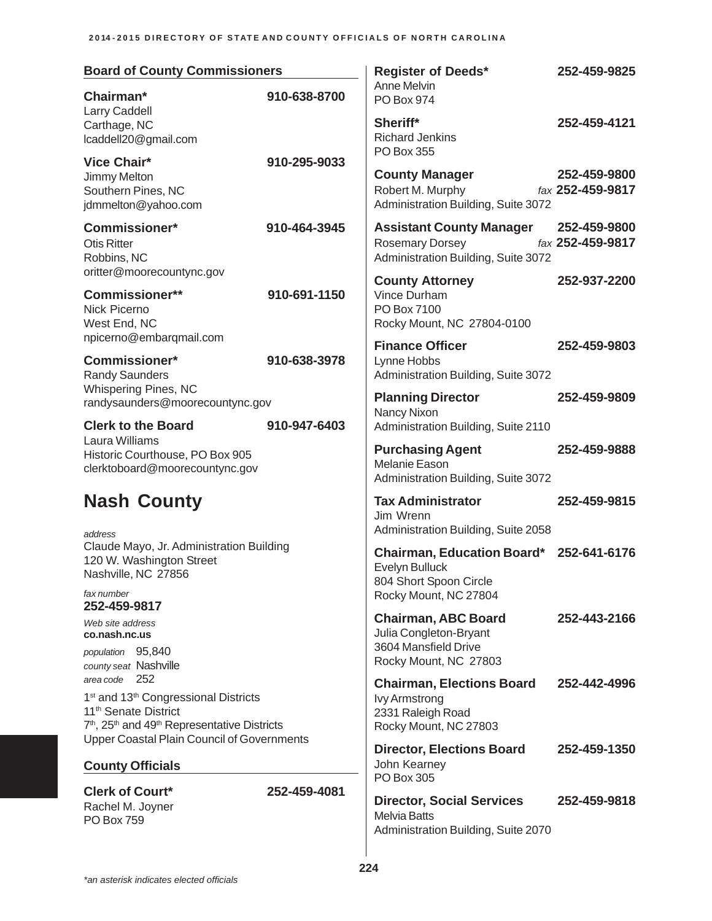### Board of County Commissioners

**Chairman*** **910-638-8700**
Larry Caddell
Carthage, NC
lcaddell20@gmail.com

**Vice Chair*** **910-295-9033**
Jimmy Melton
Southern Pines, NC
jdmmelton@yahoo.com

**Commissioner*** **910-464-3945**
Otis Ritter
Robbins, NC
oritter@moorecountync.gov

**Commissioner**** **910-691-1150**
Nick Picerno
West End, NC
npicerno@embarqmail.com

**Commissioner*** **910-638-3978**
Randy Saunders
Whispering Pines, NC
randysaunders@moorecountync.gov

**Clerk to the Board** **910-947-6403**
Laura Williams
Historic Courthouse, PO Box 905
clerktoboard@moorecountync.gov

# Nash County

*address*
Claude Mayo, Jr. Administration Building
120 W. Washington Street
Nashville, NC 27856

*fax number*
**252-459-9817**

*Web site address*
**co.nash.nc.us**

*population* 95,840
*county seat* Nashville
*area code* 252

1st and 13th Congressional Districts
11th Senate District
7th, 25th and 49th Representative Districts
Upper Coastal Plain Council of Governments

### County Officials

**Clerk of Court*** **252-459-4081**
Rachel M. Joyner
PO Box 759

**Register of Deeds*** **252-459-9825**
Anne Melvin
PO Box 974

**Sheriff*** **252-459-4121**
Richard Jenkins
PO Box 355

**County Manager** **252-459-9800**
Robert M. Murphy *fax* **252-459-9817**
Administration Building, Suite 3072

**Assistant County Manager** **252-459-9800**
Rosemary Dorsey *fax* **252-459-9817**
Administration Building, Suite 3072

**County Attorney** **252-937-2200**
Vince Durham
PO Box 7100
Rocky Mount, NC 27804-0100

**Finance Officer** **252-459-9803**
Lynne Hobbs
Administration Building, Suite 3072

**Planning Director** **252-459-9809**
Nancy Nixon
Administration Building, Suite 2110

**Purchasing Agent** **252-459-9888**
Melanie Eason
Administration Building, Suite 3072

**Tax Administrator** **252-459-9815**
Jim Wrenn
Administration Building, Suite 2058

**Chairman, Education Board*** **252-641-6176**
Evelyn Bulluck
804 Short Spoon Circle
Rocky Mount, NC 27804

**Chairman, ABC Board** **252-443-2166**
Julia Congleton-Bryant
3604 Mansfield Drive
Rocky Mount, NC 27803

**Chairman, Elections Board** **252-442-4996**
Ivy Armstrong
2331 Raleigh Road
Rocky Mount, NC 27803

**Director, Elections Board** **252-459-1350**
John Kearney
PO Box 305

**Director, Social Services** **252-459-9818**
Melvia Batts
Administration Building, Suite 2070

*\*an asterisk indicates elected officials*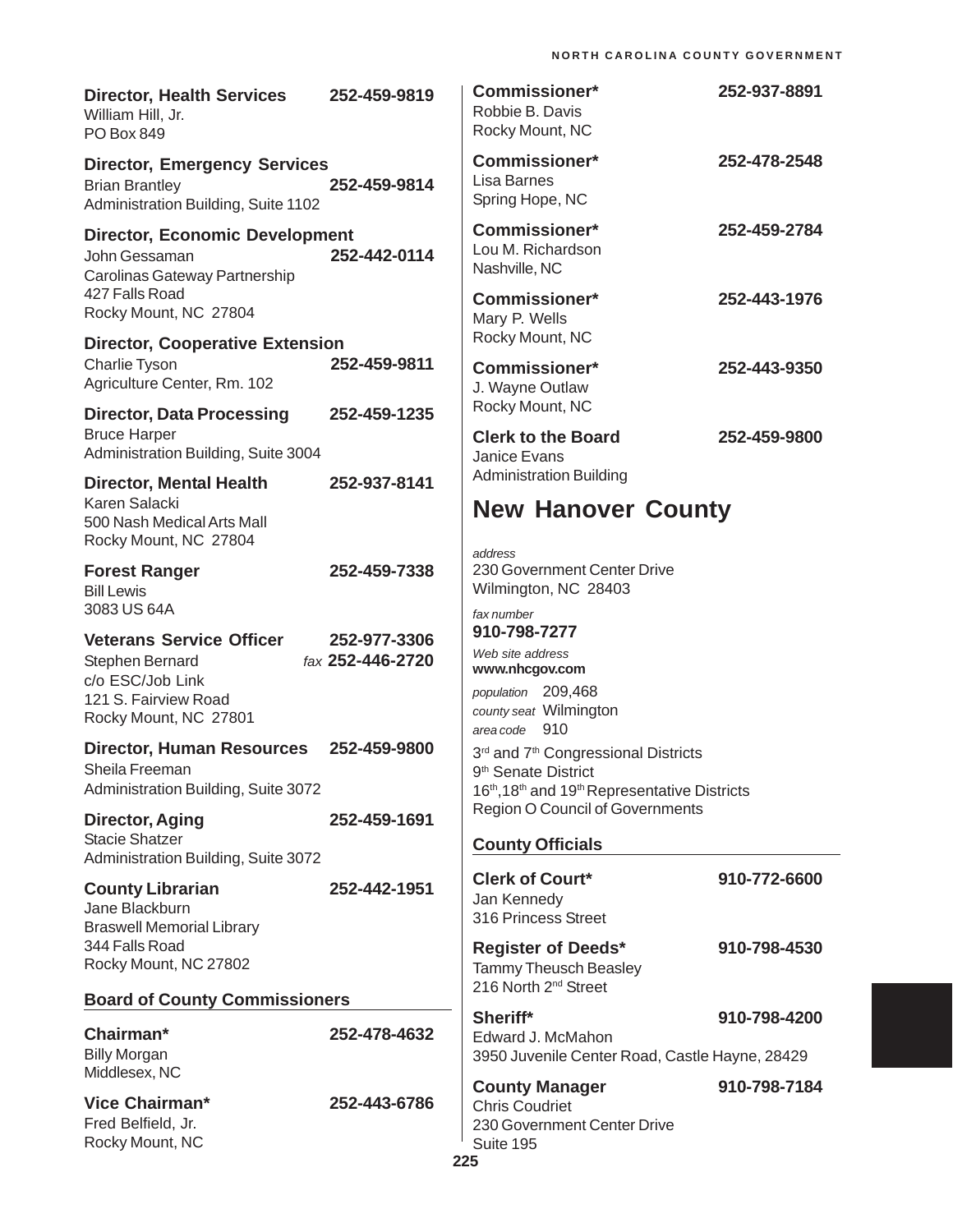**Director, Health Services** 252-459-9819
William Hill, Jr.
PO Box 849

**Director, Emergency Services**
Brian Brantley 252-459-9814
Administration Building, Suite 1102

**Director, Economic Development**
John Gessaman 252-442-0114
Carolinas Gateway Partnership
427 Falls Road
Rocky Mount, NC 27804

**Director, Cooperative Extension**
Charlie Tyson 252-459-9811
Agriculture Center, Rm. 102

**Director, Data Processing** 252-459-1235
Bruce Harper
Administration Building, Suite 3004

**Director, Mental Health** 252-937-8141
Karen Salacki
500 Nash Medical Arts Mall
Rocky Mount, NC 27804

**Forest Ranger** 252-459-7338
Bill Lewis
3083 US 64A

**Veterans Service Officer** 252-977-3306
Stephen Bernard *fax* 252-446-2720
c/o ESC/Job Link
121 S. Fairview Road
Rocky Mount, NC 27801

**Director, Human Resources** 252-459-9800
Sheila Freeman
Administration Building, Suite 3072

**Director, Aging** 252-459-1691
Stacie Shatzer
Administration Building, Suite 3072

**County Librarian** 252-442-1951
Jane Blackburn
Braswell Memorial Library
344 Falls Road
Rocky Mount, NC 27802

**Board of County Commissioners**

**Chairman*** 252-478-4632
Billy Morgan
Middlesex, NC

**Vice Chairman*** 252-443-6786
Fred Belfield, Jr.
Rocky Mount, NC

**Commissioner*** 252-937-8891
Robbie B. Davis
Rocky Mount, NC

**Commissioner*** 252-478-2548
Lisa Barnes
Spring Hope, NC

**Commissioner*** 252-459-2784
Lou M. Richardson
Nashville, NC

**Commissioner*** 252-443-1976
Mary P. Wells
Rocky Mount, NC

**Commissioner*** 252-443-9350
J. Wayne Outlaw
Rocky Mount, NC

**Clerk to the Board** 252-459-9800
Janice Evans
Administration Building

# New Hanover County

*address*
230 Government Center Drive
Wilmington, NC 28403

*fax number*
**910-798-7277**

*Web site address*
**www.nhcgov.com**

*population* 209,468
*county seat* Wilmington
*area code* 910

3rd and 7th Congressional Districts
9th Senate District
16th, 18th and 19th Representative Districts
Region O Council of Governments

**County Officials**

**Clerk of Court*** 910-772-6600
Jan Kennedy
316 Princess Street

**Register of Deeds*** 910-798-4530
Tammy Theusch Beasley
216 North 2nd Street

**Sheriff*** 910-798-4200
Edward J. McMahon
3950 Juvenile Center Road, Castle Hayne, 28429

**County Manager** 910-798-7184
Chris Coudriet
230 Government Center Drive
Suite 195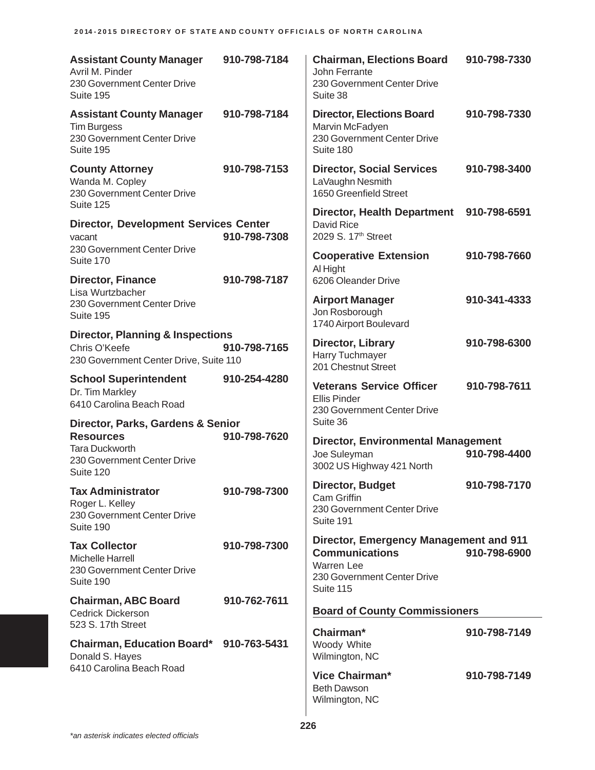**Assistant County Manager** 910-798-7184
Avril M. Pinder
230 Government Center Drive
Suite 195

**Assistant County Manager** 910-798-7184
Tim Burgess
230 Government Center Drive
Suite 195

**County Attorney** 910-798-7153
Wanda M. Copley
230 Government Center Drive
Suite 125

**Director, Development Services Center**
vacant 910-798-7308
230 Government Center Drive
Suite 170

**Director, Finance** 910-798-7187
Lisa Wurtzbacher
230 Government Center Drive
Suite 195

**Director, Planning & Inspections**
Chris O'Keefe 910-798-7165
230 Government Center Drive, Suite 110

**School Superintendent** 910-254-4280
Dr. Tim Markley
6410 Carolina Beach Road

**Director, Parks, Gardens & Senior Resources** 910-798-7620
Tara Duckworth
230 Government Center Drive
Suite 120

**Tax Administrator** 910-798-7300
Roger L. Kelley
230 Government Center Drive
Suite 190

**Tax Collector** 910-798-7300
Michelle Harrell
230 Government Center Drive
Suite 190

**Chairman, ABC Board** 910-762-7611
Cedrick Dickerson
523 S. 17th Street

**Chairman, Education Board*** 910-763-5431
Donald S. Hayes
6410 Carolina Beach Road

**Chairman, Elections Board** 910-798-7330
John Ferrante
230 Government Center Drive
Suite 38

**Director, Elections Board** 910-798-7330
Marvin McFadyen
230 Government Center Drive
Suite 180

**Director, Social Services** 910-798-3400
LaVaughn Nesmith
1650 Greenfield Street

**Director, Health Department** 910-798-6591
David Rice
2029 S. 17th Street

**Cooperative Extension** 910-798-7660
Al Hight
6206 Oleander Drive

**Airport Manager** 910-341-4333
Jon Rosborough
1740 Airport Boulevard

**Director, Library** 910-798-6300
Harry Tuchmayer
201 Chestnut Street

**Veterans Service Officer** 910-798-7611
Ellis Pinder
230 Government Center Drive
Suite 36

**Director, Environmental Management**
Joe Suleyman 910-798-4400
3002 US Highway 421 North

**Director, Budget** 910-798-7170
Cam Griffin
230 Government Center Drive
Suite 191

**Director, Emergency Management and 911 Communications** 910-798-6900
Warren Lee
230 Government Center Drive
Suite 115

## Board of County Commissioners

**Chairman*** 910-798-7149
Woody White
Wilmington, NC

**Vice Chairman*** 910-798-7149
Beth Dawson
Wilmington, NC

*\*an asterisk indicates elected officials*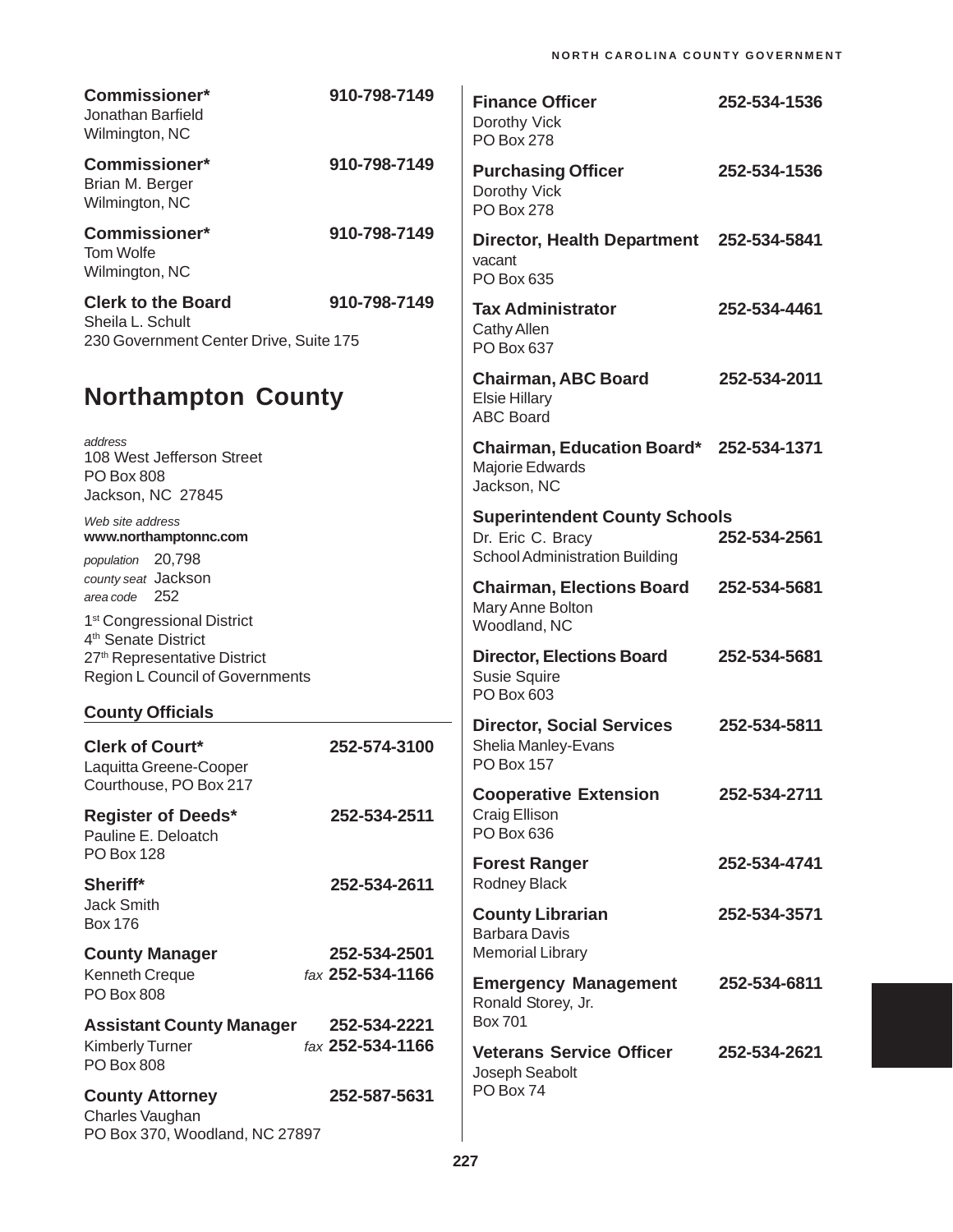**Commissioner*** 910-798-7149
Jonathan Barfield
Wilmington, NC

**Commissioner*** 910-798-7149
Brian M. Berger
Wilmington, NC

**Commissioner*** 910-798-7149
Tom Wolfe
Wilmington, NC

**Clerk to the Board** 910-798-7149
Sheila L. Schult
230 Government Center Drive, Suite 175

## Northampton County

*address*
108 West Jefferson Street
PO Box 808
Jackson, NC 27845

*Web site address*
**www.northamptonnc.com**

*population* 20,798
*county seat* Jackson
*area code* 252

1st Congressional District
4th Senate District
27th Representative District
Region L Council of Governments

### County Officials

**Clerk of Court*** 252-574-3100
Laquitta Greene-Cooper
Courthouse, PO Box 217

**Register of Deeds*** 252-534-2511
Pauline E. Deloatch
PO Box 128

**Sheriff*** 252-534-2611
Jack Smith
Box 176

**County Manager** 252-534-2501
Kenneth Creque *fax* 252-534-1166
PO Box 808

**Assistant County Manager** 252-534-2221
Kimberly Turner *fax* 252-534-1166
PO Box 808

**County Attorney** 252-587-5631
Charles Vaughan
PO Box 370, Woodland, NC 27897

**Finance Officer** 252-534-1536
Dorothy Vick
PO Box 278

**Purchasing Officer** 252-534-1536
Dorothy Vick
PO Box 278

**Director, Health Department** 252-534-5841
vacant
PO Box 635

**Tax Administrator** 252-534-4461
Cathy Allen
PO Box 637

**Chairman, ABC Board** 252-534-2011
Elsie Hillary
ABC Board

**Chairman, Education Board*** 252-534-1371
Majorie Edwards
Jackson, NC

**Superintendent County Schools**
Dr. Eric C. Bracy 252-534-2561
School Administration Building

**Chairman, Elections Board** 252-534-5681
Mary Anne Bolton
Woodland, NC

**Director, Elections Board** 252-534-5681
Susie Squire
PO Box 603

**Director, Social Services** 252-534-5811
Shelia Manley-Evans
PO Box 157

**Cooperative Extension** 252-534-2711
Craig Ellison
PO Box 636

**Forest Ranger** 252-534-4741
Rodney Black

**County Librarian** 252-534-3571
Barbara Davis
Memorial Library

**Emergency Management** 252-534-6811
Ronald Storey, Jr.
Box 701

**Veterans Service Officer** 252-534-2621
Joseph Seabolt
PO Box 74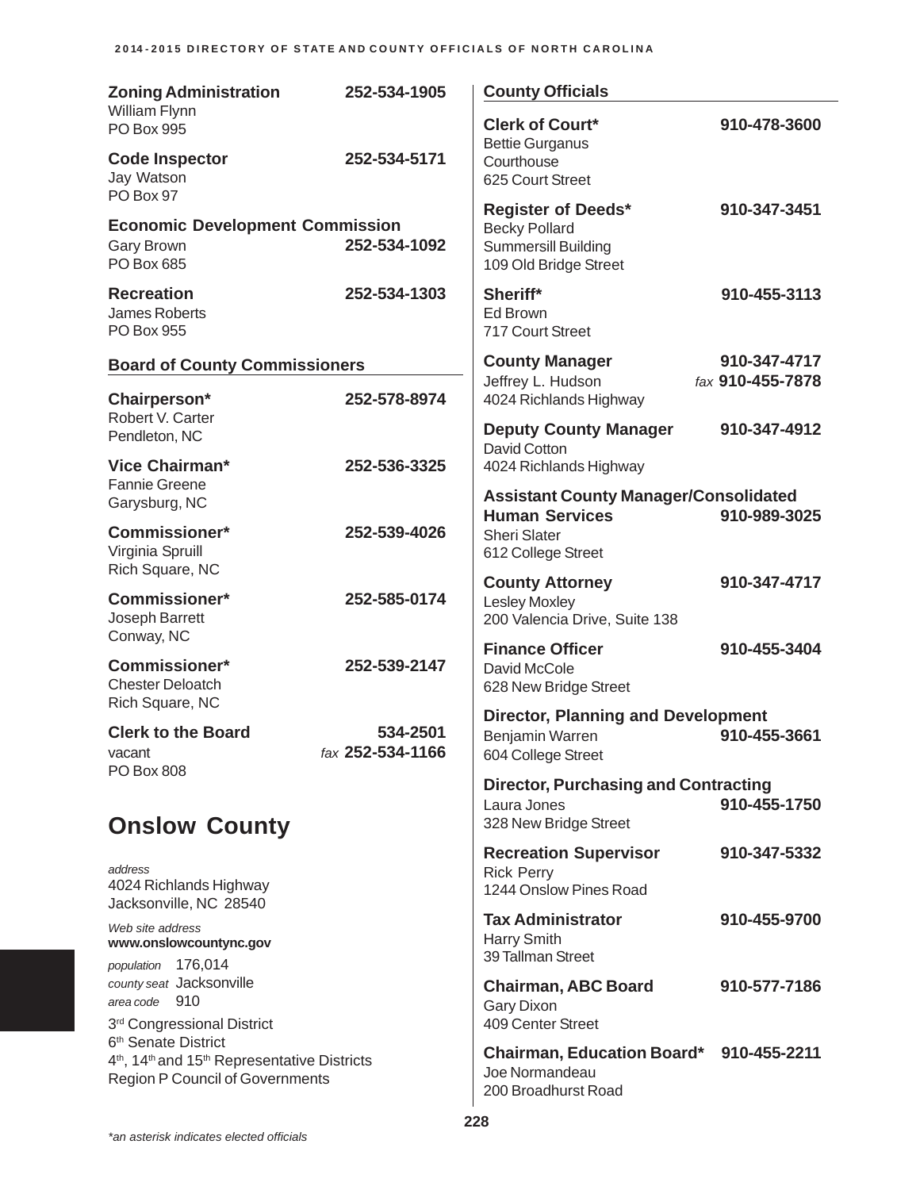**Zoning Administration** 252-534-1905
William Flynn
PO Box 995

**Code Inspector** 252-534-5171
Jay Watson
PO Box 97

**Economic Development Commission**
Gary Brown 252-534-1092
PO Box 685

**Recreation** 252-534-1303
James Roberts
PO Box 955

### Board of County Commissioners

**Chairperson*** 252-578-8974
Robert V. Carter
Pendleton, NC

**Vice Chairman*** 252-536-3325
Fannie Greene
Garysburg, NC

**Commissioner*** 252-539-4026
Virginia Spruill
Rich Square, NC

**Commissioner*** 252-585-0174
Joseph Barrett
Conway, NC

**Commissioner*** 252-539-2147
Chester Deloatch
Rich Square, NC

**Clerk to the Board** 534-2501
vacant *fax* 252-534-1166
PO Box 808

## Onslow County

*address*
4024 Richlands Highway
Jacksonville, NC 28540

*Web site address*
**www.onslowcountync.gov**

*population* 176,014
*county seat* Jacksonville
*area code* 910

3rd Congressional District
6th Senate District
4th, 14th and 15th Representative Districts
Region P Council of Governments

### County Officials

**Clerk of Court*** 910-478-3600
Bettie Gurganus
Courthouse
625 Court Street

**Register of Deeds*** 910-347-3451
Becky Pollard
Summersill Building
109 Old Bridge Street

**Sheriff*** 910-455-3113
Ed Brown
717 Court Street

**County Manager** 910-347-4717
Jeffrey L. Hudson *fax* 910-455-7878
4024 Richlands Highway

**Deputy County Manager** 910-347-4912
David Cotton
4024 Richlands Highway

**Assistant County Manager/Consolidated Human Services** 910-989-3025
Sheri Slater
612 College Street

**County Attorney** 910-347-4717
Lesley Moxley
200 Valencia Drive, Suite 138

**Finance Officer** 910-455-3404
David McCole
628 New Bridge Street

**Director, Planning and Development**
Benjamin Warren 910-455-3661
604 College Street

**Director, Purchasing and Contracting**
Laura Jones 910-455-1750
328 New Bridge Street

**Recreation Supervisor** 910-347-5332
Rick Perry
1244 Onslow Pines Road

**Tax Administrator** 910-455-9700
Harry Smith
39 Tallman Street

**Chairman, ABC Board** 910-577-7186
Gary Dixon
409 Center Street

**Chairman, Education Board*** 910-455-2211
Joe Normandeau
200 Broadhurst Road

*\*an asterisk indicates elected officials*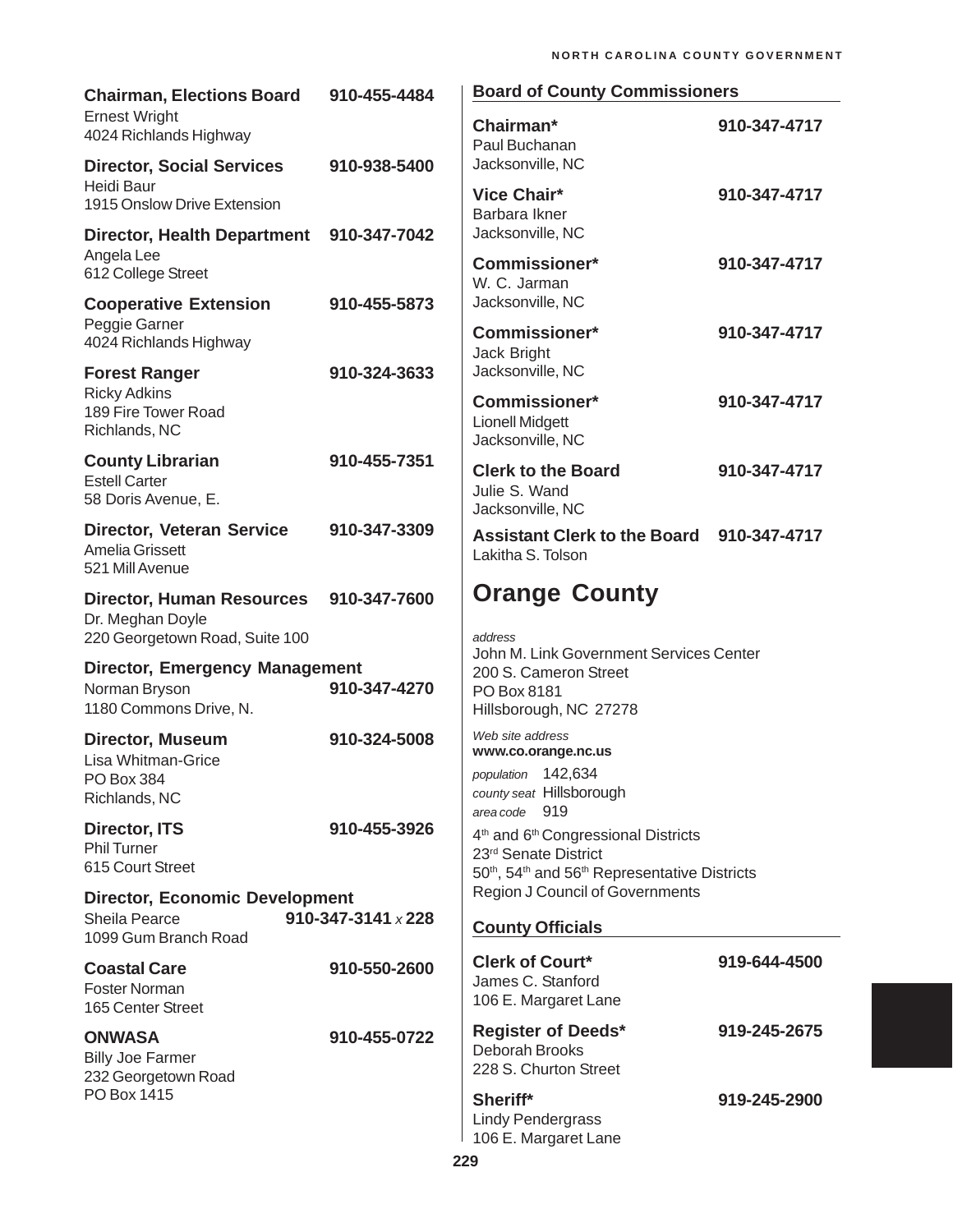**Chairman, Elections Board** 910-455-4484
Ernest Wright
4024 Richlands Highway

**Director, Social Services** 910-938-5400
Heidi Baur
1915 Onslow Drive Extension

**Director, Health Department** 910-347-7042
Angela Lee
612 College Street

**Cooperative Extension** 910-455-5873
Peggie Garner
4024 Richlands Highway

**Forest Ranger** 910-324-3633
Ricky Adkins
189 Fire Tower Road
Richlands, NC

**County Librarian** 910-455-7351
Estell Carter
58 Doris Avenue, E.

**Director, Veteran Service** 910-347-3309
Amelia Grissett
521 Mill Avenue

**Director, Human Resources** 910-347-7600
Dr. Meghan Doyle
220 Georgetown Road, Suite 100

**Director, Emergency Management**
Norman Bryson 910-347-4270
1180 Commons Drive, N.

**Director, Museum** 910-324-5008
Lisa Whitman-Grice
PO Box 384
Richlands, NC

**Director, ITS** 910-455-3926
Phil Turner
615 Court Street

**Director, Economic Development**
Sheila Pearce 910-347-3141 *x* 228
1099 Gum Branch Road

**Coastal Care** 910-550-2600
Foster Norman
165 Center Street

**ONWASA** 910-455-0722
Billy Joe Farmer
232 Georgetown Road
PO Box 1415

### Board of County Commissioners

**Chairman*** 910-347-4717
Paul Buchanan
Jacksonville, NC

**Vice Chair*** 910-347-4717
Barbara Ikner
Jacksonville, NC

**Commissioner*** 910-347-4717
W. C. Jarman
Jacksonville, NC

**Commissioner*** 910-347-4717
Jack Bright
Jacksonville, NC

**Commissioner*** 910-347-4717
Lionell Midgett
Jacksonville, NC

**Clerk to the Board** 910-347-4717
Julie S. Wand
Jacksonville, NC

**Assistant Clerk to the Board** 910-347-4717
Lakitha S. Tolson

# Orange County

*address*
John M. Link Government Services Center
200 S. Cameron Street
PO Box 8181
Hillsborough, NC 27278

*Web site address*
**www.co.orange.nc.us**

*population* 142,634
*county seat* Hillsborough
*area code* 919

4th and 6th Congressional Districts
23rd Senate District
50th, 54th and 56th Representative Districts
Region J Council of Governments

### County Officials

**Clerk of Court*** 919-644-4500
James C. Stanford
106 E. Margaret Lane

**Register of Deeds*** 919-245-2675
Deborah Brooks
228 S. Churton Street

**Sheriff*** 919-245-2900
Lindy Pendergrass
106 E. Margaret Lane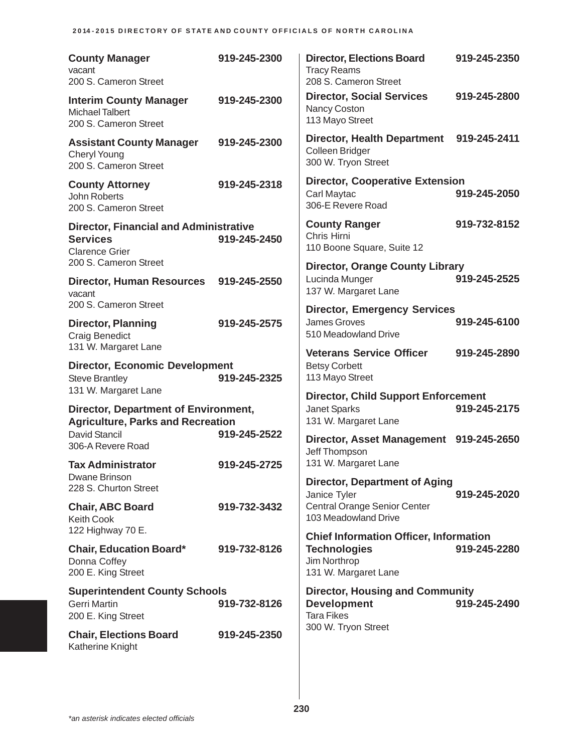**County Manager** 919-245-2300
vacant
200 S. Cameron Street

**Interim County Manager** 919-245-2300
Michael Talbert
200 S. Cameron Street

**Assistant County Manager** 919-245-2300
Cheryl Young
200 S. Cameron Street

**County Attorney** 919-245-2318
John Roberts
200 S. Cameron Street

**Director, Financial and Administrative Services** 919-245-2450
Clarence Grier
200 S. Cameron Street

**Director, Human Resources** 919-245-2550
vacant
200 S. Cameron Street

**Director, Planning** 919-245-2575
Craig Benedict
131 W. Margaret Lane

**Director, Economic Development**
Steve Brantley 919-245-2325
131 W. Margaret Lane

**Director, Department of Environment, Agriculture, Parks and Recreation**
David Stancil 919-245-2522
306-A Revere Road

**Tax Administrator** 919-245-2725
Dwane Brinson
228 S. Churton Street

**Chair, ABC Board** 919-732-3432
Keith Cook
122 Highway 70 E.

**Chair, Education Board*** 919-732-8126
Donna Coffey
200 E. King Street

**Superintendent County Schools**
Gerri Martin 919-732-8126
200 E. King Street

**Chair, Elections Board** 919-245-2350
Katherine Knight

**Director, Elections Board** 919-245-2350
Tracy Reams
208 S. Cameron Street

**Director, Social Services** 919-245-2800
Nancy Coston
113 Mayo Street

**Director, Health Department** 919-245-2411
Colleen Bridger
300 W. Tryon Street

**Director, Cooperative Extension**
Carl Maytac 919-245-2050
306-E Revere Road

**County Ranger** 919-732-8152
Chris Hirni
110 Boone Square, Suite 12

**Director, Orange County Library**
Lucinda Munger 919-245-2525
137 W. Margaret Lane

**Director, Emergency Services**
James Groves 919-245-6100
510 Meadowland Drive

**Veterans Service Officer** 919-245-2890
Betsy Corbett
113 Mayo Street

**Director, Child Support Enforcement**
Janet Sparks 919-245-2175
131 W. Margaret Lane

**Director, Asset Management** 919-245-2650
Jeff Thompson
131 W. Margaret Lane

**Director, Department of Aging**
Janice Tyler 919-245-2020
Central Orange Senior Center
103 Meadowland Drive

**Chief Information Officer, Information Technologies** 919-245-2280
Jim Northrop
131 W. Margaret Lane

**Director, Housing and Community Development** 919-245-2490
Tara Fikes
300 W. Tryon Street

*\*an asterisk indicates elected officials*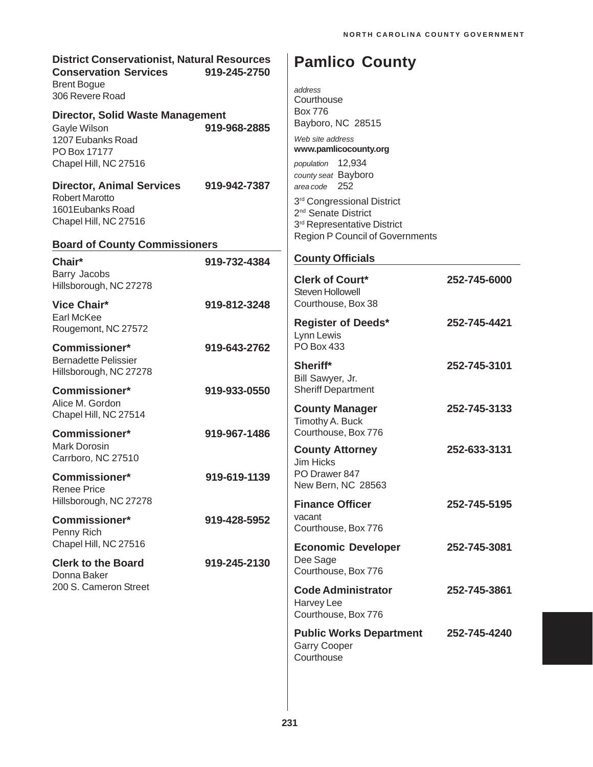**District Conservationist, Natural Resources Conservation Services** 919-245-2750
Brent Bogue
306 Revere Road

**Director, Solid Waste Management**
Gayle Wilson **919-968-2885**
1207 Eubanks Road
PO Box 17177
Chapel Hill, NC 27516

**Director, Animal Services** **919-942-7387**
Robert Marotto
1601Eubanks Road
Chapel Hill, NC 27516

### Board of County Commissioners

**Chair*** **919-732-4384**
Barry Jacobs
Hillsborough, NC 27278

**Vice Chair*** **919-812-3248**
Earl McKee
Rougemont, NC 27572

**Commissioner*** **919-643-2762**
Bernadette Pelissier
Hillsborough, NC 27278

**Commissioner*** **919-933-0550**
Alice M. Gordon
Chapel Hill, NC 27514

**Commissioner*** **919-967-1486**
Mark Dorosin
Carrboro, NC 27510

**Commissioner*** **919-619-1139**
Renee Price
Hillsborough, NC 27278

**Commissioner*** **919-428-5952**
Penny Rich
Chapel Hill, NC 27516

**Clerk to the Board** **919-245-2130**
Donna Baker
200 S. Cameron Street

# Pamlico County

*address*
Courthouse
Box 776
Bayboro, NC 28515

*Web site address*
**www.pamlicocounty.org**

*population* 12,934
*county seat* Bayboro
*area code* 252

3rd Congressional District
2nd Senate District
3rd Representative District
Region P Council of Governments

### County Officials

**Clerk of Court*** **252-745-6000**
Steven Hollowell
Courthouse, Box 38

**Register of Deeds*** **252-745-4421**
Lynn Lewis
PO Box 433

**Sheriff*** **252-745-3101**
Bill Sawyer, Jr.
Sheriff Department

**County Manager** **252-745-3133**
Timothy A. Buck
Courthouse, Box 776

**County Attorney** **252-633-3131**
Jim Hicks
PO Drawer 847
New Bern, NC 28563

**Finance Officer** **252-745-5195**
vacant
Courthouse, Box 776

**Economic Developer** **252-745-3081**
Dee Sage
Courthouse, Box 776

**Code Administrator** **252-745-3861**
Harvey Lee
Courthouse, Box 776

**Public Works Department** **252-745-4240**
Garry Cooper
Courthouse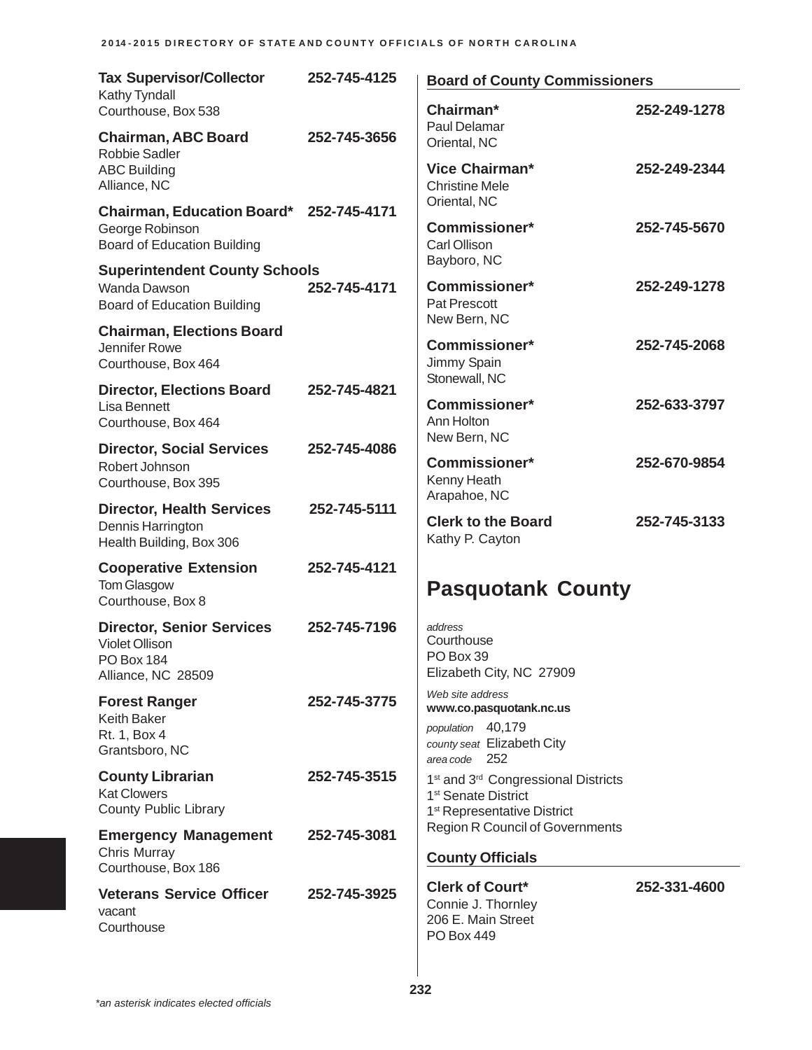**Tax Supervisor/Collector** 252-745-4125
Kathy Tyndall
Courthouse, Box 538

**Chairman, ABC Board** 252-745-3656
Robbie Sadler
ABC Building
Alliance, NC

**Chairman, Education Board*** 252-745-4171
George Robinson
Board of Education Building

**Superintendent County Schools**
Wanda Dawson 252-745-4171
Board of Education Building

**Chairman, Elections Board**
Jennifer Rowe
Courthouse, Box 464

**Director, Elections Board** 252-745-4821
Lisa Bennett
Courthouse, Box 464

**Director, Social Services** 252-745-4086
Robert Johnson
Courthouse, Box 395

**Director, Health Services** 252-745-5111
Dennis Harrington
Health Building, Box 306

**Cooperative Extension** 252-745-4121
Tom Glasgow
Courthouse, Box 8

**Director, Senior Services** 252-745-7196
Violet Ollison
PO Box 184
Alliance, NC 28509

**Forest Ranger** 252-745-3775
Keith Baker
Rt. 1, Box 4
Grantsboro, NC

**County Librarian** 252-745-3515
Kat Clowers
County Public Library

**Emergency Management** 252-745-3081
Chris Murray
Courthouse, Box 186

**Veterans Service Officer** 252-745-3925
vacant
Courthouse

### Board of County Commissioners

**Chairman*** 252-249-1278
Paul Delamar
Oriental, NC

**Vice Chairman*** 252-249-2344
Christine Mele
Oriental, NC

**Commissioner*** 252-745-5670
Carl Ollison
Bayboro, NC

**Commissioner*** 252-249-1278
Pat Prescott
New Bern, NC

**Commissioner*** 252-745-2068
Jimmy Spain
Stonewall, NC

**Commissioner*** 252-633-3797
Ann Holton
New Bern, NC

**Commissioner*** 252-670-9854
Kenny Heath
Arapahoe, NC

**Clerk to the Board** 252-745-3133
Kathy P. Cayton

# Pasquotank County

*address*
Courthouse
PO Box 39
Elizabeth City, NC 27909

*Web site address*
**www.co.pasquotank.nc.us**

*population* 40,179
*county seat* Elizabeth City
*area code* 252

1st and 3rd Congressional Districts
1st Senate District
1st Representative District
Region R Council of Governments

### County Officials

**Clerk of Court*** 252-331-4600
Connie J. Thornley
206 E. Main Street
PO Box 449

*an asterisk indicates elected officials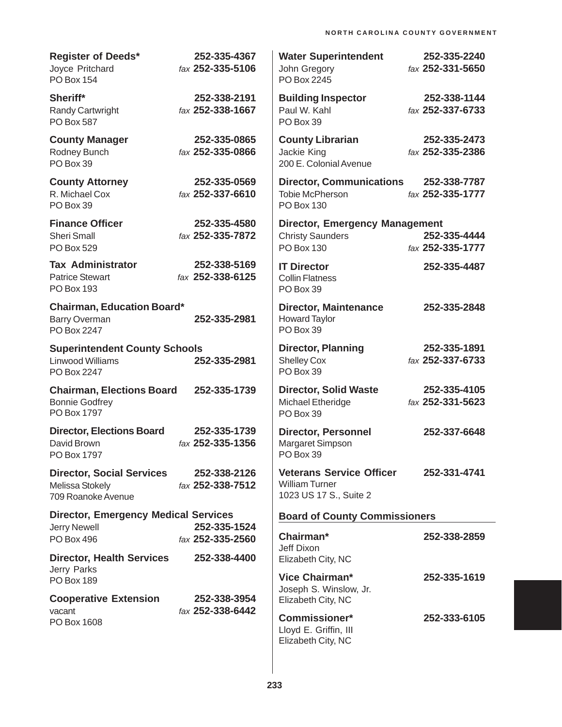**Register of Deeds*** 252-335-4367
Joyce Pritchard *fax* 252-335-5106
PO Box 154

**Sheriff*** 252-338-2191
Randy Cartwright *fax* 252-338-1667
PO Box 587

**County Manager** 252-335-0865
Rodney Bunch *fax* 252-335-0866
PO Box 39

**County Attorney** 252-335-0569
R. Michael Cox *fax* 252-337-6610
PO Box 39

**Finance Officer** 252-335-4580
Sheri Small *fax* 252-335-7872
PO Box 529

**Tax Administrator** 252-338-5169
Patrice Stewart *fax* 252-338-6125
PO Box 193

**Chairman, Education Board***
Barry Overman 252-335-2981
PO Box 2247

**Superintendent County Schools**
Linwood Williams 252-335-2981
PO Box 2247

**Chairman, Elections Board** 252-335-1739
Bonnie Godfrey
PO Box 1797

**Director, Elections Board** 252-335-1739
David Brown *fax* 252-335-1356
PO Box 1797

**Director, Social Services** 252-338-2126
Melissa Stokely *fax* 252-338-7512
709 Roanoke Avenue

**Director, Emergency Medical Services**
Jerry Newell 252-335-1524
PO Box 496 *fax* 252-335-2560

**Director, Health Services** 252-338-4400
Jerry Parks
PO Box 189

**Cooperative Extension** 252-338-3954
vacant *fax* 252-338-6442
PO Box 1608

**Water Superintendent** 252-335-2240
John Gregory *fax* 252-331-5650
PO Box 2245

**Building Inspector** 252-338-1144
Paul W. Kahl *fax* 252-337-6733
PO Box 39

**County Librarian** 252-335-2473
Jackie King *fax* 252-335-2386
200 E. Colonial Avenue

**Director, Communications** 252-338-7787
Tobie McPherson *fax* 252-335-1777
PO Box 130

**Director, Emergency Management**
Christy Saunders 252-335-4444
PO Box 130 *fax* 252-335-1777

**IT Director** 252-335-4487
Collin Flatness
PO Box 39

**Director, Maintenance** 252-335-2848
Howard Taylor
PO Box 39

**Director, Planning** 252-335-1891
Shelley Cox *fax* 252-337-6733
PO Box 39

**Director, Solid Waste** 252-335-4105
Michael Etheridge *fax* 252-331-5623
PO Box 39

**Director, Personnel** 252-337-6648
Margaret Simpson
PO Box 39

**Veterans Service Officer** 252-331-4741
William Turner
1023 US 17 S., Suite 2

## Board of County Commissioners

**Chairman*** 252-338-2859
Jeff Dixon
Elizabeth City, NC

**Vice Chairman*** 252-335-1619
Joseph S. Winslow, Jr.
Elizabeth City, NC

**Commissioner*** 252-333-6105
Lloyd E. Griffin, III
Elizabeth City, NC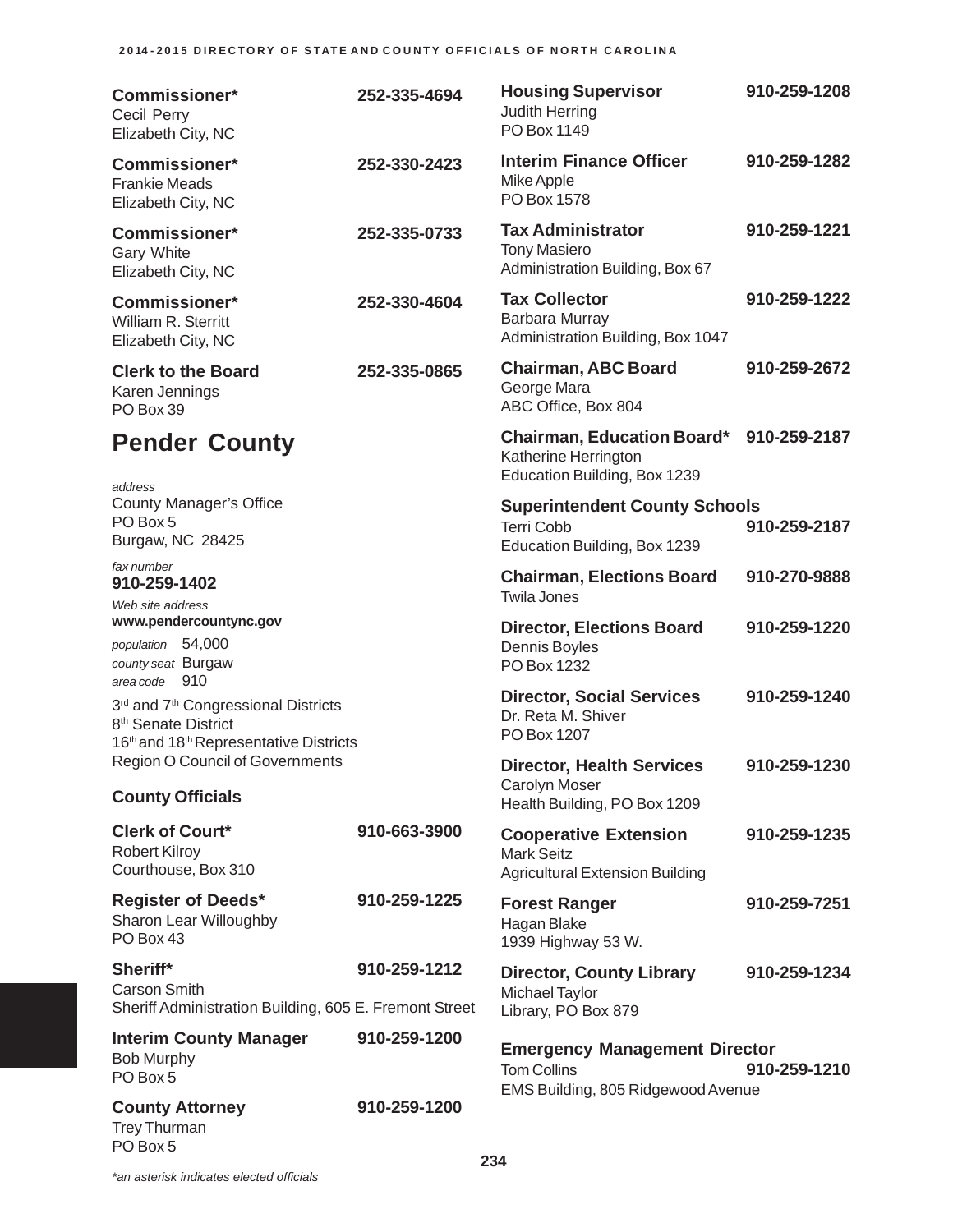**Commissioner*** 252-335-4694
Cecil Perry
Elizabeth City, NC

**Commissioner*** 252-330-2423
Frankie Meads
Elizabeth City, NC

**Commissioner*** 252-335-0733
Gary White
Elizabeth City, NC

**Commissioner*** 252-330-4604
William R. Sterritt
Elizabeth City, NC

**Clerk to the Board** 252-335-0865
Karen Jennings
PO Box 39

## Pender County

*address*
County Manager's Office
PO Box 5
Burgaw, NC 28425

*fax number*
**910-259-1402**

*Web site address*
**www.pendercountync.gov**

*population* 54,000
*county seat* Burgaw
*area code* 910

3rd and 7th Congressional Districts
8th Senate District
16th and 18th Representative Districts
Region O Council of Governments

### County Officials

**Clerk of Court*** 910-663-3900
Robert Kilroy
Courthouse, Box 310

**Register of Deeds*** 910-259-1225
Sharon Lear Willoughby
PO Box 43

**Sheriff*** 910-259-1212
Carson Smith
Sheriff Administration Building, 605 E. Fremont Street

**Interim County Manager** 910-259-1200
Bob Murphy
PO Box 5

**County Attorney** 910-259-1200
Trey Thurman
PO Box 5

**Housing Supervisor** 910-259-1208
Judith Herring
PO Box 1149

**Interim Finance Officer** 910-259-1282
Mike Apple
PO Box 1578

**Tax Administrator** 910-259-1221
Tony Masiero
Administration Building, Box 67

**Tax Collector** 910-259-1222
Barbara Murray
Administration Building, Box 1047

**Chairman, ABC Board** 910-259-2672
George Mara
ABC Office, Box 804

**Chairman, Education Board*** 910-259-2187
Katherine Herrington
Education Building, Box 1239

**Superintendent County Schools**
Terri Cobb 910-259-2187
Education Building, Box 1239

**Chairman, Elections Board** 910-270-9888
Twila Jones

**Director, Elections Board** 910-259-1220
Dennis Boyles
PO Box 1232

**Director, Social Services** 910-259-1240
Dr. Reta M. Shiver
PO Box 1207

**Director, Health Services** 910-259-1230
Carolyn Moser
Health Building, PO Box 1209

**Cooperative Extension** 910-259-1235
Mark Seitz
Agricultural Extension Building

**Forest Ranger** 910-259-7251
Hagan Blake
1939 Highway 53 W.

**Director, County Library** 910-259-1234
Michael Taylor
Library, PO Box 879

**Emergency Management Director**
Tom Collins 910-259-1210
EMS Building, 805 Ridgewood Avenue

*an asterisk indicates elected officials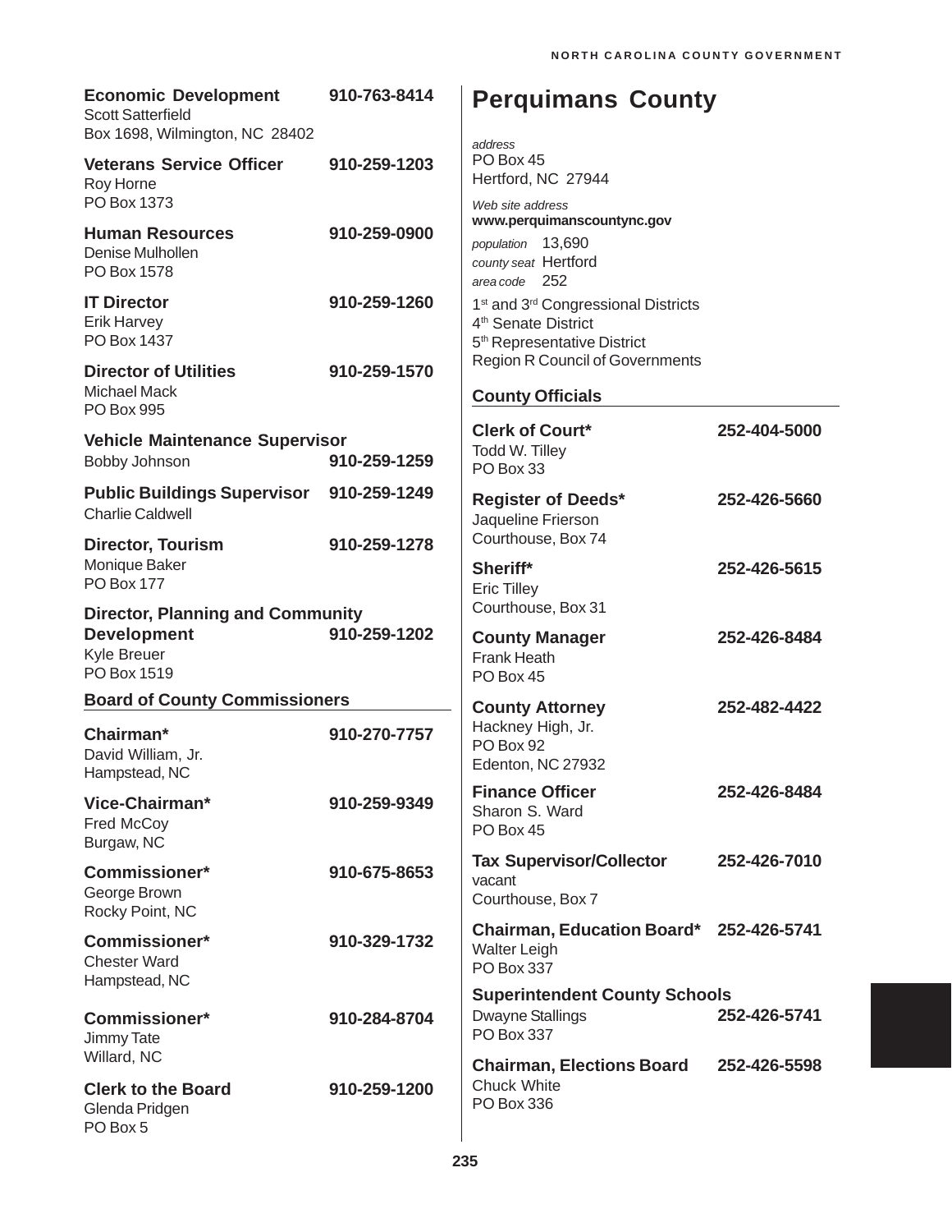**Economic Development** 910-763-8414
Scott Satterfield
Box 1698, Wilmington, NC 28402

**Veterans Service Officer** 910-259-1203
Roy Horne
PO Box 1373

**Human Resources** 910-259-0900
Denise Mulhollen
PO Box 1578

**IT Director** 910-259-1260
Erik Harvey
PO Box 1437

**Director of Utilities** 910-259-1570
Michael Mack
PO Box 995

**Vehicle Maintenance Supervisor**
Bobby Johnson 910-259-1259

**Public Buildings Supervisor** 910-259-1249
Charlie Caldwell

**Director, Tourism** 910-259-1278
Monique Baker
PO Box 177

**Director, Planning and Community Development** 910-259-1202
Kyle Breuer
PO Box 1519

### Board of County Commissioners

**Chairman*** 910-270-7757
David William, Jr.
Hampstead, NC

**Vice-Chairman*** 910-259-9349
Fred McCoy
Burgaw, NC

**Commissioner*** 910-675-8653
George Brown
Rocky Point, NC

**Commissioner*** 910-329-1732
Chester Ward
Hampstead, NC

**Commissioner*** 910-284-8704
Jimmy Tate
Willard, NC

**Clerk to the Board** 910-259-1200
Glenda Pridgen
PO Box 5

# Perquimans County

*address*
PO Box 45
Hertford, NC 27944

*Web site address*
**www.perquimanscountync.gov**

*population* 13,690
*county seat* Hertford
*area code* 252

1st and 3rd Congressional Districts
4th Senate District
5th Representative District
Region R Council of Governments

### County Officials

**Clerk of Court*** 252-404-5000
Todd W. Tilley
PO Box 33

**Register of Deeds*** 252-426-5660
Jaqueline Frierson
Courthouse, Box 74

**Sheriff*** 252-426-5615
Eric Tilley
Courthouse, Box 31

**County Manager** 252-426-8484
Frank Heath
PO Box 45

**County Attorney** 252-482-4422
Hackney High, Jr.
PO Box 92
Edenton, NC 27932

**Finance Officer** 252-426-8484
Sharon S. Ward
PO Box 45

**Tax Supervisor/Collector** 252-426-7010
vacant
Courthouse, Box 7

**Chairman, Education Board*** 252-426-5741
Walter Leigh
PO Box 337

**Superintendent County Schools**
Dwayne Stallings 252-426-5741
PO Box 337

**Chairman, Elections Board** 252-426-5598
Chuck White
PO Box 336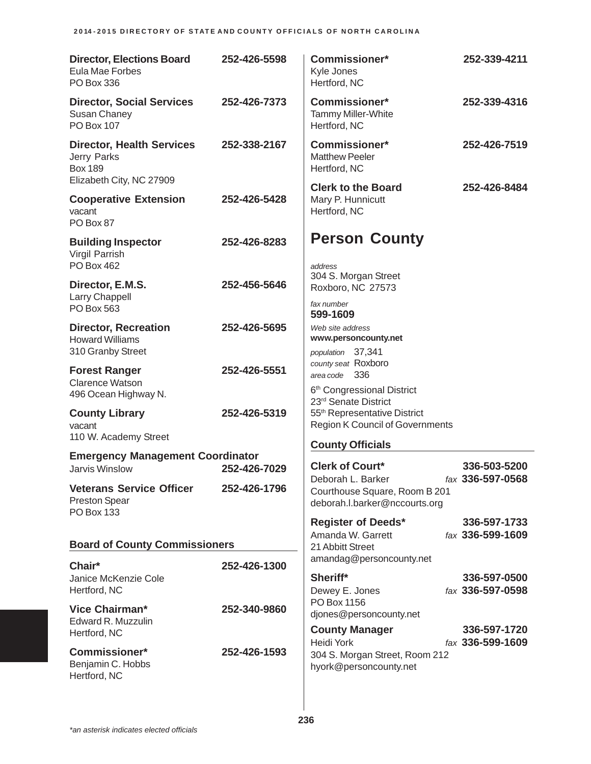**Director, Elections Board** 252-426-5598
Eula Mae Forbes
PO Box 336

**Director, Social Services** 252-426-7373
Susan Chaney
PO Box 107

**Director, Health Services** 252-338-2167
Jerry Parks
Box 189
Elizabeth City, NC 27909

**Cooperative Extension** 252-426-5428
vacant
PO Box 87

**Building Inspector** 252-426-8283
Virgil Parrish
PO Box 462

**Director, E.M.S.** 252-456-5646
Larry Chappell
PO Box 563

**Director, Recreation** 252-426-5695
Howard Williams
310 Granby Street

**Forest Ranger** 252-426-5551
Clarence Watson
496 Ocean Highway N.

**County Library** 252-426-5319
vacant
110 W. Academy Street

**Emergency Management Coordinator**
Jarvis Winslow 252-426-7029

**Veterans Service Officer** 252-426-1796
Preston Spear
PO Box 133

### Board of County Commissioners

**Chair*** 252-426-1300
Janice McKenzie Cole
Hertford, NC

**Vice Chairman*** 252-340-9860
Edward R. Muzzulin
Hertford, NC

**Commissioner*** 252-426-1593
Benjamin C. Hobbs
Hertford, NC

**Commissioner*** 252-339-4211
Kyle Jones
Hertford, NC

**Commissioner*** 252-339-4316
Tammy Miller-White
Hertford, NC

**Commissioner*** 252-426-7519
Matthew Peeler
Hertford, NC

**Clerk to the Board** 252-426-8484
Mary P. Hunnicutt
Hertford, NC

# Person County

*address*
304 S. Morgan Street
Roxboro, NC 27573

*fax number*
**599-1609**

*Web site address*
**www.personcounty.net**

*population* 37,341
*county seat* Roxboro
*area code* 336

6th Congressional District
23rd Senate District
55th Representative District
Region K Council of Governments

### County Officials

**Clerk of Court*** 336-503-5200
Deborah L. Barker *fax* **336-597-0568**
Courthouse Square, Room B 201
deborah.l.barker@nccourts.org

**Register of Deeds*** 336-597-1733
Amanda W. Garrett *fax* **336-599-1609**
21 Abbitt Street
amandag@personcounty.net

**Sheriff*** 336-597-0500
Dewey E. Jones *fax* **336-597-0598**
PO Box 1156
djones@personcounty.net

**County Manager** 336-597-1720
Heidi York *fax* **336-599-1609**
304 S. Morgan Street, Room 212
hyork@personcounty.net

*\*an asterisk indicates elected officials*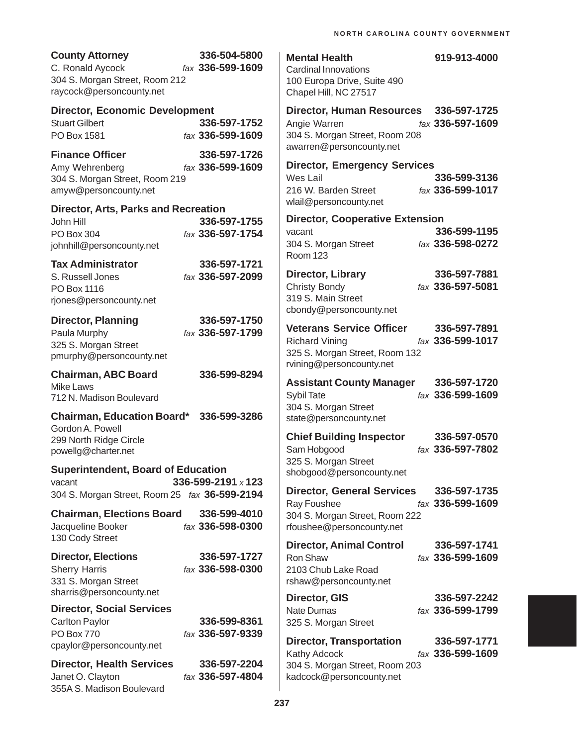**County Attorney** 336-504-5800
C. Ronald Aycock *fax* 336-599-1609
304 S. Morgan Street, Room 212
raycock@personcounty.net

**Director, Economic Development**
Stuart Gilbert 336-597-1752
PO Box 1581 *fax* 336-599-1609

**Finance Officer** 336-597-1726
Amy Wehrenberg *fax* 336-599-1609
304 S. Morgan Street, Room 219
amyw@personcounty.net

**Director, Arts, Parks and Recreation**
John Hill 336-597-1755
PO Box 304 *fax* 336-597-1754
johnhill@personcounty.net

**Tax Administrator** 336-597-1721
S. Russell Jones *fax* 336-597-2099
PO Box 1116
rjones@personcounty.net

**Director, Planning** 336-597-1750
Paula Murphy *fax* 336-597-1799
325 S. Morgan Street
pmurphy@personcounty.net

**Chairman, ABC Board** 336-599-8294
Mike Laws
712 N. Madison Boulevard

**Chairman, Education Board*** 336-599-3286
Gordon A. Powell
299 North Ridge Circle
powellg@charter.net

**Superintendent, Board of Education**
vacant 336-599-2191 *x* 123
304 S. Morgan Street, Room 25 *fax* 36-599-2194

**Chairman, Elections Board** 336-599-4010
Jacqueline Booker *fax* 336-598-0300
130 Cody Street

**Director, Elections** 336-597-1727
Sherry Harris *fax* 336-598-0300
331 S. Morgan Street
sharris@personcounty.net

**Director, Social Services**
Carlton Paylor 336-599-8361
PO Box 770 *fax* 336-597-9339
cpaylor@personcounty.net

**Director, Health Services** 336-597-2204
Janet O. Clayton *fax* 336-597-4804
355A S. Madison Boulevard

**Mental Health** 919-913-4000
Cardinal Innovations
100 Europa Drive, Suite 490
Chapel Hill, NC 27517

**Director, Human Resources** 336-597-1725
Angie Warren *fax* 336-597-1609
304 S. Morgan Street, Room 208
awarren@personcounty.net

**Director, Emergency Services**
Wes Lail 336-599-3136
216 W. Barden Street *fax* 336-599-1017
wlail@personcounty.net

**Director, Cooperative Extension**
vacant 336-599-1195
304 S. Morgan Street *fax* 336-598-0272
Room 123

**Director, Library** 336-597-7881
Christy Bondy *fax* 336-597-5081
319 S. Main Street
cbondy@personcounty.net

**Veterans Service Officer** 336-597-7891
Richard Vining *fax* 336-599-1017
325 S. Morgan Street, Room 132
rvining@personcounty.net

**Assistant County Manager** 336-597-1720
Sybil Tate *fax* 336-599-1609
304 S. Morgan Street
state@personcounty.net

**Chief Building Inspector** 336-597-0570
Sam Hobgood *fax* 336-597-7802
325 S. Morgan Street
shobgood@personcounty.net

**Director, General Services** 336-597-1735
Ray Foushee *fax* 336-599-1609
304 S. Morgan Street, Room 222
rfoushee@personcounty.net

**Director, Animal Control** 336-597-1741
Ron Shaw *fax* 336-599-1609
2103 Chub Lake Road
rshaw@personcounty.net

**Director, GIS** 336-597-2242
Nate Dumas *fax* 336-599-1799
325 S. Morgan Street

**Director, Transportation** 336-597-1771
Kathy Adcock *fax* 336-599-1609
304 S. Morgan Street, Room 203
kadcock@personcounty.net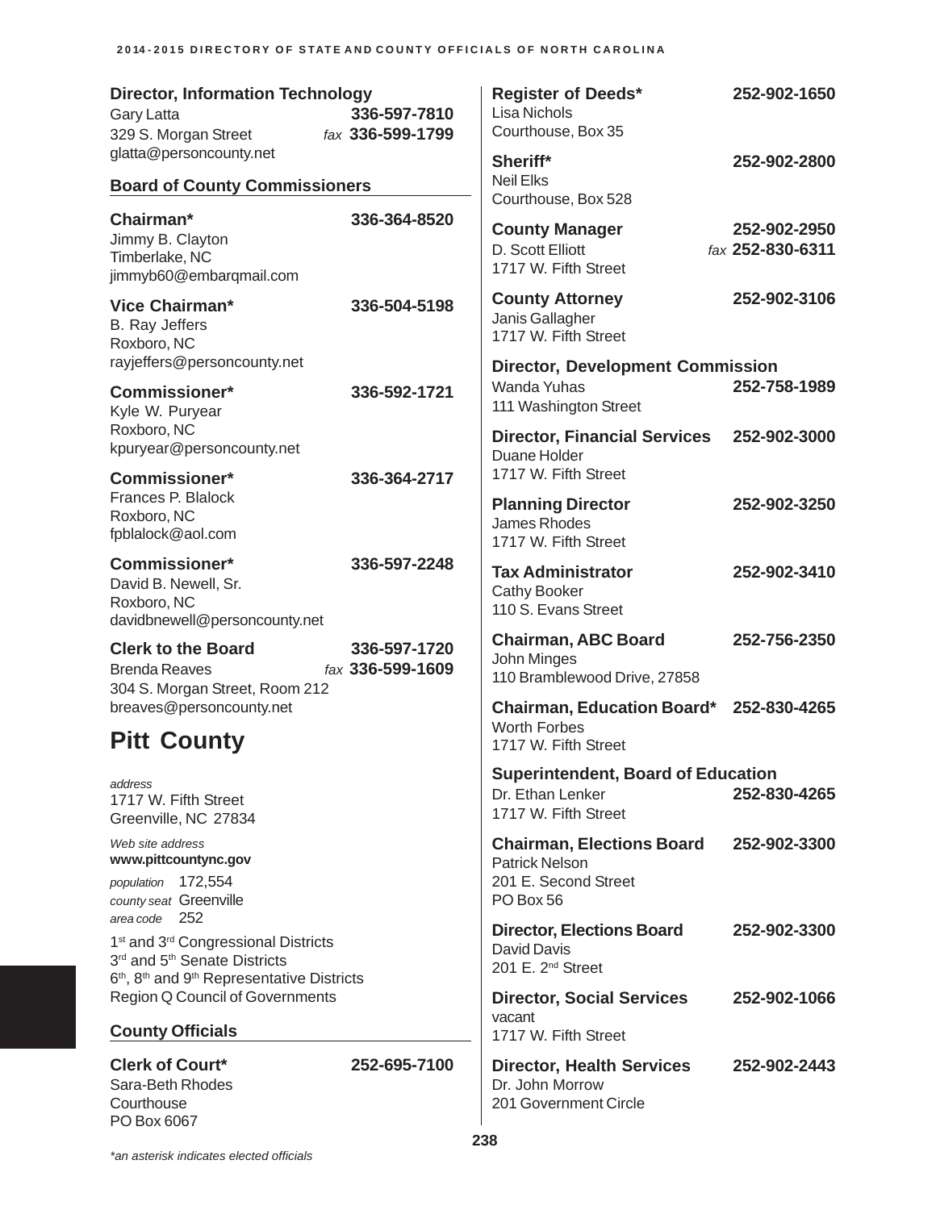**Director, Information Technology**
Gary Latta **336-597-7810**
329 S. Morgan Street *fax* **336-599-1799**
glatta@personcounty.net

### Board of County Commissioners

**Chairman*** **336-364-8520**
Jimmy B. Clayton
Timberlake, NC
jimmyb60@embarqmail.com

**Vice Chairman*** **336-504-5198**
B. Ray Jeffers
Roxboro, NC
rayjeffers@personcounty.net

**Commissioner*** **336-592-1721**
Kyle W. Puryear
Roxboro, NC
kpuryear@personcounty.net

**Commissioner*** **336-364-2717**
Frances P. Blalock
Roxboro, NC
fpblalock@aol.com

**Commissioner*** **336-597-2248**
David B. Newell, Sr.
Roxboro, NC
davidbnewell@personcounty.net

**Clerk to the Board** **336-597-1720**
Brenda Reaves *fax* **336-599-1609**
304 S. Morgan Street, Room 212
breaves@personcounty.net

# Pitt County

*address*
1717 W. Fifth Street
Greenville, NC 27834

*Web site address*
**www.pittcountync.gov**

*population* 172,554
*county seat* Greenville
*area code* 252

1st and 3rd Congressional Districts
3rd and 5th Senate Districts
6th, 8th and 9th Representative Districts
Region Q Council of Governments

### County Officials

**Clerk of Court*** **252-695-7100**
Sara-Beth Rhodes
Courthouse
PO Box 6067

**Register of Deeds*** **252-902-1650**
Lisa Nichols
Courthouse, Box 35

**Sheriff*** **252-902-2800**
Neil Elks
Courthouse, Box 528

**County Manager** **252-902-2950**
D. Scott Elliott *fax* **252-830-6311**
1717 W. Fifth Street

**County Attorney** **252-902-3106**
Janis Gallagher
1717 W. Fifth Street

**Director, Development Commission**
Wanda Yuhas **252-758-1989**
111 Washington Street

**Director, Financial Services** **252-902-3000**
Duane Holder
1717 W. Fifth Street

**Planning Director** **252-902-3250**
James Rhodes
1717 W. Fifth Street

**Tax Administrator** **252-902-3410**
Cathy Booker
110 S. Evans Street

**Chairman, ABC Board** **252-756-2350**
John Minges
110 Bramblewood Drive, 27858

**Chairman, Education Board*** **252-830-4265**
Worth Forbes
1717 W. Fifth Street

**Superintendent, Board of Education**
Dr. Ethan Lenker **252-830-4265**
1717 W. Fifth Street

**Chairman, Elections Board** **252-902-3300**
Patrick Nelson
201 E. Second Street
PO Box 56

**Director, Elections Board** **252-902-3300**
David Davis
201 E. 2nd Street

**Director, Social Services** **252-902-1066**
vacant
1717 W. Fifth Street

**Director, Health Services** **252-902-2443**
Dr. John Morrow
201 Government Circle

*\*an asterisk indicates elected officials*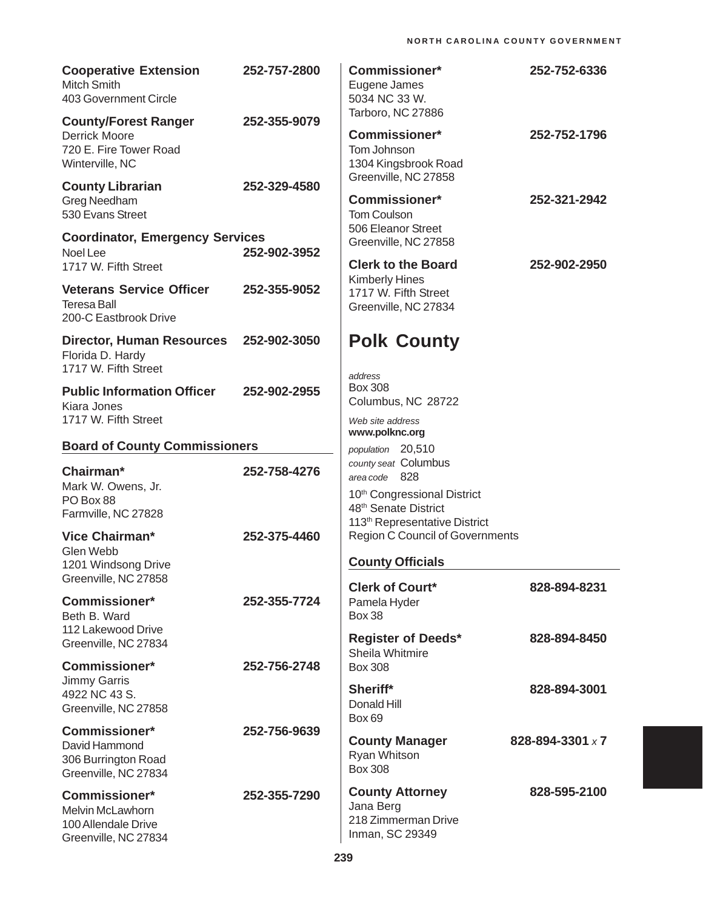**Cooperative Extension** 252-757-2800
Mitch Smith
403 Government Circle

**County/Forest Ranger** 252-355-9079
Derrick Moore
720 E. Fire Tower Road
Winterville, NC

**County Librarian** 252-329-4580
Greg Needham
530 Evans Street

**Coordinator, Emergency Services**
Noel Lee 252-902-3952
1717 W. Fifth Street

**Veterans Service Officer** 252-355-9052
Teresa Ball
200-C Eastbrook Drive

**Director, Human Resources** 252-902-3050
Florida D. Hardy
1717 W. Fifth Street

**Public Information Officer** 252-902-2955
Kiara Jones
1717 W. Fifth Street

### Board of County Commissioners

**Chairman*** 252-758-4276
Mark W. Owens, Jr.
PO Box 88
Farmville, NC 27828

**Vice Chairman*** 252-375-4460
Glen Webb
1201 Windsong Drive
Greenville, NC 27858

**Commissioner*** 252-355-7724
Beth B. Ward
112 Lakewood Drive
Greenville, NC 27834

**Commissioner*** 252-756-2748
Jimmy Garris
4922 NC 43 S.
Greenville, NC 27858

**Commissioner*** 252-756-9639
David Hammond
306 Burrington Road
Greenville, NC 27834

**Commissioner*** 252-355-7290
Melvin McLawhorn
100 Allendale Drive
Greenville, NC 27834

**Commissioner*** 252-752-6336
Eugene James
5034 NC 33 W.
Tarboro, NC 27886

**Commissioner*** 252-752-1796
Tom Johnson
1304 Kingsbrook Road
Greenville, NC 27858

**Commissioner*** 252-321-2942
Tom Coulson
506 Eleanor Street
Greenville, NC 27858

**Clerk to the Board** 252-902-2950
Kimberly Hines
1717 W. Fifth Street
Greenville, NC 27834

# Polk County

*address*
Box 308
Columbus, NC 28722

*Web site address*
**www.polknc.org**

*population* 20,510
*county seat* Columbus
*area code* 828

10th Congressional District
48th Senate District
113th Representative District
Region C Council of Governments

### County Officials

**Clerk of Court*** 828-894-8231
Pamela Hyder
Box 38

**Register of Deeds*** 828-894-8450
Sheila Whitmire
Box 308

**Sheriff*** 828-894-3001
Donald Hill
Box 69

**County Manager** 828-894-3301 *x* 7
Ryan Whitson
Box 308

**County Attorney** 828-595-2100
Jana Berg
218 Zimmerman Drive
Inman, SC 29349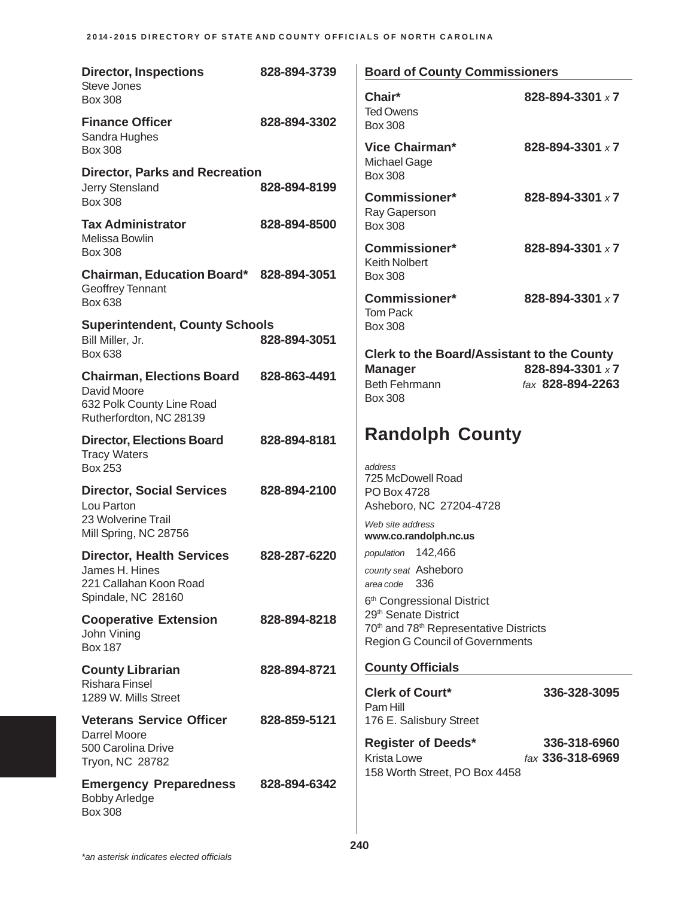**Director, Inspections** 828-894-3739
Steve Jones
Box 308

**Finance Officer** 828-894-3302
Sandra Hughes
Box 308

**Director, Parks and Recreation**
Jerry Stensland 828-894-8199
Box 308

**Tax Administrator** 828-894-8500
Melissa Bowlin
Box 308

**Chairman, Education Board*** 828-894-3051
Geoffrey Tennant
Box 638

**Superintendent, County Schools**
Bill Miller, Jr. 828-894-3051
Box 638

**Chairman, Elections Board** 828-863-4491
David Moore
632 Polk County Line Road
Rutherfordton, NC 28139

**Director, Elections Board** 828-894-8181
Tracy Waters
Box 253

**Director, Social Services** 828-894-2100
Lou Parton
23 Wolverine Trail
Mill Spring, NC 28756

**Director, Health Services** 828-287-6220
James H. Hines
221 Callahan Koon Road
Spindale, NC 28160

**Cooperative Extension** 828-894-8218
John Vining
Box 187

**County Librarian** 828-894-8721
Rishara Finsel
1289 W. Mills Street

**Veterans Service Officer** 828-859-5121
Darrel Moore
500 Carolina Drive
Tryon, NC 28782

**Emergency Preparedness** 828-894-6342
Bobby Arledge
Box 308

### Board of County Commissioners

**Chair*** 828-894-3301 *x* 7
Ted Owens
Box 308

**Vice Chairman*** 828-894-3301 *x* 7
Michael Gage
Box 308

**Commissioner*** 828-894-3301 *x* 7
Ray Gaperson
Box 308

**Commissioner*** 828-894-3301 *x* 7
Keith Nolbert
Box 308

**Commissioner*** 828-894-3301 *x* 7
Tom Pack
Box 308

**Clerk to the Board/Assistant to the County Manager** 828-894-3301 *x* 7
Beth Fehrmann *fax* 828-894-2263
Box 308

## Randolph County

*address*
725 McDowell Road
PO Box 4728
Asheboro, NC 27204-4728

*Web site address*
**www.co.randolph.nc.us**

*population* 142,466

*county seat* Asheboro

*area code* 336

6th Congressional District
29th Senate District
70th and 78th Representative Districts
Region G Council of Governments

### County Officials

**Clerk of Court*** 336-328-3095
Pam Hill
176 E. Salisbury Street

**Register of Deeds*** 336-318-6960
Krista Lowe *fax* 336-318-6969
158 Worth Street, PO Box 4458

*an asterisk indicates elected officials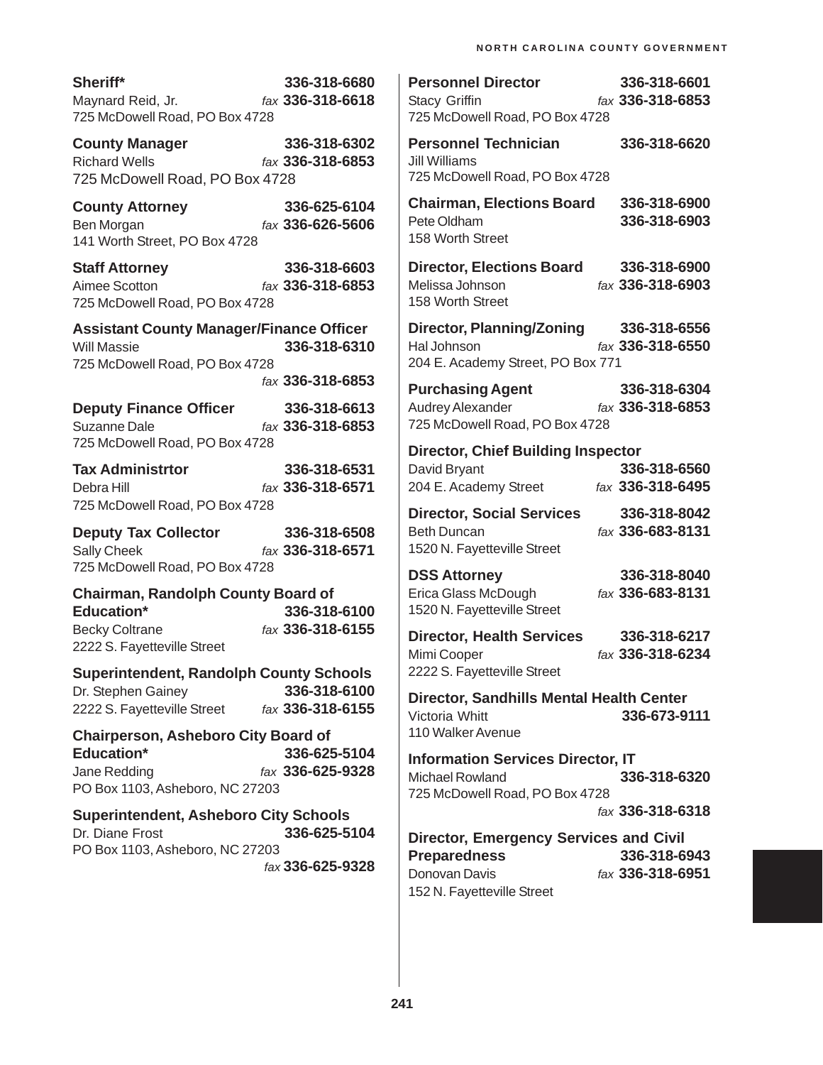**Sheriff*** 336-318-6680
Maynard Reid, Jr. *fax* **336-318-6618**
725 McDowell Road, PO Box 4728

**County Manager** 336-318-6302
Richard Wells *fax* **336-318-6853**
725 McDowell Road, PO Box 4728

**County Attorney** 336-625-6104
Ben Morgan *fax* **336-626-5606**
141 Worth Street, PO Box 4728

**Staff Attorney** 336-318-6603
Aimee Scotton *fax* **336-318-6853**
725 McDowell Road, PO Box 4728

**Assistant County Manager/Finance Officer**
Will Massie **336-318-6310**
725 McDowell Road, PO Box 4728
*fax* **336-318-6853**

**Deputy Finance Officer** 336-318-6613
Suzanne Dale *fax* **336-318-6853**
725 McDowell Road, PO Box 4728

**Tax Administrtor** 336-318-6531
Debra Hill *fax* **336-318-6571**
725 McDowell Road, PO Box 4728

**Deputy Tax Collector** 336-318-6508
Sally Cheek *fax* **336-318-6571**
725 McDowell Road, PO Box 4728

**Chairman, Randolph County Board of Education*** 336-318-6100
Becky Coltrane *fax* **336-318-6155**
2222 S. Fayetteville Street

**Superintendent, Randolph County Schools**
Dr. Stephen Gainey **336-318-6100**
2222 S. Fayetteville Street *fax* **336-318-6155**

**Chairperson, Asheboro City Board of Education*** 336-625-5104
Jane Redding *fax* **336-625-9328**
PO Box 1103, Asheboro, NC 27203

**Superintendent, Asheboro City Schools**
Dr. Diane Frost **336-625-5104**
PO Box 1103, Asheboro, NC 27203
*fax* **336-625-9328**

**Personnel Director** 336-318-6601
Stacy Griffin *fax* **336-318-6853**
725 McDowell Road, PO Box 4728

**Personnel Technician** 336-318-6620
Jill Williams
725 McDowell Road, PO Box 4728

**Chairman, Elections Board** 336-318-6900
Pete Oldham **336-318-6903**
158 Worth Street

**Director, Elections Board** 336-318-6900
Melissa Johnson *fax* **336-318-6903**
158 Worth Street

**Director, Planning/Zoning** 336-318-6556
Hal Johnson *fax* **336-318-6550**
204 E. Academy Street, PO Box 771

**Purchasing Agent** 336-318-6304
Audrey Alexander *fax* **336-318-6853**
725 McDowell Road, PO Box 4728

**Director, Chief Building Inspector**
David Bryant **336-318-6560**
204 E. Academy Street *fax* **336-318-6495**

**Director, Social Services** 336-318-8042
Beth Duncan *fax* **336-683-8131**
1520 N. Fayetteville Street

**DSS Attorney** 336-318-8040
Erica Glass McDough *fax* **336-683-8131**
1520 N. Fayetteville Street

**Director, Health Services** 336-318-6217
Mimi Cooper *fax* **336-318-6234**
2222 S. Fayetteville Street

**Director, Sandhills Mental Health Center**
Victoria Whitt **336-673-9111**
110 Walker Avenue

**Information Services Director, IT**
Michael Rowland **336-318-6320**
725 McDowell Road, PO Box 4728
*fax* **336-318-6318**

**Director, Emergency Services and Civil Preparedness** 336-318-6943
Donovan Davis *fax* **336-318-6951**
152 N. Fayetteville Street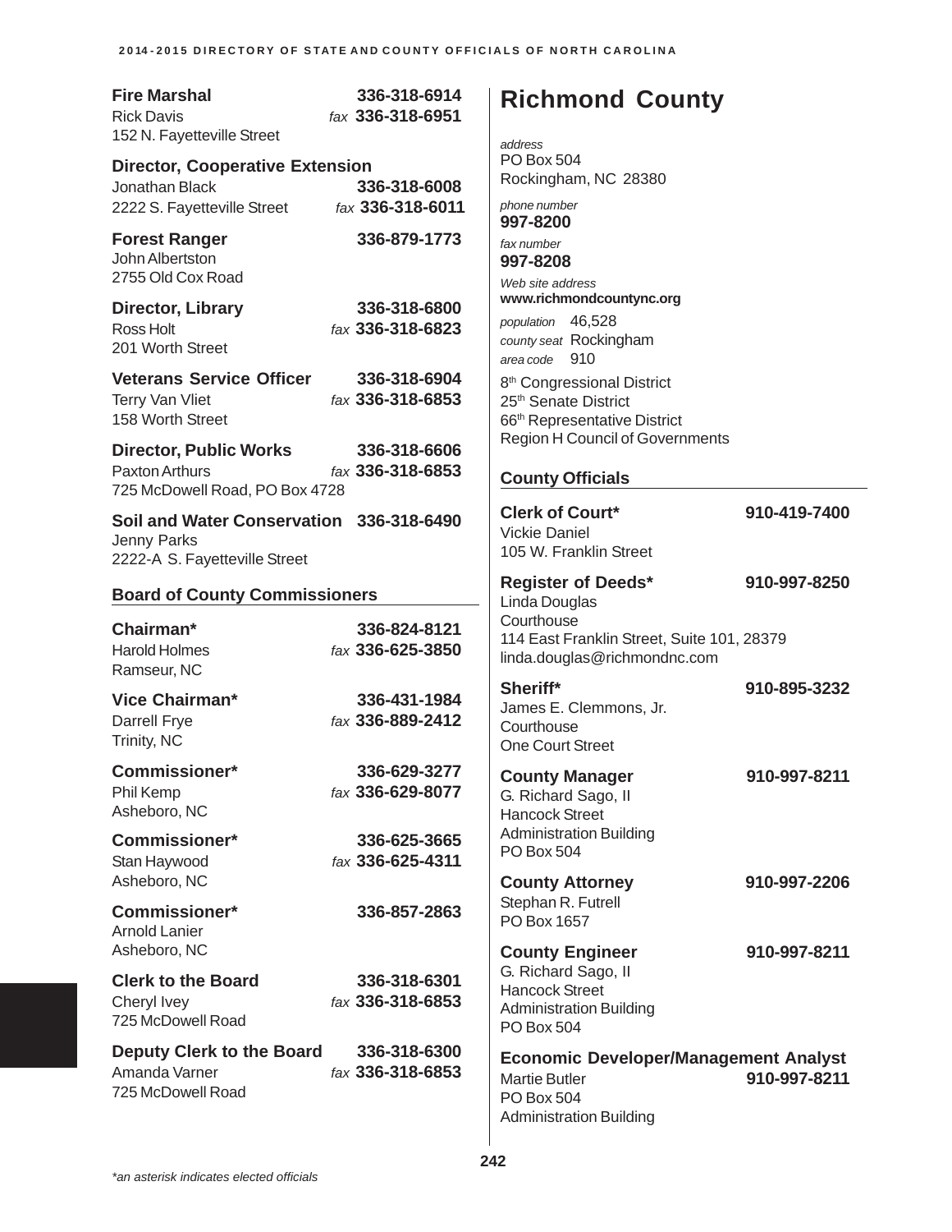**Fire Marshal** 336-318-6914
Rick Davis *fax* **336-318-6951**
152 N. Fayetteville Street

**Director, Cooperative Extension**
Jonathan Black **336-318-6008**
2222 S. Fayetteville Street *fax* **336-318-6011**

**Forest Ranger** 336-879-1773
John Albertston
2755 Old Cox Road

**Director, Library** 336-318-6800
Ross Holt *fax* **336-318-6823**
201 Worth Street

**Veterans Service Officer** 336-318-6904
Terry Van Vliet *fax* **336-318-6853**
158 Worth Street

**Director, Public Works** 336-318-6606
Paxton Arthurs *fax* **336-318-6853**
725 McDowell Road, PO Box 4728

**Soil and Water Conservation** 336-318-6490
Jenny Parks
2222-A S. Fayetteville Street

### Board of County Commissioners

**Chairman*** 336-824-8121
Harold Holmes *fax* **336-625-3850**
Ramseur, NC

**Vice Chairman*** 336-431-1984
Darrell Frye *fax* **336-889-2412**
Trinity, NC

**Commissioner*** 336-629-3277
Phil Kemp *fax* **336-629-8077**
Asheboro, NC

**Commissioner*** 336-625-3665
Stan Haywood *fax* **336-625-4311**
Asheboro, NC

**Commissioner*** 336-857-2863
Arnold Lanier
Asheboro, NC

**Clerk to the Board** 336-318-6301
Cheryl Ivey *fax* **336-318-6853**
725 McDowell Road

**Deputy Clerk to the Board** 336-318-6300
Amanda Varner *fax* **336-318-6853**
725 McDowell Road

# Richmond County

*address*
PO Box 504
Rockingham, NC 28380

*phone number*
**997-8200**

*fax number*
**997-8208**

*Web site address*
**www.richmondcountync.org**

*population* 46,528
*county seat* Rockingham
*area code* 910

8th Congressional District
25th Senate District
66th Representative District
Region H Council of Governments

### County Officials

**Clerk of Court*** 910-419-7400
Vickie Daniel
105 W. Franklin Street

**Register of Deeds*** 910-997-8250
Linda Douglas
Courthouse
114 East Franklin Street, Suite 101, 28379
linda.douglas@richmondnc.com

**Sheriff*** 910-895-3232
James E. Clemmons, Jr.
Courthouse
One Court Street

**County Manager** 910-997-8211
G. Richard Sago, II
Hancock Street
Administration Building
PO Box 504

**County Attorney** 910-997-2206
Stephan R. Futrell
PO Box 1657

**County Engineer** 910-997-8211
G. Richard Sago, II
Hancock Street
Administration Building
PO Box 504

**Economic Developer/Management Analyst**
Martie Butler **910-997-8211**
PO Box 504
Administration Building

*\*an asterisk indicates elected officials*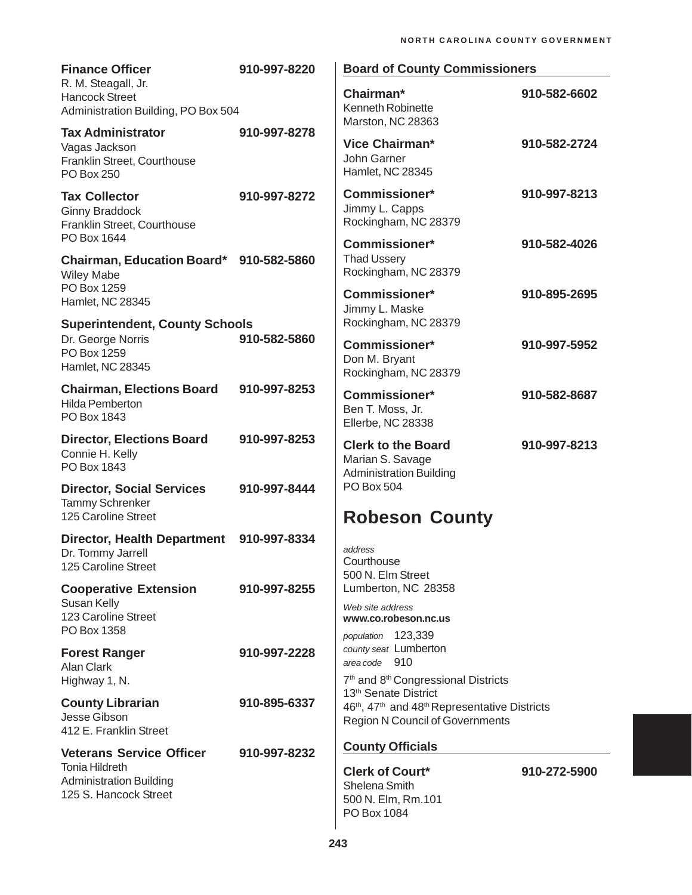**Finance Officer** 910-997-8220
R. M. Steagall, Jr.
Hancock Street
Administration Building, PO Box 504

**Tax Administrator** 910-997-8278
Vagas Jackson
Franklin Street, Courthouse
PO Box 250

**Tax Collector** 910-997-8272
Ginny Braddock
Franklin Street, Courthouse
PO Box 1644

**Chairman, Education Board*** 910-582-5860
Wiley Mabe
PO Box 1259
Hamlet, NC 28345

**Superintendent, County Schools**
Dr. George Norris 910-582-5860
PO Box 1259
Hamlet, NC 28345

**Chairman, Elections Board** 910-997-8253
Hilda Pemberton
PO Box 1843

**Director, Elections Board** 910-997-8253
Connie H. Kelly
PO Box 1843

**Director, Social Services** 910-997-8444
Tammy Schrenker
125 Caroline Street

**Director, Health Department** 910-997-8334
Dr. Tommy Jarrell
125 Caroline Street

**Cooperative Extension** 910-997-8255
Susan Kelly
123 Caroline Street
PO Box 1358

**Forest Ranger** 910-997-2228
Alan Clark
Highway 1, N.

**County Librarian** 910-895-6337
Jesse Gibson
412 E. Franklin Street

**Veterans Service Officer** 910-997-8232
Tonia Hildreth
Administration Building
125 S. Hancock Street

**Board of County Commissioners**

**Chairman*** 910-582-6602
Kenneth Robinette
Marston, NC 28363

**Vice Chairman*** 910-582-2724
John Garner
Hamlet, NC 28345

**Commissioner*** 910-997-8213
Jimmy L. Capps
Rockingham, NC 28379

**Commissioner*** 910-582-4026
Thad Ussery
Rockingham, NC 28379

**Commissioner*** 910-895-2695
Jimmy L. Maske
Rockingham, NC 28379

**Commissioner*** 910-997-5952
Don M. Bryant
Rockingham, NC 28379

**Commissioner*** 910-582-8687
Ben T. Moss, Jr.
Ellerbe, NC 28338

**Clerk to the Board** 910-997-8213
Marian S. Savage
Administration Building
PO Box 504

# Robeson County

*address*
Courthouse
500 N. Elm Street
Lumberton, NC 28358

*Web site address*
**www.co.robeson.nc.us**

*population* 123,339
*county seat* Lumberton
*area code* 910

7th and 8th Congressional Districts
13th Senate District
46th, 47th and 48th Representative Districts
Region N Council of Governments

**County Officials**

**Clerk of Court*** 910-272-5900
Shelena Smith
500 N. Elm, Rm.101
PO Box 1084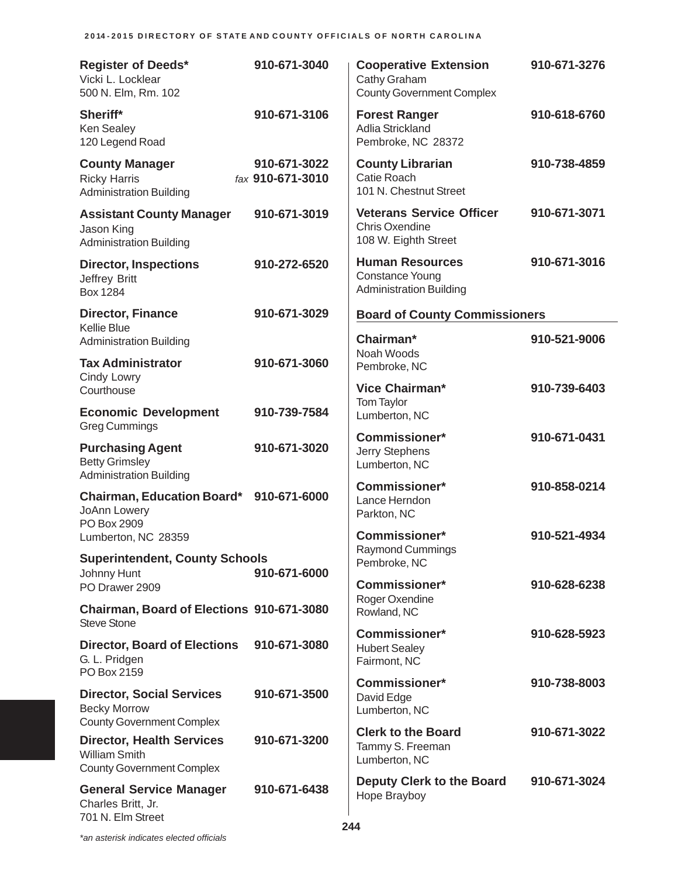**Register of Deeds*** 910-671-3040
Vicki L. Locklear
500 N. Elm, Rm. 102

**Sheriff*** 910-671-3106
Ken Sealey
120 Legend Road

**County Manager** 910-671-3022
Ricky Harris *fax* **910-671-3010**
Administration Building

**Assistant County Manager** 910-671-3019
Jason King
Administration Building

**Director, Inspections** 910-272-6520
Jeffrey Britt
Box 1284

**Director, Finance** 910-671-3029
Kellie Blue
Administration Building

**Tax Administrator** 910-671-3060
Cindy Lowry
Courthouse

**Economic Development** 910-739-7584
Greg Cummings

**Purchasing Agent** 910-671-3020
Betty Grimsley
Administration Building

**Chairman, Education Board*** 910-671-6000
JoAnn Lowery
PO Box 2909
Lumberton, NC 28359

**Superintendent, County Schools**
Johnny Hunt 910-671-6000
PO Drawer 2909

**Chairman, Board of Elections** 910-671-3080
Steve Stone

**Director, Board of Elections** 910-671-3080
G. L. Pridgen
PO Box 2159

**Director, Social Services** 910-671-3500
Becky Morrow
County Government Complex

**Director, Health Services** 910-671-3200
William Smith
County Government Complex

**General Service Manager** 910-671-6438
Charles Britt, Jr.
701 N. Elm Street

**Cooperative Extension** 910-671-3276
Cathy Graham
County Government Complex

**Forest Ranger** 910-618-6760
Adlia Strickland
Pembroke, NC 28372

**County Librarian** 910-738-4859
Catie Roach
101 N. Chestnut Street

**Veterans Service Officer** 910-671-3071
Chris Oxendine
108 W. Eighth Street

**Human Resources** 910-671-3016
Constance Young
Administration Building

## Board of County Commissioners

**Chairman*** 910-521-9006
Noah Woods
Pembroke, NC

**Vice Chairman*** 910-739-6403
Tom Taylor
Lumberton, NC

**Commissioner*** 910-671-0431
Jerry Stephens
Lumberton, NC

**Commissioner*** 910-858-0214
Lance Herndon
Parkton, NC

**Commissioner*** 910-521-4934
Raymond Cummings
Pembroke, NC

**Commissioner*** 910-628-6238
Roger Oxendine
Rowland, NC

**Commissioner*** 910-628-5923
Hubert Sealey
Fairmont, NC

**Commissioner*** 910-738-8003
David Edge
Lumberton, NC

**Clerk to the Board** 910-671-3022
Tammy S. Freeman
Lumberton, NC

**Deputy Clerk to the Board** 910-671-3024
Hope Brayboy

*\*an asterisk indicates elected officials*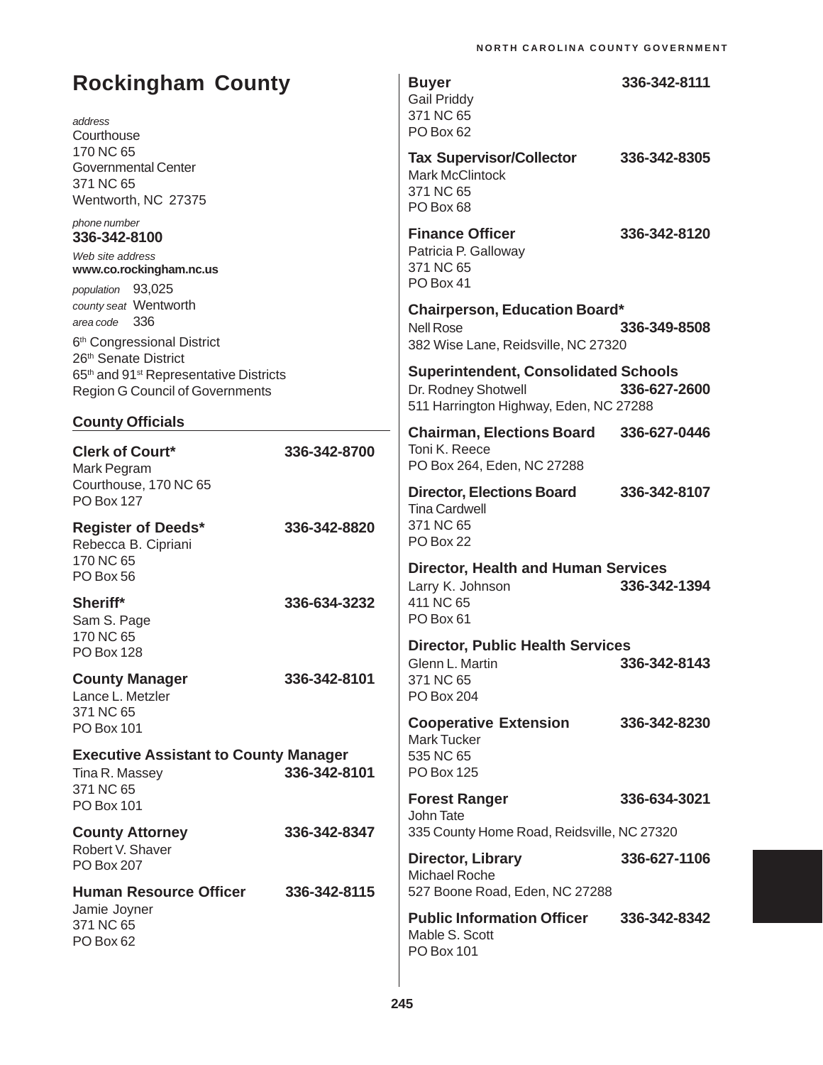# Rockingham County

*address*
Courthouse
170 NC 65
Governmental Center
371 NC 65
Wentworth, NC 27375

*phone number*
**336-342-8100**

*Web site address*
**www.co.rockingham.nc.us**

*population* 93,025
*county seat* Wentworth
*area code* 336

6th Congressional District
26th Senate District
65th and 91st Representative Districts
Region G Council of Governments

## County Officials

**Clerk of Court*** 336-342-8700
Mark Pegram
Courthouse, 170 NC 65
PO Box 127

**Register of Deeds*** 336-342-8820
Rebecca B. Cipriani
170 NC 65
PO Box 56

**Sheriff*** 336-634-3232
Sam S. Page
170 NC 65
PO Box 128

**County Manager** 336-342-8101
Lance L. Metzler
371 NC 65
PO Box 101

**Executive Assistant to County Manager**
Tina R. Massey 336-342-8101
371 NC 65
PO Box 101

**County Attorney** 336-342-8347
Robert V. Shaver
PO Box 207

**Human Resource Officer** 336-342-8115
Jamie Joyner
371 NC 65
PO Box 62

**Buyer** 336-342-8111
Gail Priddy
371 NC 65
PO Box 62

**Tax Supervisor/Collector** 336-342-8305
Mark McClintock
371 NC 65
PO Box 68

**Finance Officer** 336-342-8120
Patricia P. Galloway
371 NC 65
PO Box 41

**Chairperson, Education Board***
Nell Rose 336-349-8508
382 Wise Lane, Reidsville, NC 27320

**Superintendent, Consolidated Schools**
Dr. Rodney Shotwell 336-627-2600
511 Harrington Highway, Eden, NC 27288

**Chairman, Elections Board** 336-627-0446
Toni K. Reece
PO Box 264, Eden, NC 27288

**Director, Elections Board** 336-342-8107
Tina Cardwell
371 NC 65
PO Box 22

**Director, Health and Human Services**
Larry K. Johnson 336-342-1394
411 NC 65
PO Box 61

**Director, Public Health Services**
Glenn L. Martin 336-342-8143
371 NC 65
PO Box 204

**Cooperative Extension** 336-342-8230
Mark Tucker
535 NC 65
PO Box 125

**Forest Ranger** 336-634-3021
John Tate
335 County Home Road, Reidsville, NC 27320

**Director, Library** 336-627-1106
Michael Roche
527 Boone Road, Eden, NC 27288

**Public Information Officer** 336-342-8342
Mable S. Scott
PO Box 101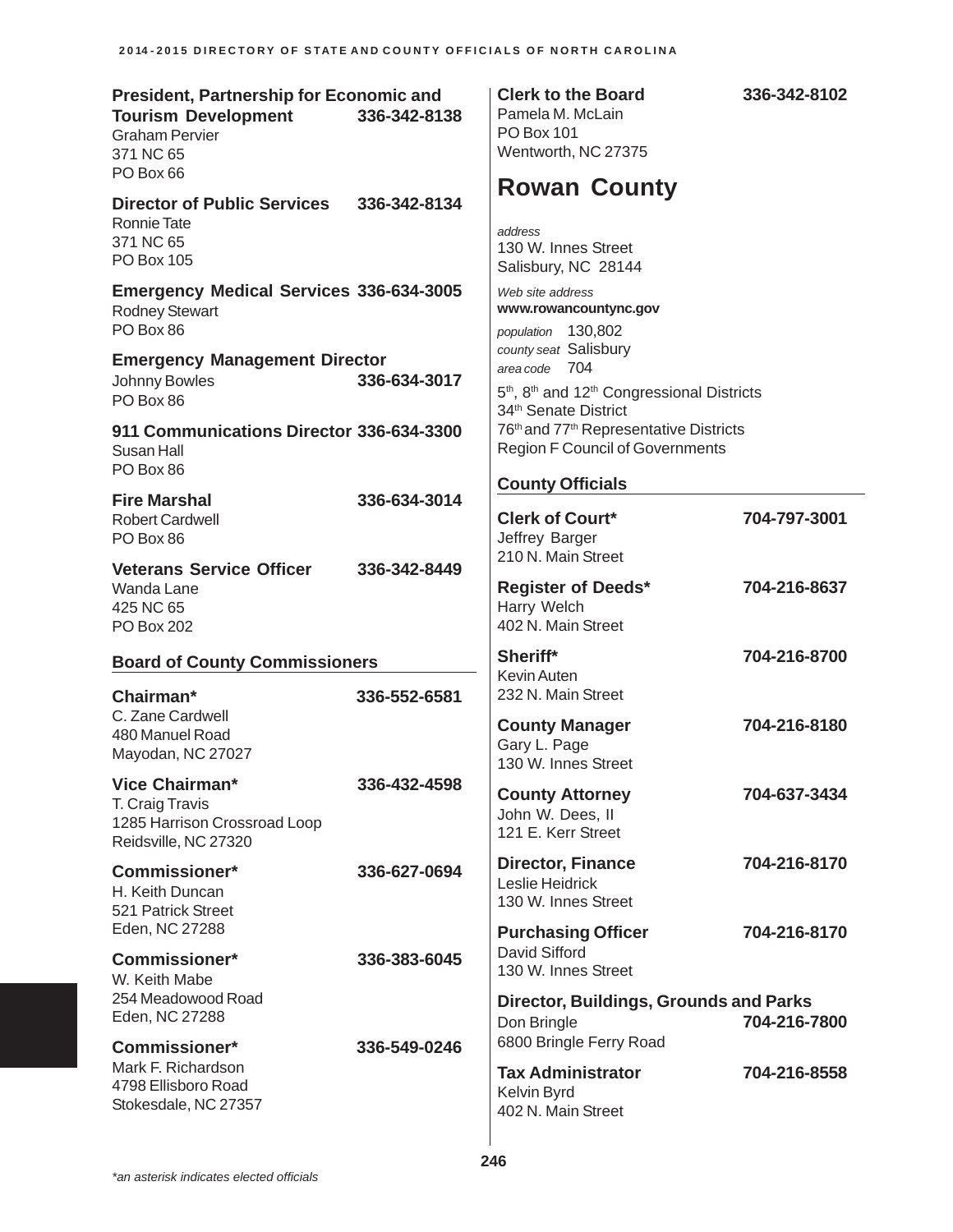**President, Partnership for Economic and Tourism Development** 336-342-8138
Graham Pervier
371 NC 65
PO Box 66

**Director of Public Services** 336-342-8134
Ronnie Tate
371 NC 65
PO Box 105

**Emergency Medical Services** 336-634-3005
Rodney Stewart
PO Box 86

**Emergency Management Director**
Johnny Bowles 336-634-3017
PO Box 86

**911 Communications Director** 336-634-3300
Susan Hall
PO Box 86

**Fire Marshal** 336-634-3014
Robert Cardwell
PO Box 86

**Veterans Service Officer** 336-342-8449
Wanda Lane
425 NC 65
PO Box 202

### Board of County Commissioners

**Chairman*** 336-552-6581
C. Zane Cardwell
480 Manuel Road
Mayodan, NC 27027

**Vice Chairman*** 336-432-4598
T. Craig Travis
1285 Harrison Crossroad Loop
Reidsville, NC 27320

**Commissioner*** 336-627-0694
H. Keith Duncan
521 Patrick Street
Eden, NC 27288

**Commissioner*** 336-383-6045
W. Keith Mabe
254 Meadowood Road
Eden, NC 27288

**Commissioner*** 336-549-0246
Mark F. Richardson
4798 Ellisboro Road
Stokesdale, NC 27357

**Clerk to the Board** 336-342-8102
Pamela M. McLain
PO Box 101
Wentworth, NC 27375

# Rowan County

*address*
130 W. Innes Street
Salisbury, NC 28144

*Web site address*
**www.rowancountync.gov**

*population* 130,802
*county seat* Salisbury
*area code* 704

5th, 8th and 12th Congressional Districts
34th Senate District
76th and 77th Representative Districts
Region F Council of Governments

### County Officials

**Clerk of Court*** 704-797-3001
Jeffrey Barger
210 N. Main Street

**Register of Deeds*** 704-216-8637
Harry Welch
402 N. Main Street

**Sheriff*** 704-216-8700
Kevin Auten
232 N. Main Street

**County Manager** 704-216-8180
Gary L. Page
130 W. Innes Street

**County Attorney** 704-637-3434
John W. Dees, II
121 E. Kerr Street

**Director, Finance** 704-216-8170
Leslie Heidrick
130 W. Innes Street

**Purchasing Officer** 704-216-8170
David Sifford
130 W. Innes Street

**Director, Buildings, Grounds and Parks**
Don Bringle 704-216-7800
6800 Bringle Ferry Road

**Tax Administrator** 704-216-8558
Kelvin Byrd
402 N. Main Street

*\*an asterisk indicates elected officials*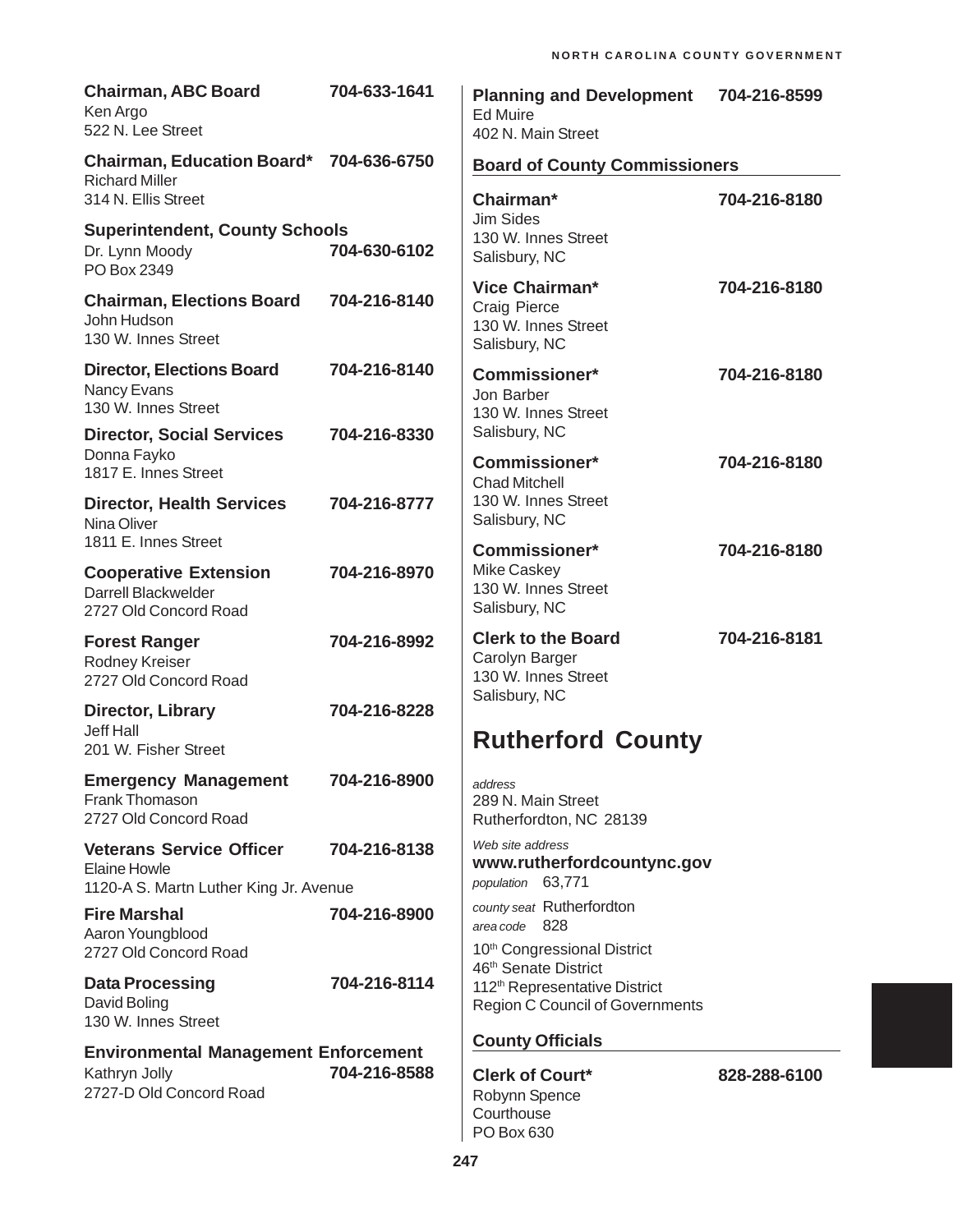**Chairman, ABC Board** 704-633-1641
Ken Argo
522 N. Lee Street

**Chairman, Education Board*** 704-636-6750
Richard Miller
314 N. Ellis Street

**Superintendent, County Schools**
Dr. Lynn Moody 704-630-6102
PO Box 2349

**Chairman, Elections Board** 704-216-8140
John Hudson
130 W. Innes Street

**Director, Elections Board** 704-216-8140
Nancy Evans
130 W. Innes Street

**Director, Social Services** 704-216-8330
Donna Fayko
1817 E. Innes Street

**Director, Health Services** 704-216-8777
Nina Oliver
1811 E. Innes Street

**Cooperative Extension** 704-216-8970
Darrell Blackwelder
2727 Old Concord Road

**Forest Ranger** 704-216-8992
Rodney Kreiser
2727 Old Concord Road

**Director, Library** 704-216-8228
Jeff Hall
201 W. Fisher Street

**Emergency Management** 704-216-8900
Frank Thomason
2727 Old Concord Road

**Veterans Service Officer** 704-216-8138
Elaine Howle
1120-A S. Martn Luther King Jr. Avenue

**Fire Marshal** 704-216-8900
Aaron Youngblood
2727 Old Concord Road

**Data Processing** 704-216-8114
David Boling
130 W. Innes Street

**Environmental Management Enforcement**
Kathryn Jolly 704-216-8588
2727-D Old Concord Road

**Planning and Development** 704-216-8599
Ed Muire
402 N. Main Street

### Board of County Commissioners

**Chairman*** 704-216-8180
Jim Sides
130 W. Innes Street
Salisbury, NC

**Vice Chairman*** 704-216-8180
Craig Pierce
130 W. Innes Street
Salisbury, NC

**Commissioner*** 704-216-8180
Jon Barber
130 W. Innes Street
Salisbury, NC

**Commissioner*** 704-216-8180
Chad Mitchell
130 W. Innes Street
Salisbury, NC

**Commissioner*** 704-216-8180
Mike Caskey
130 W. Innes Street
Salisbury, NC

**Clerk to the Board** 704-216-8181
Carolyn Barger
130 W. Innes Street
Salisbury, NC

# Rutherford County

*address*
289 N. Main Street
Rutherfordton, NC 28139

*Web site address*
**www.rutherfordcountync.gov**
*population* 63,771

*county seat* Rutherfordton
*area code* 828

10th Congressional District
46th Senate District
112th Representative District
Region C Council of Governments

### County Officials

**Clerk of Court*** 828-288-6100
Robynn Spence
Courthouse
PO Box 630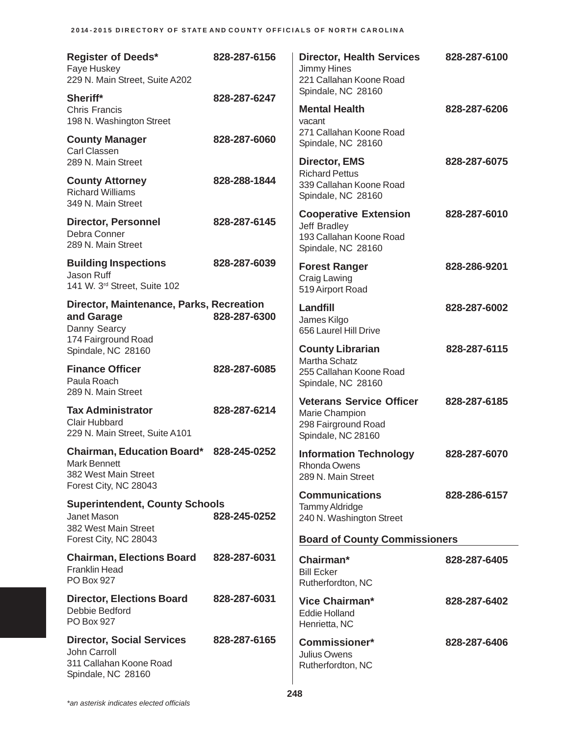**Register of Deeds*** 828-287-6156
Faye Huskey
229 N. Main Street, Suite A202

**Sheriff*** 828-287-6247
Chris Francis
198 N. Washington Street

**County Manager** 828-287-6060
Carl Classen
289 N. Main Street

**County Attorney** 828-288-1844
Richard Williams
349 N. Main Street

**Director, Personnel** 828-287-6145
Debra Conner
289 N. Main Street

**Building Inspections** 828-287-6039
Jason Ruff
141 W. 3rd Street, Suite 102

**Director, Maintenance, Parks, Recreation and Garage** 828-287-6300
Danny Searcy
174 Fairground Road
Spindale, NC 28160

**Finance Officer** 828-287-6085
Paula Roach
289 N. Main Street

**Tax Administrator** 828-287-6214
Clair Hubbard
229 N. Main Street, Suite A101

**Chairman, Education Board*** 828-245-0252
Mark Bennett
382 West Main Street
Forest City, NC 28043

**Superintendent, County Schools**
Janet Mason 828-245-0252
382 West Main Street
Forest City, NC 28043

**Chairman, Elections Board** 828-287-6031
Franklin Head
PO Box 927

**Director, Elections Board** 828-287-6031
Debbie Bedford
PO Box 927

**Director, Social Services** 828-287-6165
John Carroll
311 Callahan Koone Road
Spindale, NC 28160

**Director, Health Services** 828-287-6100
Jimmy Hines
221 Callahan Koone Road
Spindale, NC 28160

**Mental Health** 828-287-6206
vacant
271 Callahan Koone Road
Spindale, NC 28160

**Director, EMS** 828-287-6075
Richard Pettus
339 Callahan Koone Road
Spindale, NC 28160

**Cooperative Extension** 828-287-6010
Jeff Bradley
193 Callahan Koone Road
Spindale, NC 28160

**Forest Ranger** 828-286-9201
Craig Lawing
519 Airport Road

**Landfill** 828-287-6002
James Kilgo
656 Laurel Hill Drive

**County Librarian** 828-287-6115
Martha Schatz
255 Callahan Koone Road
Spindale, NC 28160

**Veterans Service Officer** 828-287-6185
Marie Champion
298 Fairground Road
Spindale, NC 28160

**Information Technology** 828-287-6070
Rhonda Owens
289 N. Main Street

**Communications** 828-286-6157
Tammy Aldridge
240 N. Washington Street

## Board of County Commissioners

**Chairman*** 828-287-6405
Bill Ecker
Rutherfordton, NC

**Vice Chairman*** 828-287-6402
Eddie Holland
Henrietta, NC

**Commissioner*** 828-287-6406
Julius Owens
Rutherfordton, NC

*\*an asterisk indicates elected officials*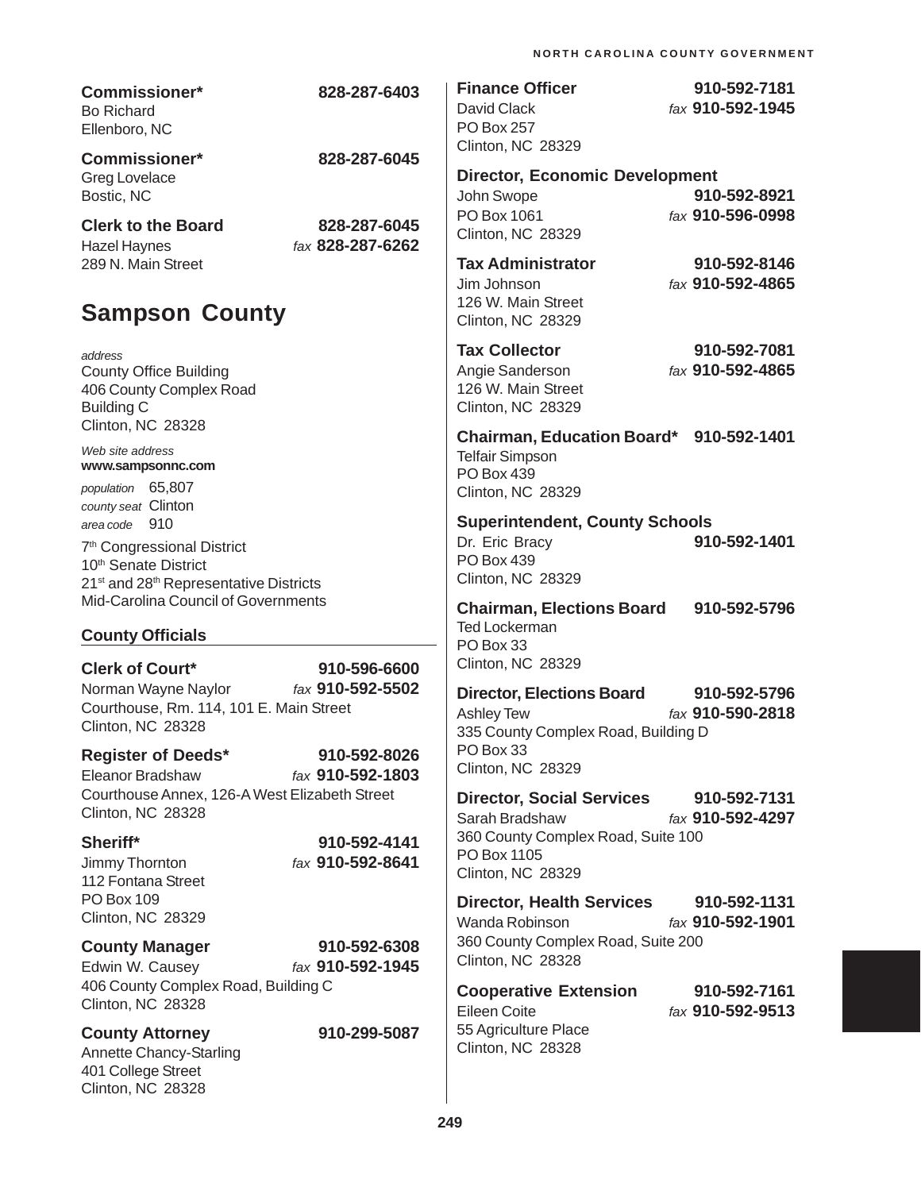**Commissioner*** 828-287-6403
Bo Richard
Ellenboro, NC

**Commissioner*** 828-287-6045
Greg Lovelace
Bostic, NC

**Clerk to the Board** 828-287-6045
Hazel Haynes *fax* 828-287-6262
289 N. Main Street

# Sampson County

*address*
County Office Building
406 County Complex Road
Building C
Clinton, NC 28328

*Web site address*
**www.sampsonnc.com**

*population* 65,807
*county seat* Clinton
*area code* 910

7th Congressional District
10th Senate District
21st and 28th Representative Districts
Mid-Carolina Council of Governments

## County Officials

**Clerk of Court*** 910-596-6600
Norman Wayne Naylor *fax* 910-592-5502
Courthouse, Rm. 114, 101 E. Main Street
Clinton, NC 28328

**Register of Deeds*** 910-592-8026
Eleanor Bradshaw *fax* 910-592-1803
Courthouse Annex, 126-A West Elizabeth Street
Clinton, NC 28328

**Sheriff*** 910-592-4141
Jimmy Thornton *fax* 910-592-8641
112 Fontana Street
PO Box 109
Clinton, NC 28329

**County Manager** 910-592-6308
Edwin W. Causey *fax* 910-592-1945
406 County Complex Road, Building C
Clinton, NC 28328

**County Attorney** 910-299-5087
Annette Chancy-Starling
401 College Street
Clinton, NC 28328

**Finance Officer** 910-592-7181
David Clack *fax* 910-592-1945
PO Box 257
Clinton, NC 28329

**Director, Economic Development**
John Swope 910-592-8921
PO Box 1061 *fax* 910-596-0998
Clinton, NC 28329

**Tax Administrator** 910-592-8146
Jim Johnson *fax* 910-592-4865
126 W. Main Street
Clinton, NC 28329

**Tax Collector** 910-592-7081
Angie Sanderson *fax* 910-592-4865
126 W. Main Street
Clinton, NC 28329

**Chairman, Education Board*** 910-592-1401
Telfair Simpson
PO Box 439
Clinton, NC 28329

**Superintendent, County Schools**
Dr. Eric Bracy 910-592-1401
PO Box 439
Clinton, NC 28329

**Chairman, Elections Board** 910-592-5796
Ted Lockerman
PO Box 33
Clinton, NC 28329

**Director, Elections Board** 910-592-5796
Ashley Tew *fax* 910-590-2818
335 County Complex Road, Building D
PO Box 33
Clinton, NC 28329

**Director, Social Services** 910-592-7131
Sarah Bradshaw *fax* 910-592-4297
360 County Complex Road, Suite 100
PO Box 1105
Clinton, NC 28329

**Director, Health Services** 910-592-1131
Wanda Robinson *fax* 910-592-1901
360 County Complex Road, Suite 200
Clinton, NC 28328

**Cooperative Extension** 910-592-7161
Eileen Coite *fax* 910-592-9513
55 Agriculture Place
Clinton, NC 28328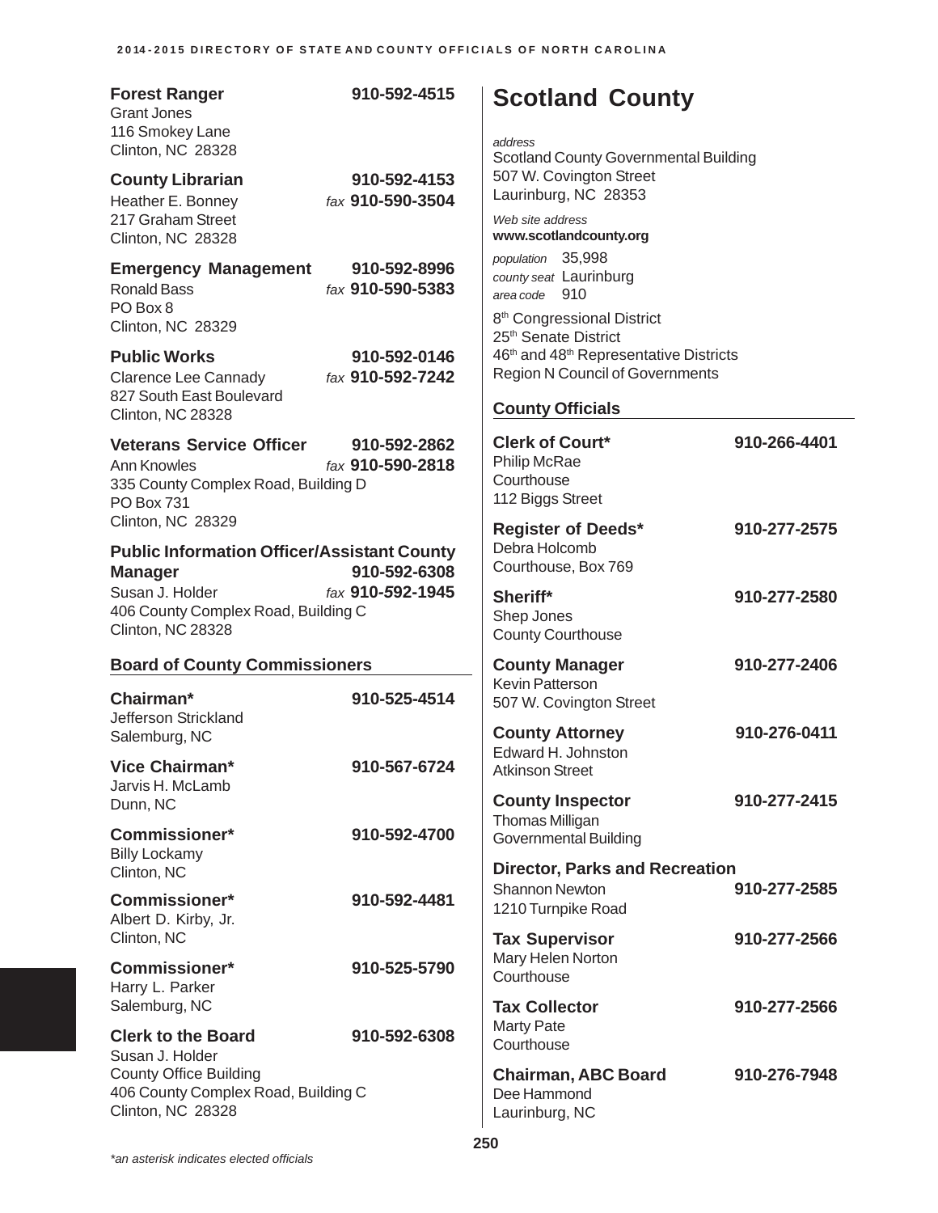**Forest Ranger** 910-592-4515
Grant Jones
116 Smokey Lane
Clinton, NC 28328

**County Librarian** 910-592-4153
Heather E. Bonney *fax* **910-590-3504**
217 Graham Street
Clinton, NC 28328

**Emergency Management** 910-592-8996
Ronald Bass *fax* **910-590-5383**
PO Box 8
Clinton, NC 28329

**Public Works** 910-592-0146
Clarence Lee Cannady *fax* **910-592-7242**
827 South East Boulevard
Clinton, NC 28328

**Veterans Service Officer** 910-592-2862
Ann Knowles *fax* **910-590-2818**
335 County Complex Road, Building D
PO Box 731
Clinton, NC 28329

**Public Information Officer/Assistant County Manager** 910-592-6308
Susan J. Holder *fax* **910-592-1945**
406 County Complex Road, Building C
Clinton, NC 28328

### Board of County Commissioners

**Chairman*** 910-525-4514
Jefferson Strickland
Salemburg, NC

**Vice Chairman*** 910-567-6724
Jarvis H. McLamb
Dunn, NC

**Commissioner*** 910-592-4700
Billy Lockamy
Clinton, NC

**Commissioner*** 910-592-4481
Albert D. Kirby, Jr.
Clinton, NC

**Commissioner*** 910-525-5790
Harry L. Parker
Salemburg, NC

**Clerk to the Board** 910-592-6308
Susan J. Holder
County Office Building
406 County Complex Road, Building C
Clinton, NC 28328

# Scotland County

*address*
Scotland County Governmental Building
507 W. Covington Street
Laurinburg, NC 28353

*Web site address*
**www.scotlandcounty.org**

*population* 35,998
*county seat* Laurinburg
*area code* 910

8th Congressional District
25th Senate District
46th and 48th Representative Districts
Region N Council of Governments

### County Officials

**Clerk of Court*** 910-266-4401
Philip McRae
Courthouse
112 Biggs Street

**Register of Deeds*** 910-277-2575
Debra Holcomb
Courthouse, Box 769

**Sheriff*** 910-277-2580
Shep Jones
County Courthouse

**County Manager** 910-277-2406
Kevin Patterson
507 W. Covington Street

**County Attorney** 910-276-0411
Edward H. Johnston
Atkinson Street

**County Inspector** 910-277-2415
Thomas Milligan
Governmental Building

**Director, Parks and Recreation** 910-277-2585
Shannon Newton
1210 Turnpike Road

**Tax Supervisor** 910-277-2566
Mary Helen Norton
Courthouse

**Tax Collector** 910-277-2566
Marty Pate
Courthouse

**Chairman, ABC Board** 910-276-7948
Dee Hammond
Laurinburg, NC

*\*an asterisk indicates elected officials*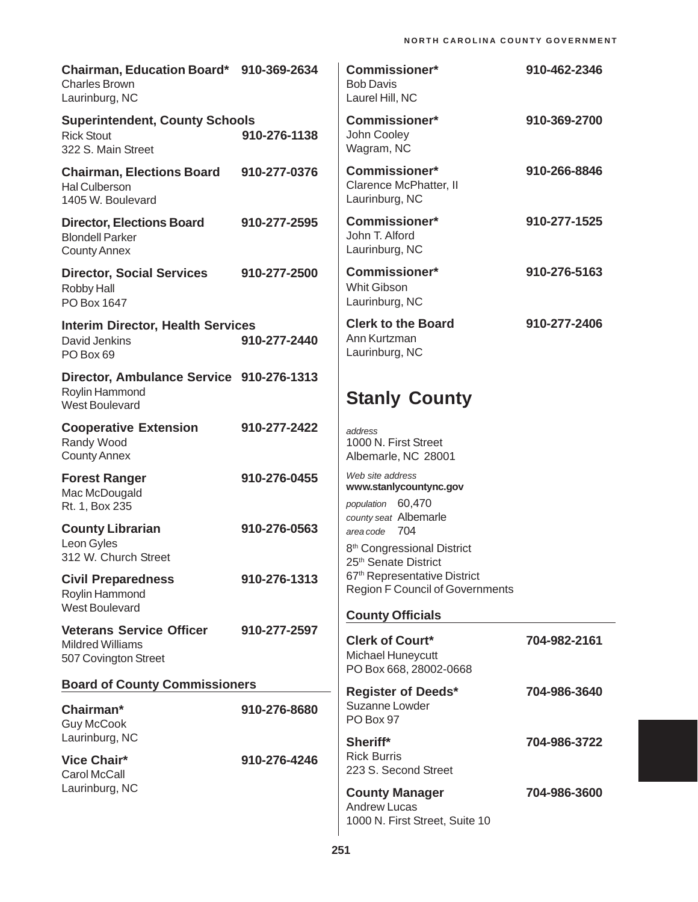**Chairman, Education Board*** 910-369-2634
Charles Brown
Laurinburg, NC

**Superintendent, County Schools**
Rick Stout 910-276-1138
322 S. Main Street

**Chairman, Elections Board** 910-277-0376
Hal Culberson
1405 W. Boulevard

**Director, Elections Board** 910-277-2595
Blondell Parker
County Annex

**Director, Social Services** 910-277-2500
Robby Hall
PO Box 1647

**Interim Director, Health Services**
David Jenkins 910-277-2440
PO Box 69

**Director, Ambulance Service** 910-276-1313
Roylin Hammond
West Boulevard

**Cooperative Extension** 910-277-2422
Randy Wood
County Annex

**Forest Ranger** 910-276-0455
Mac McDougald
Rt. 1, Box 235

**County Librarian** 910-276-0563
Leon Gyles
312 W. Church Street

**Civil Preparedness** 910-276-1313
Roylin Hammond
West Boulevard

**Veterans Service Officer** 910-277-2597
Mildred Williams
507 Covington Street

### Board of County Commissioners

**Chairman*** 910-276-8680
Guy McCook
Laurinburg, NC

**Vice Chair*** 910-276-4246
Carol McCall
Laurinburg, NC

**Commissioner*** 910-462-2346
Bob Davis
Laurel Hill, NC

**Commissioner*** 910-369-2700
John Cooley
Wagram, NC

**Commissioner*** 910-266-8846
Clarence McPhatter, II
Laurinburg, NC

**Commissioner*** 910-277-1525
John T. Alford
Laurinburg, NC

**Commissioner*** 910-276-5163
Whit Gibson
Laurinburg, NC

**Clerk to the Board** 910-277-2406
Ann Kurtzman
Laurinburg, NC

## Stanly County

*address*
1000 N. First Street
Albemarle, NC 28001

*Web site address*
**www.stanlycountync.gov**

*population* 60,470
*county seat* Albemarle
*area code* 704

8th Congressional District
25th Senate District
67th Representative District
Region F Council of Governments

### County Officials

**Clerk of Court*** 704-982-2161
Michael Huneycutt
PO Box 668, 28002-0668

**Register of Deeds*** 704-986-3640
Suzanne Lowder
PO Box 97

**Sheriff*** 704-986-3722
Rick Burris
223 S. Second Street

**County Manager** 704-986-3600
Andrew Lucas
1000 N. First Street, Suite 10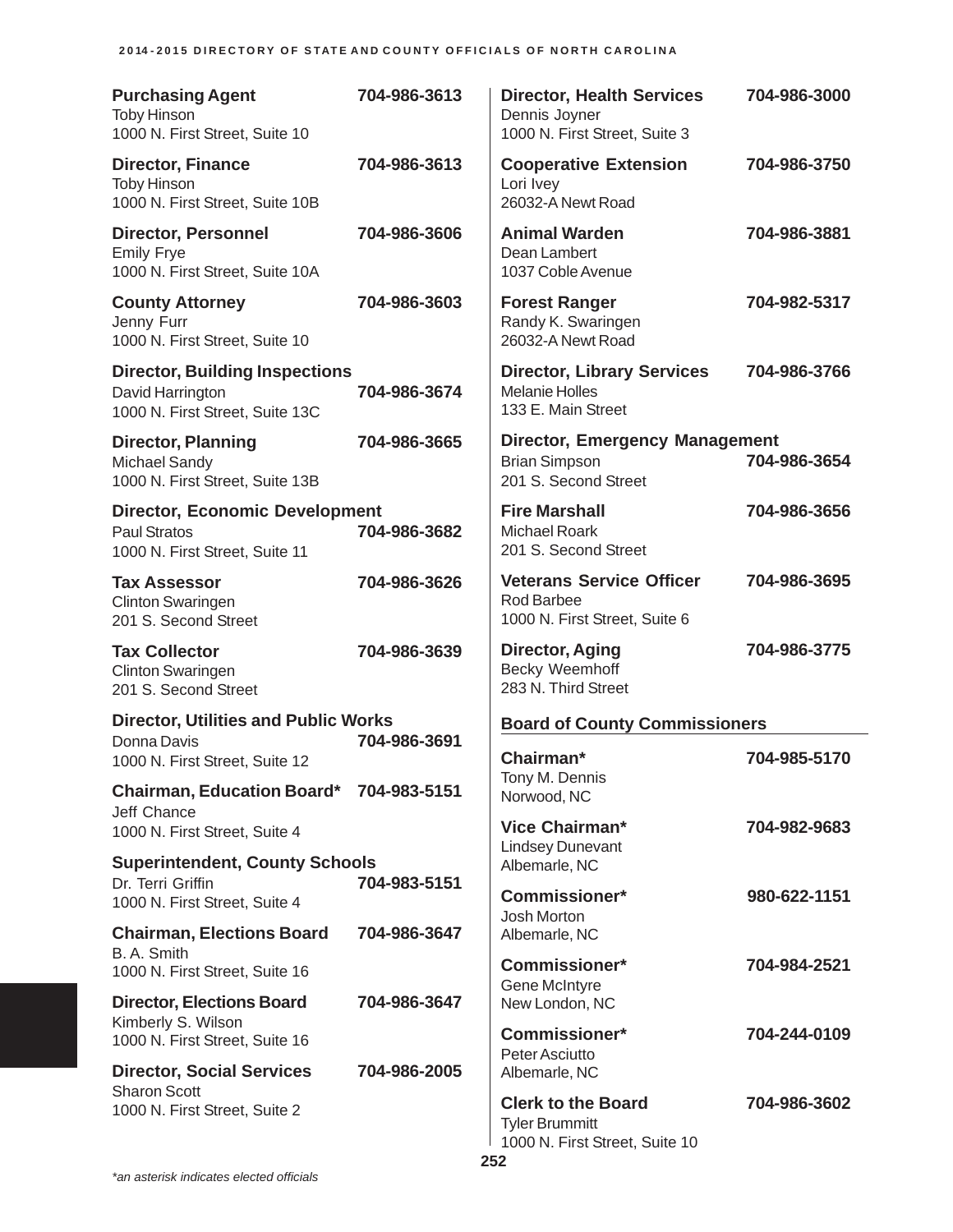**Purchasing Agent** 704-986-3613
Toby Hinson
1000 N. First Street, Suite 10

**Director, Finance** 704-986-3613
Toby Hinson
1000 N. First Street, Suite 10B

**Director, Personnel** 704-986-3606
Emily Frye
1000 N. First Street, Suite 10A

**County Attorney** 704-986-3603
Jenny Furr
1000 N. First Street, Suite 10

**Director, Building Inspections**
David Harrington 704-986-3674
1000 N. First Street, Suite 13C

**Director, Planning** 704-986-3665
Michael Sandy
1000 N. First Street, Suite 13B

**Director, Economic Development**
Paul Stratos 704-986-3682
1000 N. First Street, Suite 11

**Tax Assessor** 704-986-3626
Clinton Swaringen
201 S. Second Street

**Tax Collector** 704-986-3639
Clinton Swaringen
201 S. Second Street

**Director, Utilities and Public Works**
Donna Davis 704-986-3691
1000 N. First Street, Suite 12

**Chairman, Education Board*** 704-983-5151
Jeff Chance
1000 N. First Street, Suite 4

**Superintendent, County Schools**
Dr. Terri Griffin 704-983-5151
1000 N. First Street, Suite 4

**Chairman, Elections Board** 704-986-3647
B. A. Smith
1000 N. First Street, Suite 16

**Director, Elections Board** 704-986-3647
Kimberly S. Wilson
1000 N. First Street, Suite 16

**Director, Social Services** 704-986-2005
Sharon Scott
1000 N. First Street, Suite 2

**Director, Health Services** 704-986-3000
Dennis Joyner
1000 N. First Street, Suite 3

**Cooperative Extension** 704-986-3750
Lori Ivey
26032-A Newt Road

**Animal Warden** 704-986-3881
Dean Lambert
1037 Coble Avenue

**Forest Ranger** 704-982-5317
Randy K. Swaringen
26032-A Newt Road

**Director, Library Services** 704-986-3766
Melanie Holles
133 E. Main Street

**Director, Emergency Management**
Brian Simpson 704-986-3654
201 S. Second Street

**Fire Marshall** 704-986-3656
Michael Roark
201 S. Second Street

**Veterans Service Officer** 704-986-3695
Rod Barbee
1000 N. First Street, Suite 6

**Director, Aging** 704-986-3775
Becky Weemhoff
283 N. Third Street

## Board of County Commissioners

**Chairman*** 704-985-5170
Tony M. Dennis
Norwood, NC

**Vice Chairman*** 704-982-9683
Lindsey Dunevant
Albemarle, NC

**Commissioner*** 980-622-1151
Josh Morton
Albemarle, NC

**Commissioner*** 704-984-2521
Gene McIntyre
New London, NC

**Commissioner*** 704-244-0109
Peter Asciutto
Albemarle, NC

**Clerk to the Board** 704-986-3602
Tyler Brummitt
1000 N. First Street, Suite 10

*an asterisk indicates elected officials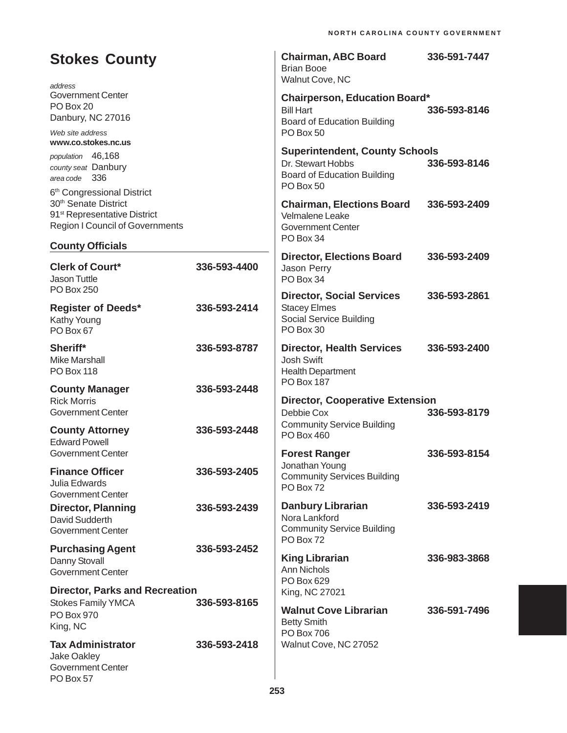# Stokes County

*address*
Government Center
PO Box 20
Danbury, NC 27016

*Web site address*
**www.co.stokes.nc.us**

*population* 46,168
*county seat* Danbury
*area code* 336

6th Congressional District
30th Senate District
91st Representative District
Region I Council of Governments

## County Officials

**Clerk of Court*** — 336-593-4400
Jason Tuttle
PO Box 250

**Register of Deeds*** — 336-593-2414
Kathy Young
PO Box 67

**Sheriff*** — 336-593-8787
Mike Marshall
PO Box 118

**County Manager** — 336-593-2448
Rick Morris
Government Center

**County Attorney** — 336-593-2448
Edward Powell
Government Center

**Finance Officer** — 336-593-2405
Julia Edwards
Government Center

**Director, Planning** — 336-593-2439
David Sudderth
Government Center

**Purchasing Agent** — 336-593-2452
Danny Stovall
Government Center

**Director, Parks and Recreation**
Stokes Family YMCA — 336-593-8165
PO Box 970
King, NC

**Tax Administrator** — 336-593-2418
Jake Oakley
Government Center
PO Box 57

**Chairman, ABC Board** — 336-591-7447
Brian Booe
Walnut Cove, NC

**Chairperson, Education Board***
Bill Hart — 336-593-8146
Board of Education Building
PO Box 50

**Superintendent, County Schools**
Dr. Stewart Hobbs — 336-593-8146
Board of Education Building
PO Box 50

**Chairman, Elections Board** — 336-593-2409
Velmalene Leake
Government Center
PO Box 34

**Director, Elections Board** — 336-593-2409
Jason Perry
PO Box 34

**Director, Social Services** — 336-593-2861
Stacey Elmes
Social Service Building
PO Box 30

**Director, Health Services** — 336-593-2400
Josh Swift
Health Department
PO Box 187

**Director, Cooperative Extension**
Debbie Cox — 336-593-8179
Community Service Building
PO Box 460

**Forest Ranger** — 336-593-8154
Jonathan Young
Community Services Building
PO Box 72

**Danbury Librarian** — 336-593-2419
Nora Lankford
Community Service Building
PO Box 72

**King Librarian** — 336-983-3868
Ann Nichols
PO Box 629
King, NC 27021

**Walnut Cove Librarian** — 336-591-7496
Betty Smith
PO Box 706
Walnut Cove, NC 27052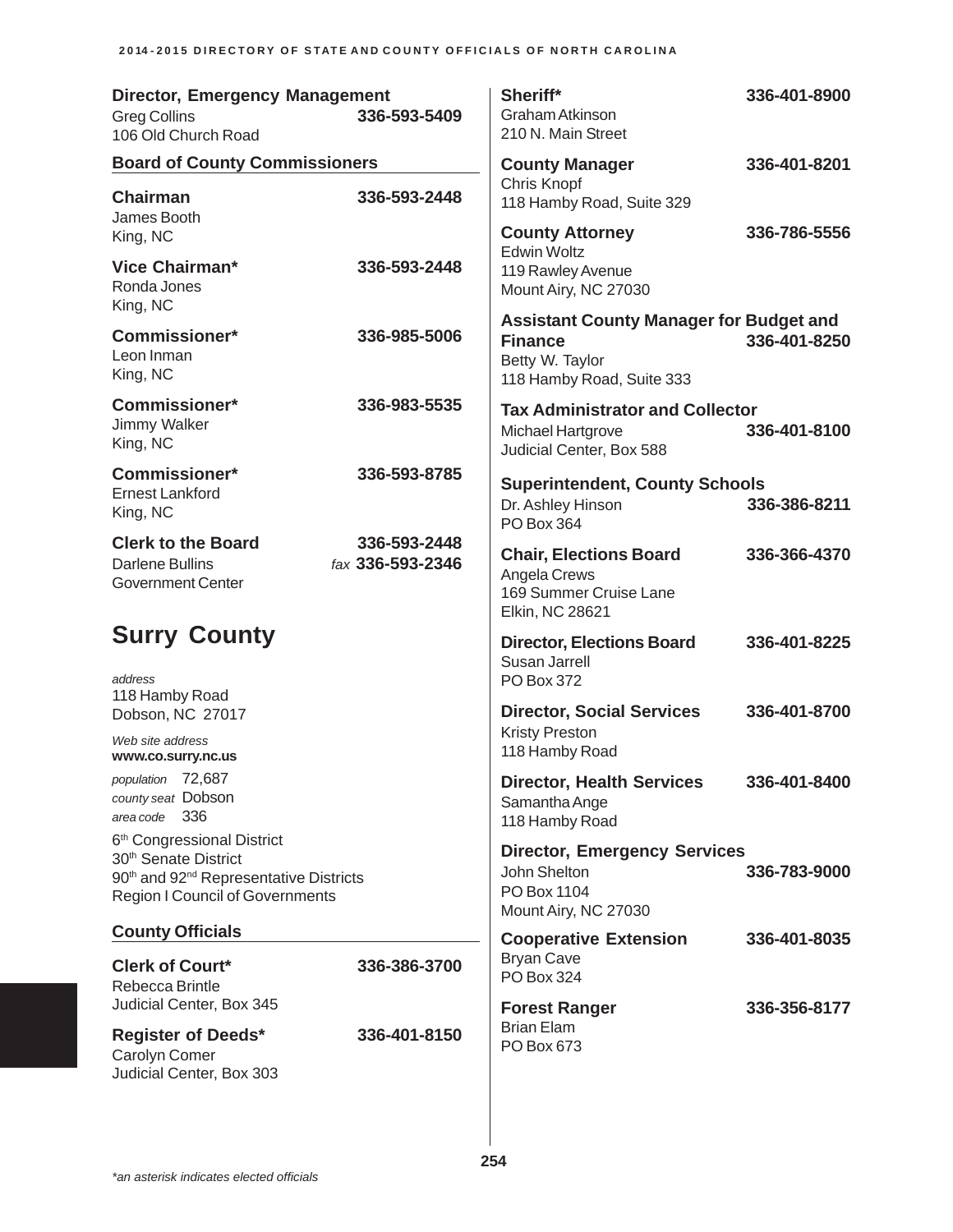**Director, Emergency Management**
Greg Collins 336-593-5409
106 Old Church Road

**Board of County Commissioners**

**Chairman** 336-593-2448
James Booth
King, NC

**Vice Chairman*** 336-593-2448
Ronda Jones
King, NC

**Commissioner*** 336-985-5006
Leon Inman
King, NC

**Commissioner*** 336-983-5535
Jimmy Walker
King, NC

**Commissioner*** 336-593-8785
Ernest Lankford
King, NC

**Clerk to the Board** 336-593-2448
Darlene Bullins *fax* 336-593-2346
Government Center

# Surry County

*address*
118 Hamby Road
Dobson, NC 27017

*Web site address*
**www.co.surry.nc.us**

*population* 72,687
*county seat* Dobson
*area code* 336

6th Congressional District
30th Senate District
90th and 92nd Representative Districts
Region I Council of Governments

**County Officials**

**Clerk of Court*** 336-386-3700
Rebecca Brintle
Judicial Center, Box 345

**Register of Deeds*** 336-401-8150
Carolyn Comer
Judicial Center, Box 303

**Sheriff*** 336-401-8900
Graham Atkinson
210 N. Main Street

**County Manager** 336-401-8201
Chris Knopf
118 Hamby Road, Suite 329

**County Attorney** 336-786-5556
Edwin Woltz
119 Rawley Avenue
Mount Airy, NC 27030

**Assistant County Manager for Budget and Finance** 336-401-8250
Betty W. Taylor
118 Hamby Road, Suite 333

**Tax Administrator and Collector**
Michael Hartgrove 336-401-8100
Judicial Center, Box 588

**Superintendent, County Schools**
Dr. Ashley Hinson 336-386-8211
PO Box 364

**Chair, Elections Board** 336-366-4370
Angela Crews
169 Summer Cruise Lane
Elkin, NC 28621

**Director, Elections Board** 336-401-8225
Susan Jarrell
PO Box 372

**Director, Social Services** 336-401-8700
Kristy Preston
118 Hamby Road

**Director, Health Services** 336-401-8400
Samantha Ange
118 Hamby Road

**Director, Emergency Services**
John Shelton 336-783-9000
PO Box 1104
Mount Airy, NC 27030

**Cooperative Extension** 336-401-8035
Bryan Cave
PO Box 324

**Forest Ranger** 336-356-8177
Brian Elam
PO Box 673

*\*an asterisk indicates elected officials*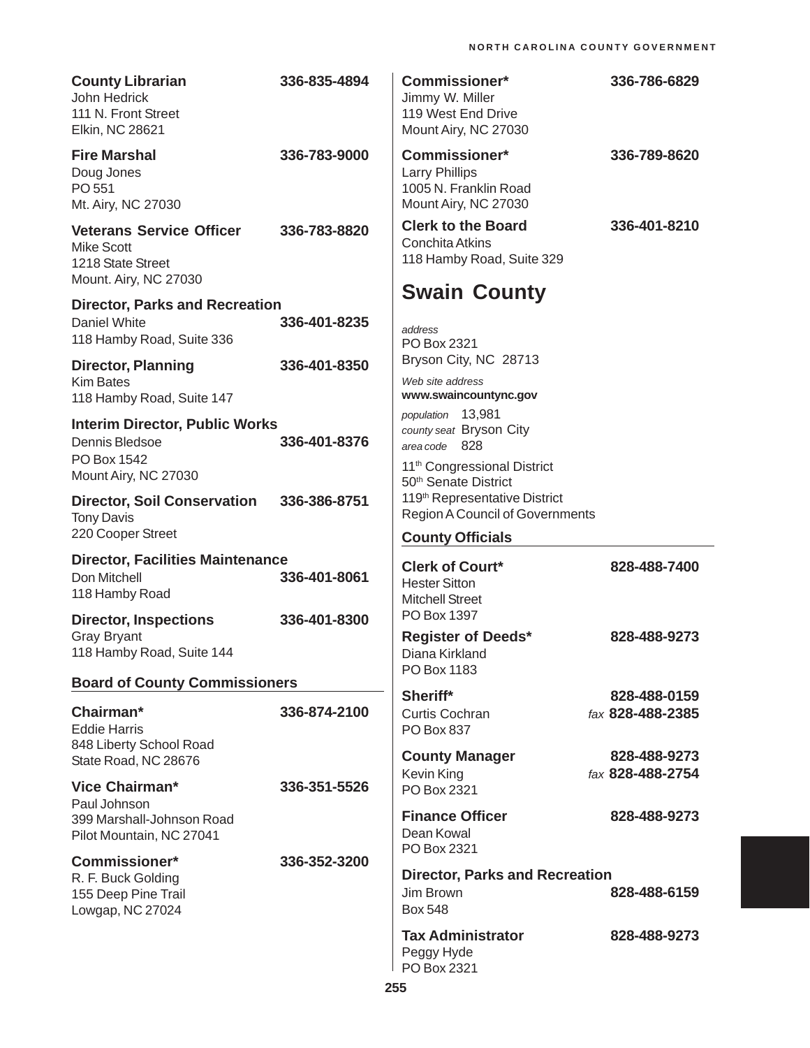**County Librarian** 336-835-4894
John Hedrick
111 N. Front Street
Elkin, NC 28621

**Fire Marshal** 336-783-9000
Doug Jones
PO 551
Mt. Airy, NC 27030

**Veterans Service Officer** 336-783-8820
Mike Scott
1218 State Street
Mount. Airy, NC 27030

**Director, Parks and Recreation**
Daniel White 336-401-8235
118 Hamby Road, Suite 336

**Director, Planning** 336-401-8350
Kim Bates
118 Hamby Road, Suite 147

**Interim Director, Public Works**
Dennis Bledsoe 336-401-8376
PO Box 1542
Mount Airy, NC 27030

**Director, Soil Conservation** 336-386-8751
Tony Davis
220 Cooper Street

**Director, Facilities Maintenance**
Don Mitchell 336-401-8061
118 Hamby Road

**Director, Inspections** 336-401-8300
Gray Bryant
118 Hamby Road, Suite 144

### Board of County Commissioners

**Chairman*** 336-874-2100
Eddie Harris
848 Liberty School Road
State Road, NC 28676

**Vice Chairman*** 336-351-5526
Paul Johnson
399 Marshall-Johnson Road
Pilot Mountain, NC 27041

**Commissioner*** 336-352-3200
R. F. Buck Golding
155 Deep Pine Trail
Lowgap, NC 27024

**Commissioner*** 336-786-6829
Jimmy W. Miller
119 West End Drive
Mount Airy, NC 27030

**Commissioner*** 336-789-8620
Larry Phillips
1005 N. Franklin Road
Mount Airy, NC 27030

**Clerk to the Board** 336-401-8210
Conchita Atkins
118 Hamby Road, Suite 329

## Swain County

*address*
PO Box 2321
Bryson City, NC 28713

*Web site address*
**www.swaincountync.gov**

*population* 13,981
*county seat* Bryson City
*area code* 828

11th Congressional District
50th Senate District
119th Representative District
Region A Council of Governments

### County Officials

**Clerk of Court*** 828-488-7400
Hester Sitton
Mitchell Street
PO Box 1397

**Register of Deeds*** 828-488-9273
Diana Kirkland
PO Box 1183

**Sheriff*** 828-488-0159
Curtis Cochran *fax* **828-488-2385**
PO Box 837

**County Manager** 828-488-9273
Kevin King *fax* **828-488-2754**
PO Box 2321

**Finance Officer** 828-488-9273
Dean Kowal
PO Box 2321

**Director, Parks and Recreation**
Jim Brown 828-488-6159
Box 548

**Tax Administrator** 828-488-9273
Peggy Hyde
PO Box 2321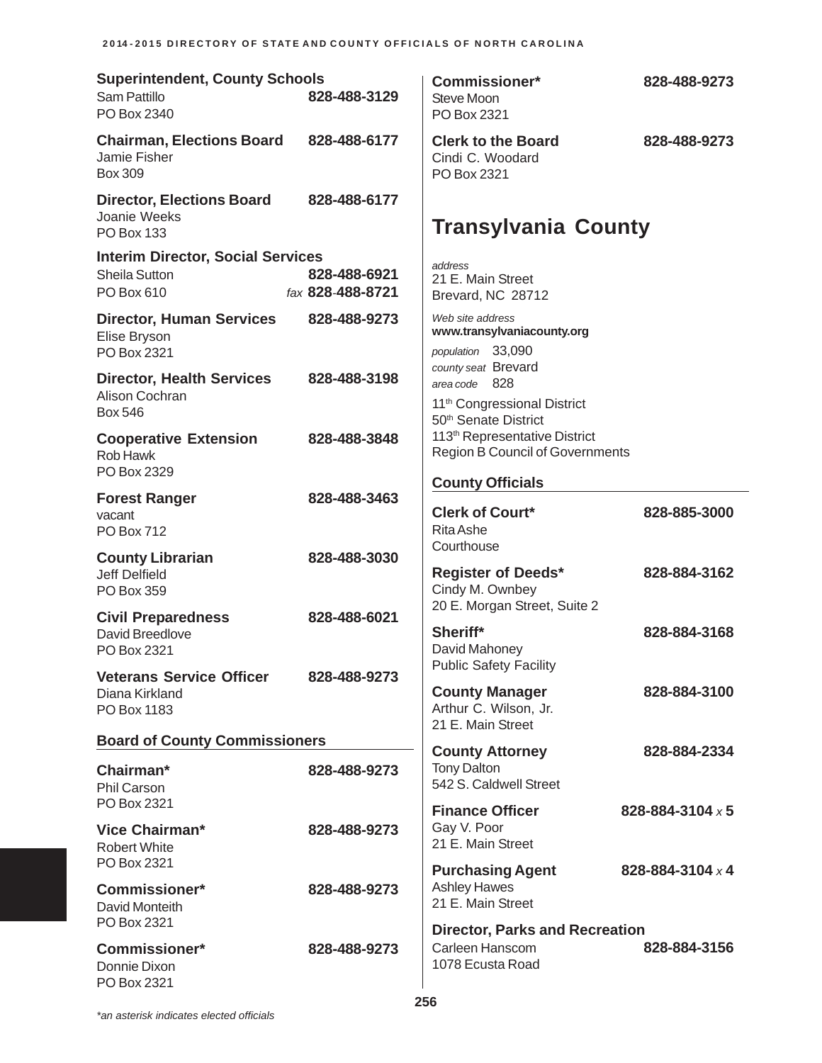**Superintendent, County Schools**
Sam Pattillo **828-488-3129**
PO Box 2340

**Chairman, Elections Board** **828-488-6177**
Jamie Fisher
Box 309

**Director, Elections Board** **828-488-6177**
Joanie Weeks
PO Box 133

**Interim Director, Social Services**
Sheila Sutton **828-488-6921**
PO Box 610 *fax* **828-488-8721**

**Director, Human Services** **828-488-9273**
Elise Bryson
PO Box 2321

**Director, Health Services** **828-488-3198**
Alison Cochran
Box 546

**Cooperative Extension** **828-488-3848**
Rob Hawk
PO Box 2329

**Forest Ranger** **828-488-3463**
vacant
PO Box 712

**County Librarian** **828-488-3030**
Jeff Delfield
PO Box 359

**Civil Preparedness** **828-488-6021**
David Breedlove
PO Box 2321

**Veterans Service Officer** **828-488-9273**
Diana Kirkland
PO Box 1183

### Board of County Commissioners

**Chairman*** **828-488-9273**
Phil Carson
PO Box 2321

**Vice Chairman*** **828-488-9273**
Robert White
PO Box 2321

**Commissioner*** **828-488-9273**
David Monteith
PO Box 2321

**Commissioner*** **828-488-9273**
Donnie Dixon
PO Box 2321

**Commissioner*** **828-488-9273**
Steve Moon
PO Box 2321

**Clerk to the Board** **828-488-9273**
Cindi C. Woodard
PO Box 2321

# Transylvania County

*address*
21 E. Main Street
Brevard, NC 28712

*Web site address*
**www.transylvaniacounty.org**

*population* 33,090
*county seat* Brevard
*area code* 828

11th Congressional District
50th Senate District
113th Representative District
Region B Council of Governments

### County Officials

**Clerk of Court*** **828-885-3000**
Rita Ashe
Courthouse

**Register of Deeds*** **828-884-3162**
Cindy M. Ownbey
20 E. Morgan Street, Suite 2

**Sheriff*** **828-884-3168**
David Mahoney
Public Safety Facility

**County Manager** **828-884-3100**
Arthur C. Wilson, Jr.
21 E. Main Street

**County Attorney** **828-884-2334**
Tony Dalton
542 S. Caldwell Street

**Finance Officer** **828-884-3104** *x* **5**
Gay V. Poor
21 E. Main Street

**Purchasing Agent** **828-884-3104** *x* **4**
Ashley Hawes
21 E. Main Street

**Director, Parks and Recreation**
Carleen Hanscom **828-884-3156**
1078 Ecusta Road

*\*an asterisk indicates elected officials*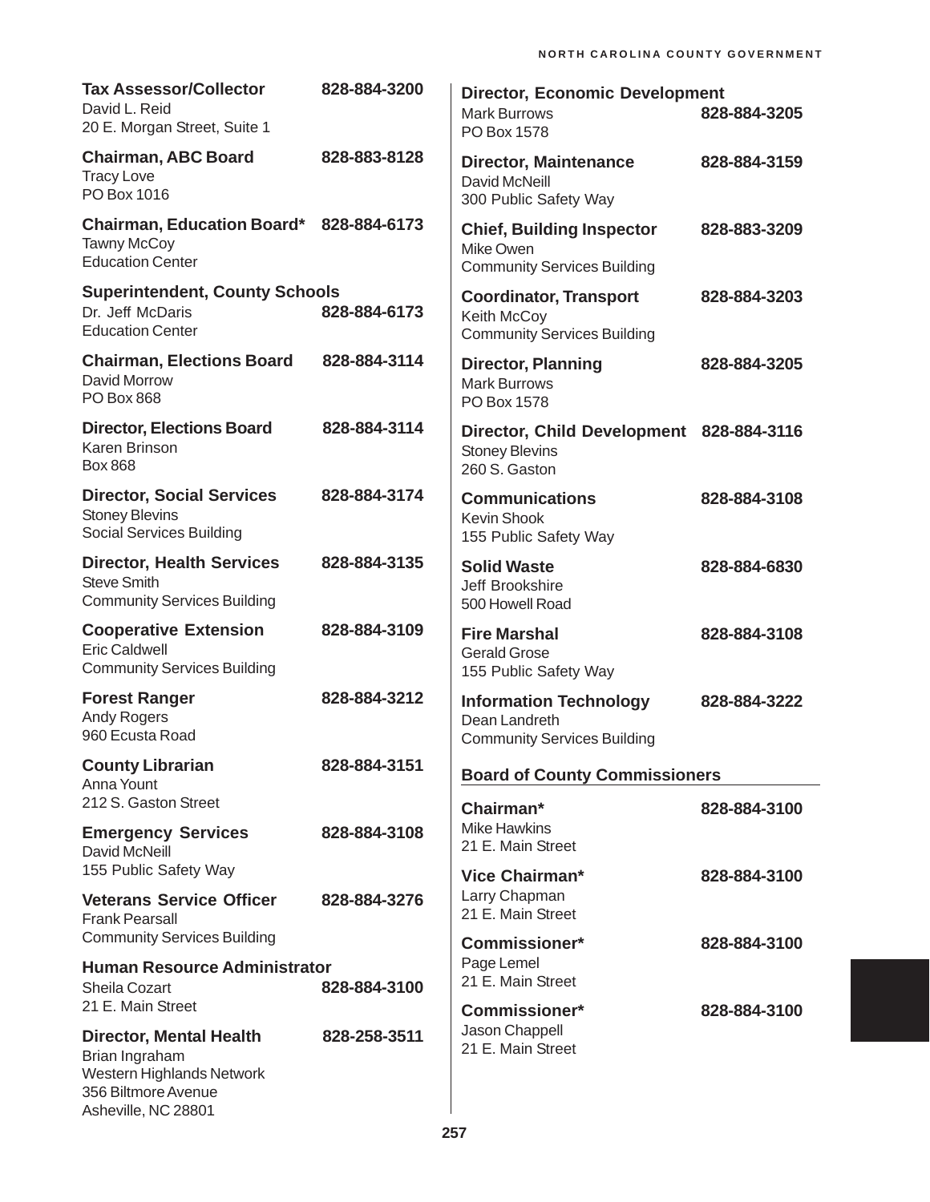**Tax Assessor/Collector** 828-884-3200
David L. Reid
20 E. Morgan Street, Suite 1

**Chairman, ABC Board** 828-883-8128
Tracy Love
PO Box 1016

**Chairman, Education Board*** 828-884-6173
Tawny McCoy
Education Center

**Superintendent, County Schools**
Dr. Jeff McDaris 828-884-6173
Education Center

**Chairman, Elections Board** 828-884-3114
David Morrow
PO Box 868

**Director, Elections Board** 828-884-3114
Karen Brinson
Box 868

**Director, Social Services** 828-884-3174
Stoney Blevins
Social Services Building

**Director, Health Services** 828-884-3135
Steve Smith
Community Services Building

**Cooperative Extension** 828-884-3109
Eric Caldwell
Community Services Building

**Forest Ranger** 828-884-3212
Andy Rogers
960 Ecusta Road

**County Librarian** 828-884-3151
Anna Yount
212 S. Gaston Street

**Emergency Services** 828-884-3108
David McNeill
155 Public Safety Way

**Veterans Service Officer** 828-884-3276
Frank Pearsall
Community Services Building

**Human Resource Administrator**
Sheila Cozart 828-884-3100
21 E. Main Street

**Director, Mental Health** 828-258-3511
Brian Ingraham
Western Highlands Network
356 Biltmore Avenue
Asheville, NC 28801

**Director, Economic Development**
Mark Burrows 828-884-3205
PO Box 1578

**Director, Maintenance** 828-884-3159
David McNeill
300 Public Safety Way

**Chief, Building Inspector** 828-883-3209
Mike Owen
Community Services Building

**Coordinator, Transport** 828-884-3203
Keith McCoy
Community Services Building

**Director, Planning** 828-884-3205
Mark Burrows
PO Box 1578

**Director, Child Development** 828-884-3116
Stoney Blevins
260 S. Gaston

**Communications** 828-884-3108
Kevin Shook
155 Public Safety Way

**Solid Waste** 828-884-6830
Jeff Brookshire
500 Howell Road

**Fire Marshal** 828-884-3108
Gerald Grose
155 Public Safety Way

**Information Technology** 828-884-3222
Dean Landreth
Community Services Building

## Board of County Commissioners

**Chairman*** 828-884-3100
Mike Hawkins
21 E. Main Street

**Vice Chairman*** 828-884-3100
Larry Chapman
21 E. Main Street

**Commissioner*** 828-884-3100
Page Lemel
21 E. Main Street

**Commissioner*** 828-884-3100
Jason Chappell
21 E. Main Street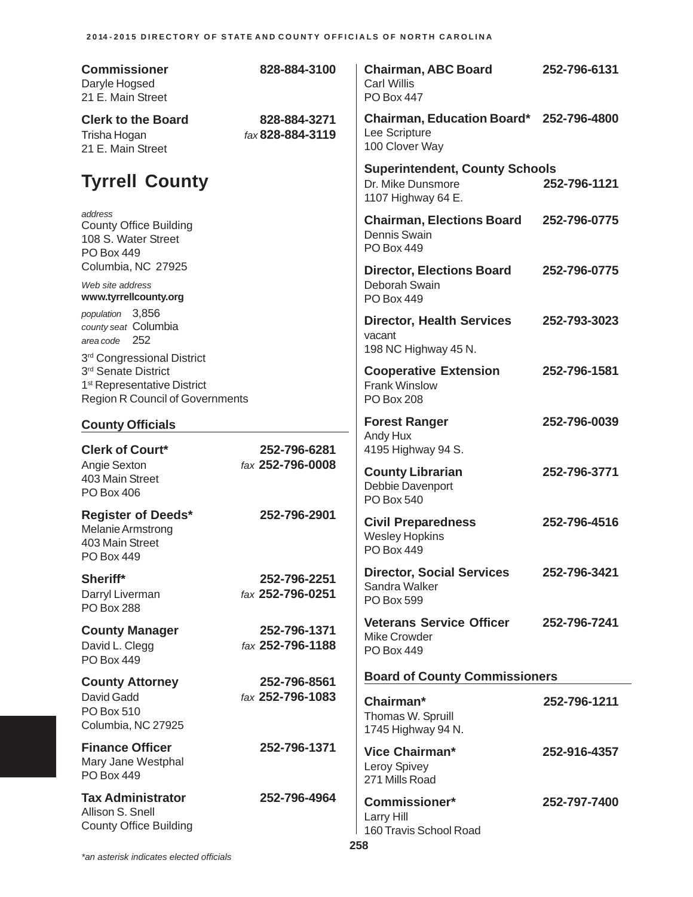**Commissioner** 828-884-3100
Daryle Hogsed
21 E. Main Street

**Clerk to the Board** 828-884-3271
Trisha Hogan *fax* **828-884-3119**
21 E. Main Street

# Tyrrell County

*address*
County Office Building
108 S. Water Street
PO Box 449
Columbia, NC 27925

*Web site address*
**www.tyrrellcounty.org**

*population* 3,856
*county seat* Columbia
*area code* 252

3rd Congressional District
3rd Senate District
1st Representative District
Region R Council of Governments

## County Officials

**Clerk of Court*** 252-796-6281
Angie Sexton *fax* **252-796-0008**
403 Main Street
PO Box 406

**Register of Deeds*** 252-796-2901
Melanie Armstrong
403 Main Street
PO Box 449

**Sheriff*** 252-796-2251
Darryl Liverman *fax* **252-796-0251**
PO Box 288

**County Manager** 252-796-1371
David L. Clegg *fax* **252-796-1188**
PO Box 449

**County Attorney** 252-796-8561
David Gadd *fax* **252-796-1083**
PO Box 510
Columbia, NC 27925

**Finance Officer** 252-796-1371
Mary Jane Westphal
PO Box 449

**Tax Administrator** 252-796-4964
Allison S. Snell
County Office Building

**Chairman, ABC Board** 252-796-6131
Carl Willis
PO Box 447

**Chairman, Education Board*** 252-796-4800
Lee Scripture
100 Clover Way

**Superintendent, County Schools**
Dr. Mike Dunsmore 252-796-1121
1107 Highway 64 E.

**Chairman, Elections Board** 252-796-0775
Dennis Swain
PO Box 449

**Director, Elections Board** 252-796-0775
Deborah Swain
PO Box 449

**Director, Health Services** 252-793-3023
vacant
198 NC Highway 45 N.

**Cooperative Extension** 252-796-1581
Frank Winslow
PO Box 208

**Forest Ranger** 252-796-0039
Andy Hux
4195 Highway 94 S.

**County Librarian** 252-796-3771
Debbie Davenport
PO Box 540

**Civil Preparedness** 252-796-4516
Wesley Hopkins
PO Box 449

**Director, Social Services** 252-796-3421
Sandra Walker
PO Box 599

**Veterans Service Officer** 252-796-7241
Mike Crowder
PO Box 449

## Board of County Commissioners

**Chairman*** 252-796-1211
Thomas W. Spruill
1745 Highway 94 N.

**Vice Chairman*** 252-916-4357
Leroy Spivey
271 Mills Road

**Commissioner*** 252-797-7400
Larry Hill
160 Travis School Road

*an asterisk indicates elected officials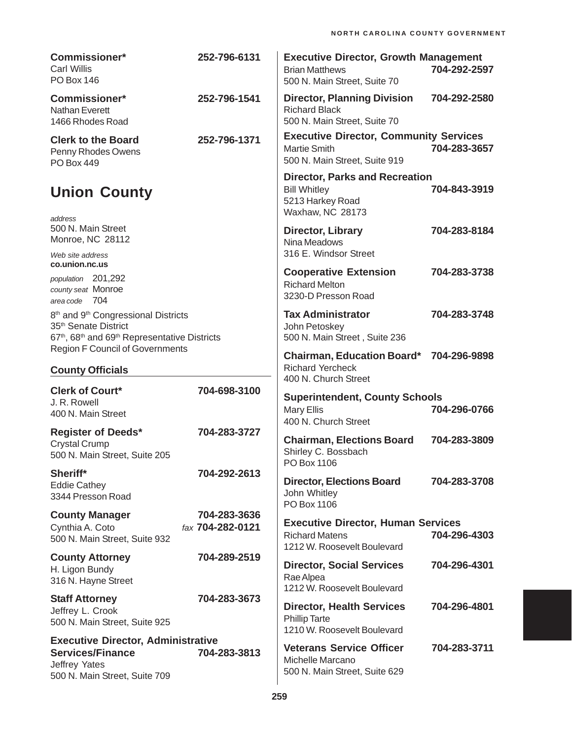**Commissioner*** 252-796-6131
Carl Willis
PO Box 146

**Commissioner*** 252-796-1541
Nathan Everett
1466 Rhodes Road

**Clerk to the Board** 252-796-1371
Penny Rhodes Owens
PO Box 449

# Union County

*address*
500 N. Main Street
Monroe, NC 28112

*Web site address*
**co.union.nc.us**

*population* 201,292
*county seat* Monroe
*area code* 704

8th and 9th Congressional Districts
35th Senate District
67th, 68th and 69th Representative Districts
Region F Council of Governments

## County Officials

**Clerk of Court*** 704-698-3100
J. R. Rowell
400 N. Main Street

**Register of Deeds*** 704-283-3727
Crystal Crump
500 N. Main Street, Suite 205

**Sheriff*** 704-292-2613
Eddie Cathey
3344 Presson Road

**County Manager** 704-283-3636
Cynthia A. Coto *fax* 704-282-0121
500 N. Main Street, Suite 932

**County Attorney** 704-289-2519
H. Ligon Bundy
316 N. Hayne Street

**Staff Attorney** 704-283-3673
Jeffrey L. Crook
500 N. Main Street, Suite 925

**Executive Director, Administrative Services/Finance** 704-283-3813
Jeffrey Yates
500 N. Main Street, Suite 709

**Executive Director, Growth Management**
Brian Matthews 704-292-2597
500 N. Main Street, Suite 70

**Director, Planning Division** 704-292-2580
Richard Black
500 N. Main Street, Suite 70

**Executive Director, Community Services**
Martie Smith 704-283-3657
500 N. Main Street, Suite 919

**Director, Parks and Recreation**
Bill Whitley 704-843-3919
5213 Harkey Road
Waxhaw, NC 28173

**Director, Library** 704-283-8184
Nina Meadows
316 E. Windsor Street

**Cooperative Extension** 704-283-3738
Richard Melton
3230-D Presson Road

**Tax Administrator** 704-283-3748
John Petoskey
500 N. Main Street , Suite 236

**Chairman, Education Board*** 704-296-9898
Richard Yercheck
400 N. Church Street

**Superintendent, County Schools**
Mary Ellis 704-296-0766
400 N. Church Street

**Chairman, Elections Board** 704-283-3809
Shirley C. Bossbach
PO Box 1106

**Director, Elections Board** 704-283-3708
John Whitley
PO Box 1106

**Executive Director, Human Services**
Richard Matens 704-296-4303
1212 W. Roosevelt Boulevard

**Director, Social Services** 704-296-4301
Rae Alpea
1212 W. Roosevelt Boulevard

**Director, Health Services** 704-296-4801
Phillip Tarte
1210 W. Roosevelt Boulevard

**Veterans Service Officer** 704-283-3711
Michelle Marcano
500 N. Main Street, Suite 629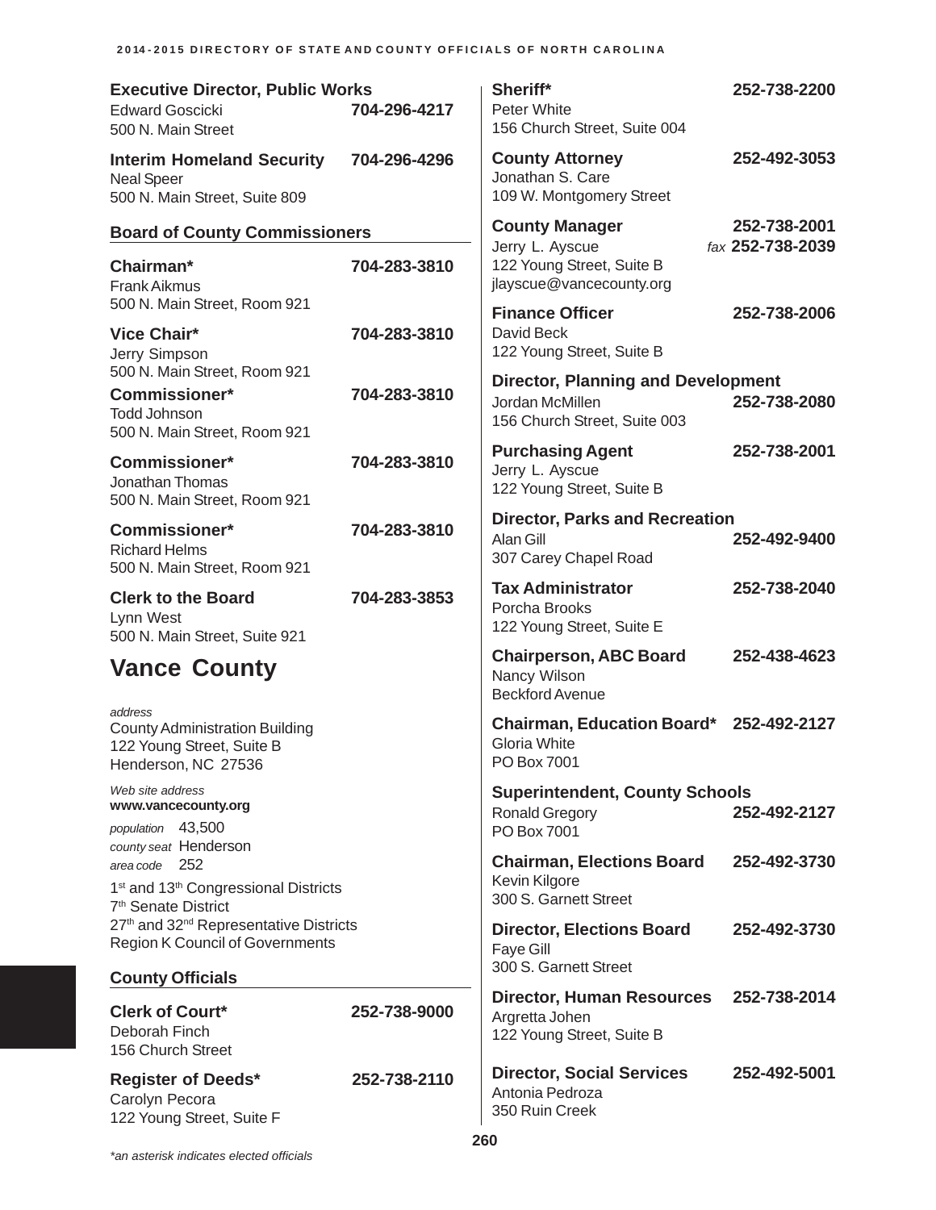**Executive Director, Public Works**
Edward Goscicki **704-296-4217**
500 N. Main Street

**Interim Homeland Security 704-296-4296**
Neal Speer
500 N. Main Street, Suite 809

**Board of County Commissioners**

**Chairman* 704-283-3810**
Frank Aikmus
500 N. Main Street, Room 921

**Vice Chair* 704-283-3810**
Jerry Simpson
500 N. Main Street, Room 921

**Commissioner* 704-283-3810**
Todd Johnson
500 N. Main Street, Room 921

**Commissioner* 704-283-3810**
Jonathan Thomas
500 N. Main Street, Room 921

**Commissioner* 704-283-3810**
Richard Helms
500 N. Main Street, Room 921

**Clerk to the Board 704-283-3853**
Lynn West
500 N. Main Street, Suite 921

# Vance County

*address*
County Administration Building
122 Young Street, Suite B
Henderson, NC 27536

*Web site address*
**www.vancecounty.org**

*population* 43,500
*county seat* Henderson
*area code* 252

1st and 13th Congressional Districts
7th Senate District
27th and 32nd Representative Districts
Region K Council of Governments

**County Officials**

**Clerk of Court* 252-738-9000**
Deborah Finch
156 Church Street

**Register of Deeds* 252-738-2110**
Carolyn Pecora
122 Young Street, Suite F

**Sheriff* 252-738-2200**
Peter White
156 Church Street, Suite 004

**County Attorney 252-492-3053**
Jonathan S. Care
109 W. Montgomery Street

**County Manager 252-738-2001**
Jerry L. Ayscue *fax* **252-738-2039**
122 Young Street, Suite B
jlayscue@vancecounty.org

**Finance Officer 252-738-2006**
David Beck
122 Young Street, Suite B

**Director, Planning and Development**
Jordan McMillen **252-738-2080**
156 Church Street, Suite 003

**Purchasing Agent 252-738-2001**
Jerry L. Ayscue
122 Young Street, Suite B

**Director, Parks and Recreation**
Alan Gill **252-492-9400**
307 Carey Chapel Road

**Tax Administrator 252-738-2040**
Porcha Brooks
122 Young Street, Suite E

**Chairperson, ABC Board 252-438-4623**
Nancy Wilson
Beckford Avenue

**Chairman, Education Board* 252-492-2127**
Gloria White
PO Box 7001

**Superintendent, County Schools**
Ronald Gregory **252-492-2127**
PO Box 7001

**Chairman, Elections Board 252-492-3730**
Kevin Kilgore
300 S. Garnett Street

**Director, Elections Board 252-492-3730**
Faye Gill
300 S. Garnett Street

**Director, Human Resources 252-738-2014**
Argretta Johen
122 Young Street, Suite B

**Director, Social Services 252-492-5001**
Antonia Pedroza
350 Ruin Creek

*\*an asterisk indicates elected officials*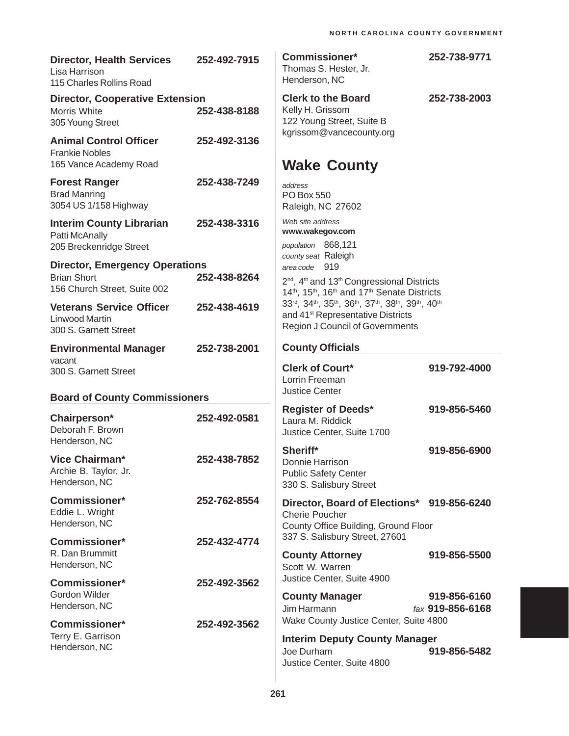**Director, Health Services** 252-492-7915
Lisa Harrison
115 Charles Rollins Road

**Director, Cooperative Extension**
Morris White 252-438-8188
305 Young Street

**Animal Control Officer** 252-492-3136
Frankie Nobles
165 Vance Academy Road

**Forest Ranger** 252-438-7249
Brad Manring
3054 US 1/158 Highway

**Interim County Librarian** 252-438-3316
Patti McAnally
205 Breckenridge Street

**Director, Emergency Operations**
Brian Short 252-438-8264
156 Church Street, Suite 002

**Veterans Service Officer** 252-438-4619
Linwood Martin
300 S. Garnett Street

**Environmental Manager** 252-738-2001
vacant
300 S. Garnett Street

### Board of County Commissioners

**Chairperson*** 252-492-0581
Deborah F. Brown
Henderson, NC

**Vice Chairman*** 252-438-7852
Archie B. Taylor, Jr.
Henderson, NC

**Commissioner*** 252-762-8554
Eddie L. Wright
Henderson, NC

**Commissioner*** 252-432-4774
R. Dan Brummitt
Henderson, NC

**Commissioner*** 252-492-3562
Gordon Wilder
Henderson, NC

**Commissioner*** 252-492-3562
Terry E. Garrison
Henderson, NC

**Commissioner*** 252-738-9771
Thomas S. Hester, Jr.
Henderson, NC

**Clerk to the Board** 252-738-2003
Kelly H. Grissom
122 Young Street, Suite B
kgrissom@vancecounty.org

## Wake County

*address*
PO Box 550
Raleigh, NC 27602

*Web site address*
**www.wakegov.com**

*population* 868,121
*county seat* Raleigh
*area code* 919

2nd, 4th and 13th Congressional Districts
14th, 15th, 16th and 17th Senate Districts
33rd, 34th, 35th, 36th, 37th, 38th, 39th, 40th and 41st Representative Districts
Region J Council of Governments

### County Officials

**Clerk of Court*** 919-792-4000
Lorrin Freeman
Justice Center

**Register of Deeds*** 919-856-5460
Laura M. Riddick
Justice Center, Suite 1700

**Sheriff*** 919-856-6900
Donnie Harrison
Public Safety Center
330 S. Salisbury Street

**Director, Board of Elections*** 919-856-6240
Cherie Poucher
County Office Building, Ground Floor
337 S. Salisbury Street, 27601

**County Attorney** 919-856-5500
Scott W. Warren
Justice Center, Suite 4900

**County Manager** 919-856-6160
Jim Harmann *fax* 919-856-6168
Wake County Justice Center, Suite 4800

**Interim Deputy County Manager**
Joe Durham 919-856-5482
Justice Center, Suite 4800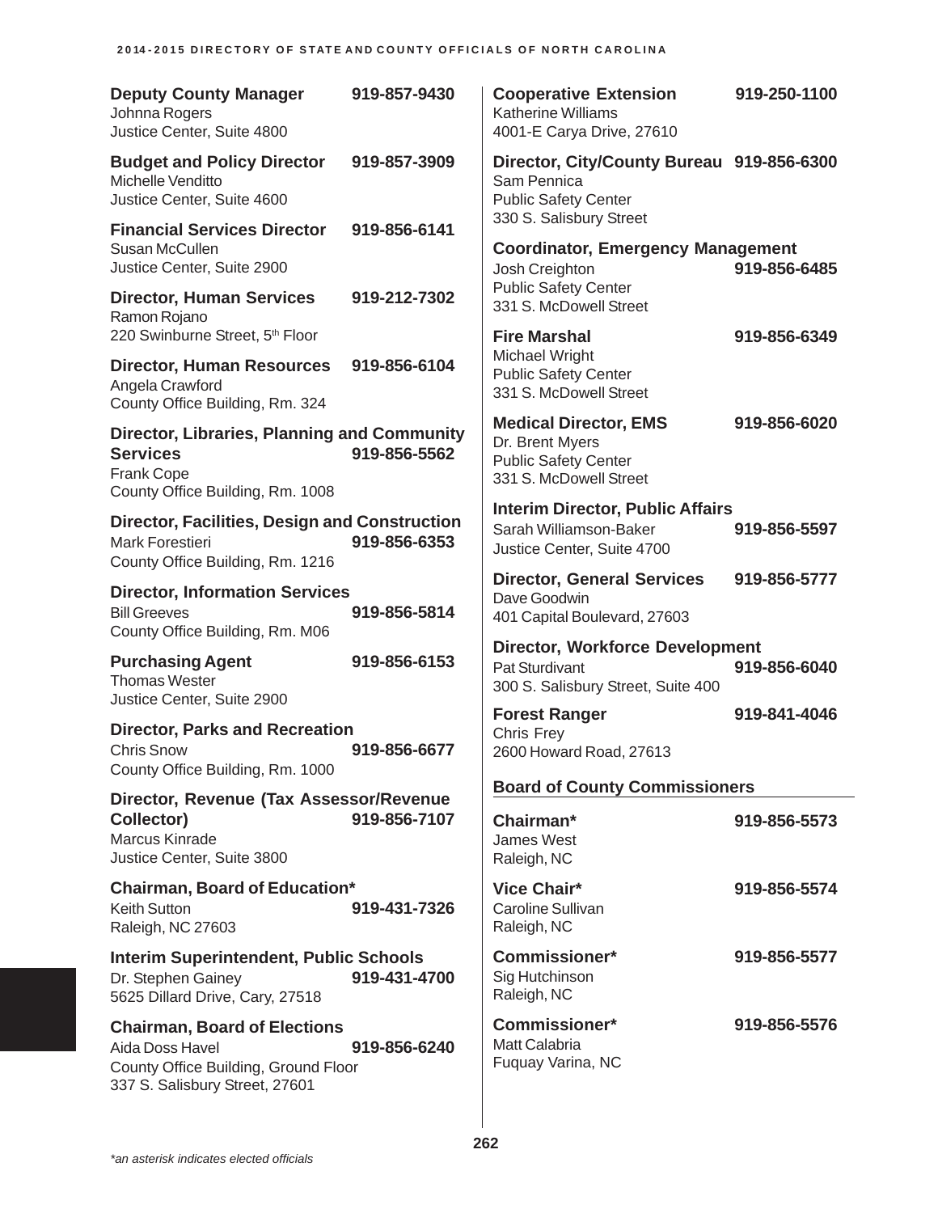**Deputy County Manager** **919-857-9430**
Johnna Rogers
Justice Center, Suite 4800

**Budget and Policy Director** **919-857-3909**
Michelle Venditto
Justice Center, Suite 4600

**Financial Services Director** **919-856-6141**
Susan McCullen
Justice Center, Suite 2900

**Director, Human Services** **919-212-7302**
Ramon Rojano
220 Swinburne Street, 5th Floor

**Director, Human Resources** **919-856-6104**
Angela Crawford
County Office Building, Rm. 324

**Director, Libraries, Planning and Community Services** **919-856-5562**
Frank Cope
County Office Building, Rm. 1008

**Director, Facilities, Design and Construction**
Mark Forestieri **919-856-6353**
County Office Building, Rm. 1216

**Director, Information Services**
Bill Greeves **919-856-5814**
County Office Building, Rm. M06

**Purchasing Agent** **919-856-6153**
Thomas Wester
Justice Center, Suite 2900

**Director, Parks and Recreation**
Chris Snow **919-856-6677**
County Office Building, Rm. 1000

**Director, Revenue (Tax Assessor/Revenue Collector)** **919-856-7107**
Marcus Kinrade
Justice Center, Suite 3800

**Chairman, Board of Education***
Keith Sutton **919-431-7326**
Raleigh, NC 27603

**Interim Superintendent, Public Schools**
Dr. Stephen Gainey **919-431-4700**
5625 Dillard Drive, Cary, 27518

**Chairman, Board of Elections**
Aida Doss Havel **919-856-6240**
County Office Building, Ground Floor
337 S. Salisbury Street, 27601

**Cooperative Extension** **919-250-1100**
Katherine Williams
4001-E Carya Drive, 27610

**Director, City/County Bureau** **919-856-6300**
Sam Pennica
Public Safety Center
330 S. Salisbury Street

**Coordinator, Emergency Management**
Josh Creighton **919-856-6485**
Public Safety Center
331 S. McDowell Street

**Fire Marshal** **919-856-6349**
Michael Wright
Public Safety Center
331 S. McDowell Street

**Medical Director, EMS** **919-856-6020**
Dr. Brent Myers
Public Safety Center
331 S. McDowell Street

**Interim Director, Public Affairs**
Sarah Williamson-Baker **919-856-5597**
Justice Center, Suite 4700

**Director, General Services** **919-856-5777**
Dave Goodwin
401 Capital Boulevard, 27603

**Director, Workforce Development**
Pat Sturdivant **919-856-6040**
300 S. Salisbury Street, Suite 400

**Forest Ranger** **919-841-4046**
Chris Frey
2600 Howard Road, 27613

## Board of County Commissioners

**Chairman*** **919-856-5573**
James West
Raleigh, NC

**Vice Chair*** **919-856-5574**
Caroline Sullivan
Raleigh, NC

**Commissioner*** **919-856-5577**
Sig Hutchinson
Raleigh, NC

**Commissioner*** **919-856-5576**
Matt Calabria
Fuquay Varina, NC

*\*an asterisk indicates elected officials*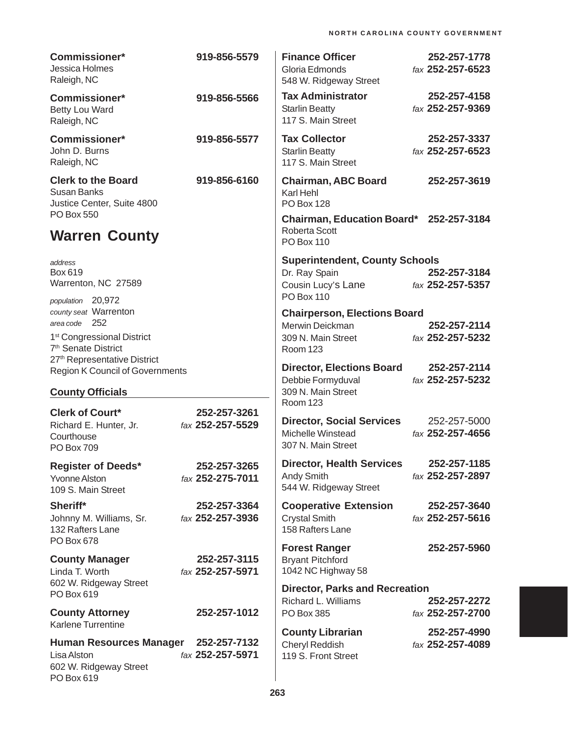**Commissioner*** 919-856-5579
Jessica Holmes
Raleigh, NC

**Commissioner*** 919-856-5566
Betty Lou Ward
Raleigh, NC

**Commissioner*** 919-856-5577
John D. Burns
Raleigh, NC

**Clerk to the Board** 919-856-6160
Susan Banks
Justice Center, Suite 4800
PO Box 550

# Warren County

*address*
Box 619
Warrenton, NC 27589

*population* 20,972
*county seat* Warrenton
*area code* 252

1st Congressional District
7th Senate District
27th Representative District
Region K Council of Governments

## County Officials

**Clerk of Court*** 252-257-3261
Richard E. Hunter, Jr. *fax* 252-257-5529
Courthouse
PO Box 709

**Register of Deeds*** 252-257-3265
Yvonne Alston *fax* 252-275-7011
109 S. Main Street

**Sheriff*** 252-257-3364
Johnny M. Williams, Sr. *fax* 252-257-3936
132 Rafters Lane
PO Box 678

**County Manager** 252-257-3115
Linda T. Worth *fax* 252-257-5971
602 W. Ridgeway Street
PO Box 619

**County Attorney** 252-257-1012
Karlene Turrentine

**Human Resources Manager** 252-257-7132
Lisa Alston *fax* 252-257-5971
602 W. Ridgeway Street
PO Box 619

**Finance Officer** 252-257-1778
Gloria Edmonds *fax* 252-257-6523
548 W. Ridgeway Street

**Tax Administrator** 252-257-4158
Starlin Beatty *fax* 252-257-9369
117 S. Main Street

**Tax Collector** 252-257-3337
Starlin Beatty *fax* 252-257-6523
117 S. Main Street

**Chairman, ABC Board** 252-257-3619
Karl Hehl
PO Box 128

**Chairman, Education Board*** 252-257-3184
Roberta Scott
PO Box 110

**Superintendent, County Schools**
Dr. Ray Spain 252-257-3184
Cousin Lucy's Lane *fax* 252-257-5357
PO Box 110

**Chairperson, Elections Board**
Merwin Deickman 252-257-2114
309 N. Main Street *fax* 252-257-5232
Room 123

**Director, Elections Board** 252-257-2114
Debbie Formyduval *fax* 252-257-5232
309 N. Main Street
Room 123

**Director, Social Services** 252-257-5000
Michelle Winstead *fax* 252-257-4656
307 N. Main Street

**Director, Health Services** 252-257-1185
Andy Smith *fax* 252-257-2897
544 W. Ridgeway Street

**Cooperative Extension** 252-257-3640
Crystal Smith *fax* 252-257-5616
158 Rafters Lane

**Forest Ranger** 252-257-5960
Bryant Pitchford
1042 NC Highway 58

**Director, Parks and Recreation**
Richard L. Williams 252-257-2272
PO Box 385 *fax* 252-257-2700

**County Librarian** 252-257-4990
Cheryl Reddish *fax* 252-257-4089
119 S. Front Street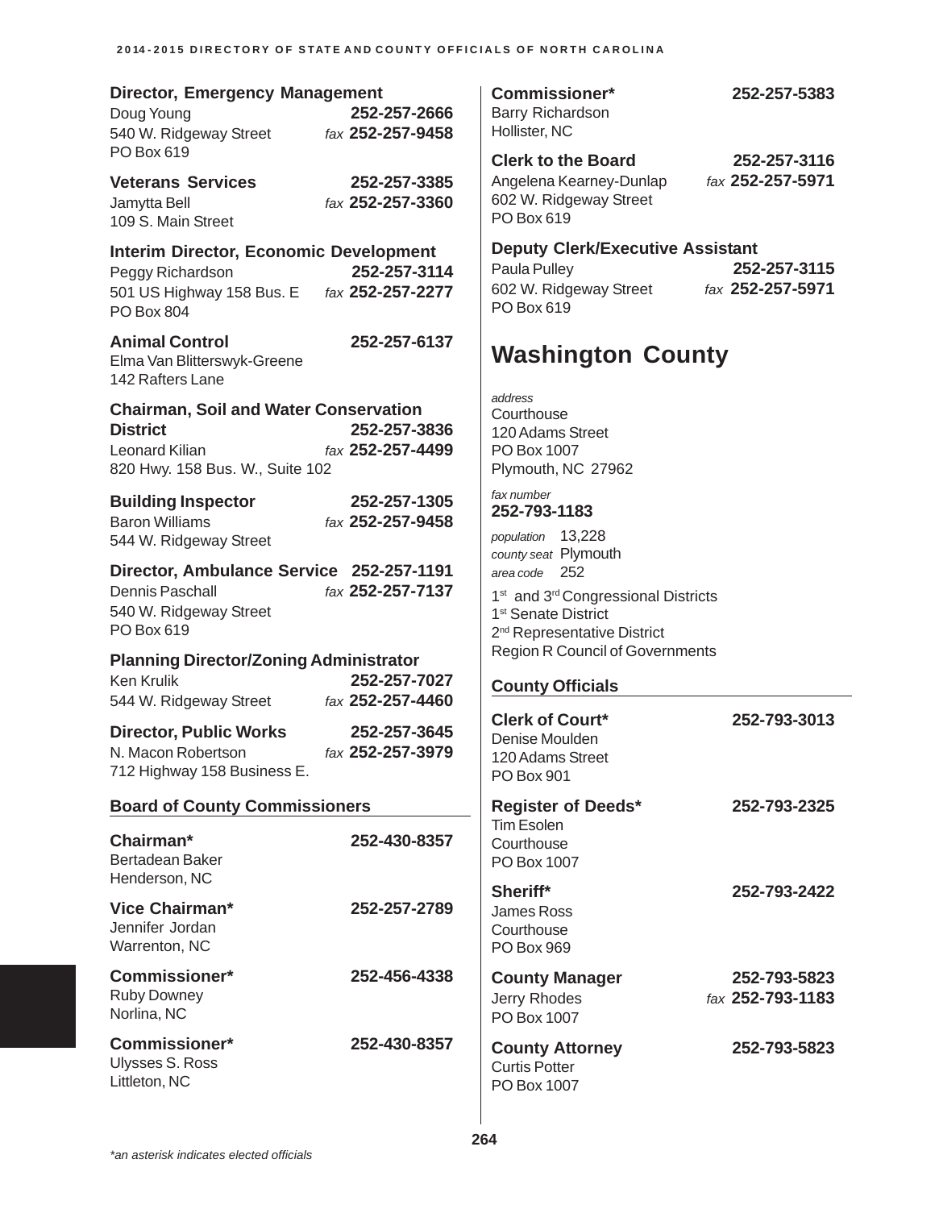**Director, Emergency Management** 252-257-2666
Doug Young
540 W. Ridgeway Street *fax* 252-257-9458
PO Box 619

**Veterans Services** 252-257-3385
Jamytta Bell *fax* 252-257-3360
109 S. Main Street

**Interim Director, Economic Development** 252-257-3114
Peggy Richardson
501 US Highway 158 Bus. E *fax* 252-257-2277
PO Box 804

**Animal Control** 252-257-6137
Elma Van Blitterswyk-Greene
142 Rafters Lane

**Chairman, Soil and Water Conservation District** 252-257-3836
Leonard Kilian *fax* 252-257-4499
820 Hwy. 158 Bus. W., Suite 102

**Building Inspector** 252-257-1305
Baron Williams *fax* 252-257-9458
544 W. Ridgeway Street

**Director, Ambulance Service** 252-257-1191
Dennis Paschall *fax* 252-257-7137
540 W. Ridgeway Street
PO Box 619

**Planning Director/Zoning Administrator** 252-257-7027
Ken Krulik
544 W. Ridgeway Street *fax* 252-257-4460

**Director, Public Works** 252-257-3645
N. Macon Robertson *fax* 252-257-3979
712 Highway 158 Business E.

### Board of County Commissioners

**Chairman*** 252-430-8357
Bertadean Baker
Henderson, NC

**Vice Chairman*** 252-257-2789
Jennifer Jordan
Warrenton, NC

**Commissioner*** 252-456-4338
Ruby Downey
Norlina, NC

**Commissioner*** 252-430-8357
Ulysses S. Ross
Littleton, NC

**Commissioner*** 252-257-5383
Barry Richardson
Hollister, NC

**Clerk to the Board** 252-257-3116
Angelena Kearney-Dunlap *fax* 252-257-5971
602 W. Ridgeway Street
PO Box 619

**Deputy Clerk/Executive Assistant** 252-257-3115
Paula Pulley
602 W. Ridgeway Street *fax* 252-257-5971
PO Box 619

## Washington County

*address*
Courthouse
120 Adams Street
PO Box 1007
Plymouth, NC 27962

*fax number*
**252-793-1183**

*population* 13,228
*county seat* Plymouth
*area code* 252

1st and 3rd Congressional Districts
1st Senate District
2nd Representative District
Region R Council of Governments

### County Officials

**Clerk of Court*** 252-793-3013
Denise Moulden
120 Adams Street
PO Box 901

**Register of Deeds*** 252-793-2325
Tim Esolen
Courthouse
PO Box 1007

**Sheriff*** 252-793-2422
James Ross
Courthouse
PO Box 969

**County Manager** 252-793-5823
Jerry Rhodes *fax* 252-793-1183
PO Box 1007

**County Attorney** 252-793-5823
Curtis Potter
PO Box 1007

*an asterisk indicates elected officials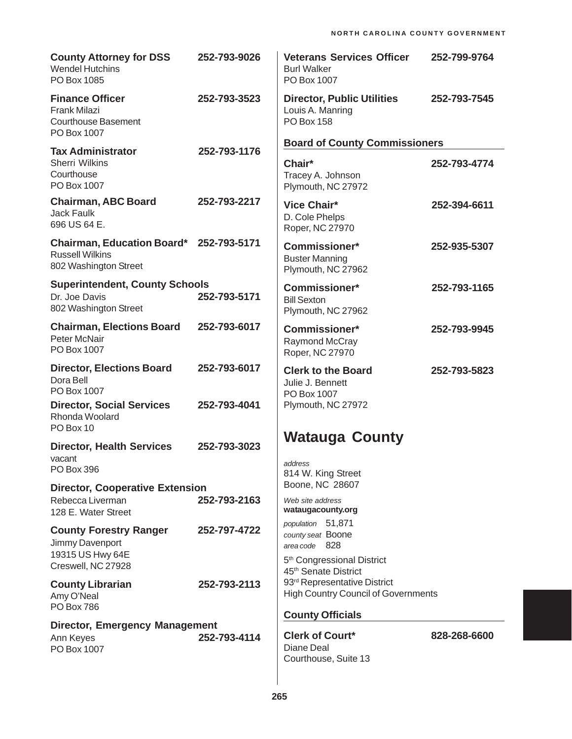**County Attorney for DSS** 252-793-9026
Wendel Hutchins
PO Box 1085

**Finance Officer** 252-793-3523
Frank Milazi
Courthouse Basement
PO Box 1007

**Tax Administrator** 252-793-1176
Sherri Wilkins
Courthouse
PO Box 1007

**Chairman, ABC Board** 252-793-2217
Jack Faulk
696 US 64 E.

**Chairman, Education Board*** 252-793-5171
Russell Wilkins
802 Washington Street

**Superintendent, County Schools**
Dr. Joe Davis 252-793-5171
802 Washington Street

**Chairman, Elections Board** 252-793-6017
Peter McNair
PO Box 1007

**Director, Elections Board** 252-793-6017
Dora Bell
PO Box 1007

**Director, Social Services** 252-793-4041
Rhonda Woolard
PO Box 10

**Director, Health Services** 252-793-3023
vacant
PO Box 396

**Director, Cooperative Extension**
Rebecca Liverman 252-793-2163
128 E. Water Street

**County Forestry Ranger** 252-797-4722
Jimmy Davenport
19315 US Hwy 64E
Creswell, NC 27928

**County Librarian** 252-793-2113
Amy O'Neal
PO Box 786

**Director, Emergency Management**
Ann Keyes 252-793-4114
PO Box 1007

**Veterans Services Officer** 252-799-9764
Burl Walker
PO Box 1007

**Director, Public Utilities** 252-793-7545
Louis A. Manring
PO Box 158

### Board of County Commissioners

**Chair*** 252-793-4774
Tracey A. Johnson
Plymouth, NC 27972

**Vice Chair*** 252-394-6611
D. Cole Phelps
Roper, NC 27970

**Commissioner*** 252-935-5307
Buster Manning
Plymouth, NC 27962

**Commissioner*** 252-793-1165
Bill Sexton
Plymouth, NC 27962

**Commissioner*** 252-793-9945
Raymond McCray
Roper, NC 27970

**Clerk to the Board** 252-793-5823
Julie J. Bennett
PO Box 1007
Plymouth, NC 27972

## Watauga County

*address*
814 W. King Street
Boone, NC 28607

*Web site address*
**wataugacounty.org**

*population* 51,871
*county seat* Boone
*area code* 828

5th Congressional District
45th Senate District
93rd Representative District
High Country Council of Governments

### County Officials

**Clerk of Court*** 828-268-6600
Diane Deal
Courthouse, Suite 13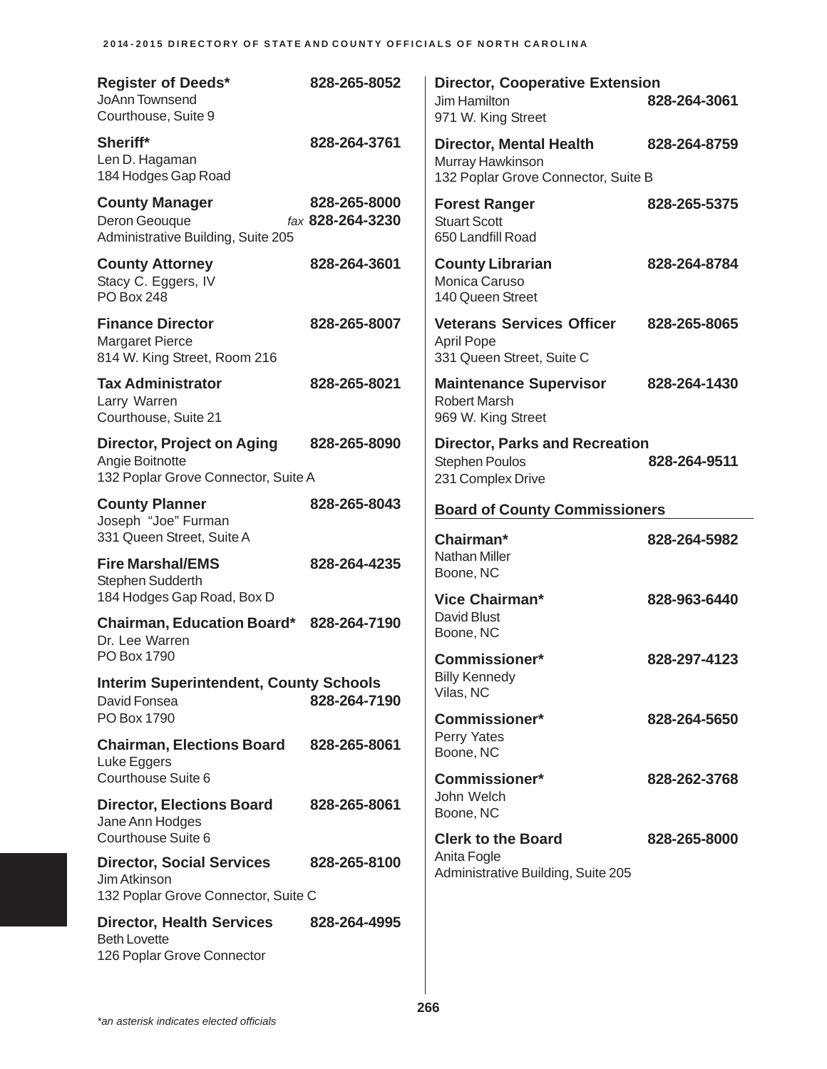**Register of Deeds*** 828-265-8052
JoAnn Townsend
Courthouse, Suite 9

**Sheriff*** 828-264-3761
Len D. Hagaman
184 Hodges Gap Road

**County Manager** 828-265-8000
Deron Geouque *fax* **828-264-3230**
Administrative Building, Suite 205

**County Attorney** 828-264-3601
Stacy C. Eggers, IV
PO Box 248

**Finance Director** 828-265-8007
Margaret Pierce
814 W. King Street, Room 216

**Tax Administrator** 828-265-8021
Larry Warren
Courthouse, Suite 21

**Director, Project on Aging** 828-265-8090
Angie Boitnotte
132 Poplar Grove Connector, Suite A

**County Planner** 828-265-8043
Joseph "Joe" Furman
331 Queen Street, Suite A

**Fire Marshal/EMS** 828-264-4235
Stephen Sudderth
184 Hodges Gap Road, Box D

**Chairman, Education Board*** 828-264-7190
Dr. Lee Warren
PO Box 1790

**Interim Superintendent, County Schools**
David Fonsea 828-264-7190
PO Box 1790

**Chairman, Elections Board** 828-265-8061
Luke Eggers
Courthouse Suite 6

**Director, Elections Board** 828-265-8061
Jane Ann Hodges
Courthouse Suite 6

**Director, Social Services** 828-265-8100
Jim Atkinson
132 Poplar Grove Connector, Suite C

**Director, Health Services** 828-264-4995
Beth Lovette
126 Poplar Grove Connector

**Director, Cooperative Extension**
Jim Hamilton 828-264-3061
971 W. King Street

**Director, Mental Health** 828-264-8759
Murray Hawkinson
132 Poplar Grove Connector, Suite B

**Forest Ranger** 828-265-5375
Stuart Scott
650 Landfill Road

**County Librarian** 828-264-8784
Monica Caruso
140 Queen Street

**Veterans Services Officer** 828-265-8065
April Pope
331 Queen Street, Suite C

**Maintenance Supervisor** 828-264-1430
Robert Marsh
969 W. King Street

**Director, Parks and Recreation**
Stephen Poulos 828-264-9511
231 Complex Drive

## Board of County Commissioners

**Chairman*** 828-264-5982
Nathan Miller
Boone, NC

**Vice Chairman*** 828-963-6440
David Blust
Boone, NC

**Commissioner*** 828-297-4123
Billy Kennedy
Vilas, NC

**Commissioner*** 828-264-5650
Perry Yates
Boone, NC

**Commissioner*** 828-262-3768
John Welch
Boone, NC

**Clerk to the Board** 828-265-8000
Anita Fogle
Administrative Building, Suite 205

*an asterisk indicates elected officials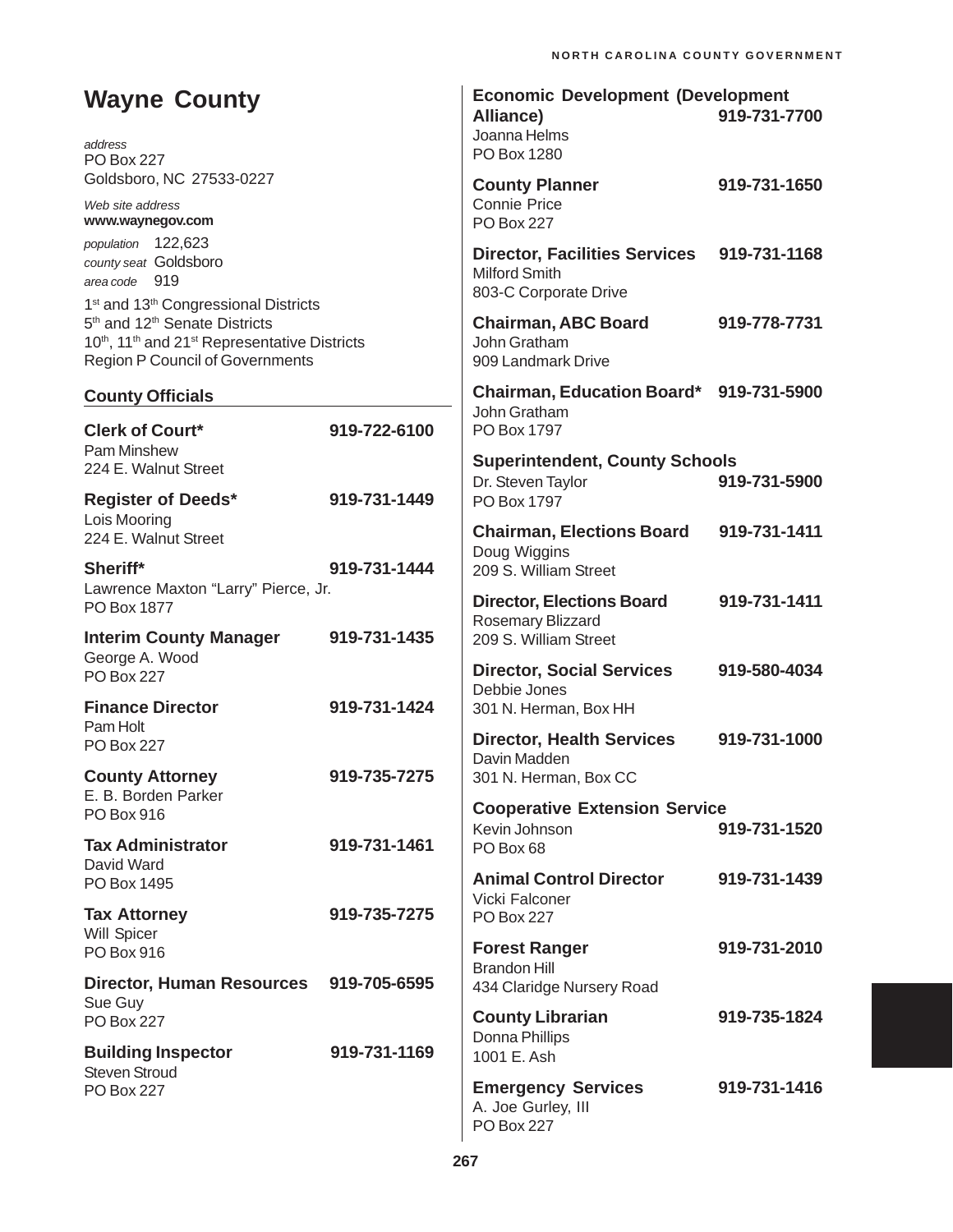# Wayne County

*address*
PO Box 227
Goldsboro, NC 27533-0227

*Web site address*
**www.waynegov.com**

*population* 122,623
*county seat* Goldsboro
*area code* 919

1st and 13th Congressional Districts
5th and 12th Senate Districts
10th, 11th and 21st Representative Districts
Region P Council of Governments

## County Officials

**Clerk of Court*** **919-722-6100**
Pam Minshew
224 E. Walnut Street

**Register of Deeds*** **919-731-1449**
Lois Mooring
224 E. Walnut Street

**Sheriff*** **919-731-1444**
Lawrence Maxton "Larry" Pierce, Jr.
PO Box 1877

**Interim County Manager** **919-731-1435**
George A. Wood
PO Box 227

**Finance Director** **919-731-1424**
Pam Holt
PO Box 227

**County Attorney** **919-735-7275**
E. B. Borden Parker
PO Box 916

**Tax Administrator** **919-731-1461**
David Ward
PO Box 1495

**Tax Attorney** **919-735-7275**
Will Spicer
PO Box 916

**Director, Human Resources** **919-705-6595**
Sue Guy
PO Box 227

**Building Inspector** **919-731-1169**
Steven Stroud
PO Box 227

**Economic Development (Development Alliance)** **919-731-7700**
Joanna Helms
PO Box 1280

**County Planner** **919-731-1650**
Connie Price
PO Box 227

**Director, Facilities Services** **919-731-1168**
Milford Smith
803-C Corporate Drive

**Chairman, ABC Board** **919-778-7731**
John Gratham
909 Landmark Drive

**Chairman, Education Board*** **919-731-5900**
John Gratham
PO Box 1797

**Superintendent, County Schools**
Dr. Steven Taylor **919-731-5900**
PO Box 1797

**Chairman, Elections Board** **919-731-1411**
Doug Wiggins
209 S. William Street

**Director, Elections Board** **919-731-1411**
Rosemary Blizzard
209 S. William Street

**Director, Social Services** **919-580-4034**
Debbie Jones
301 N. Herman, Box HH

**Director, Health Services** **919-731-1000**
Davin Madden
301 N. Herman, Box CC

**Cooperative Extension Service**
Kevin Johnson **919-731-1520**
PO Box 68

**Animal Control Director** **919-731-1439**
Vicki Falconer
PO Box 227

**Forest Ranger** **919-731-2010**
Brandon Hill
434 Claridge Nursery Road

**County Librarian** **919-735-1824**
Donna Phillips
1001 E. Ash

**Emergency Services** **919-731-1416**
A. Joe Gurley, III
PO Box 227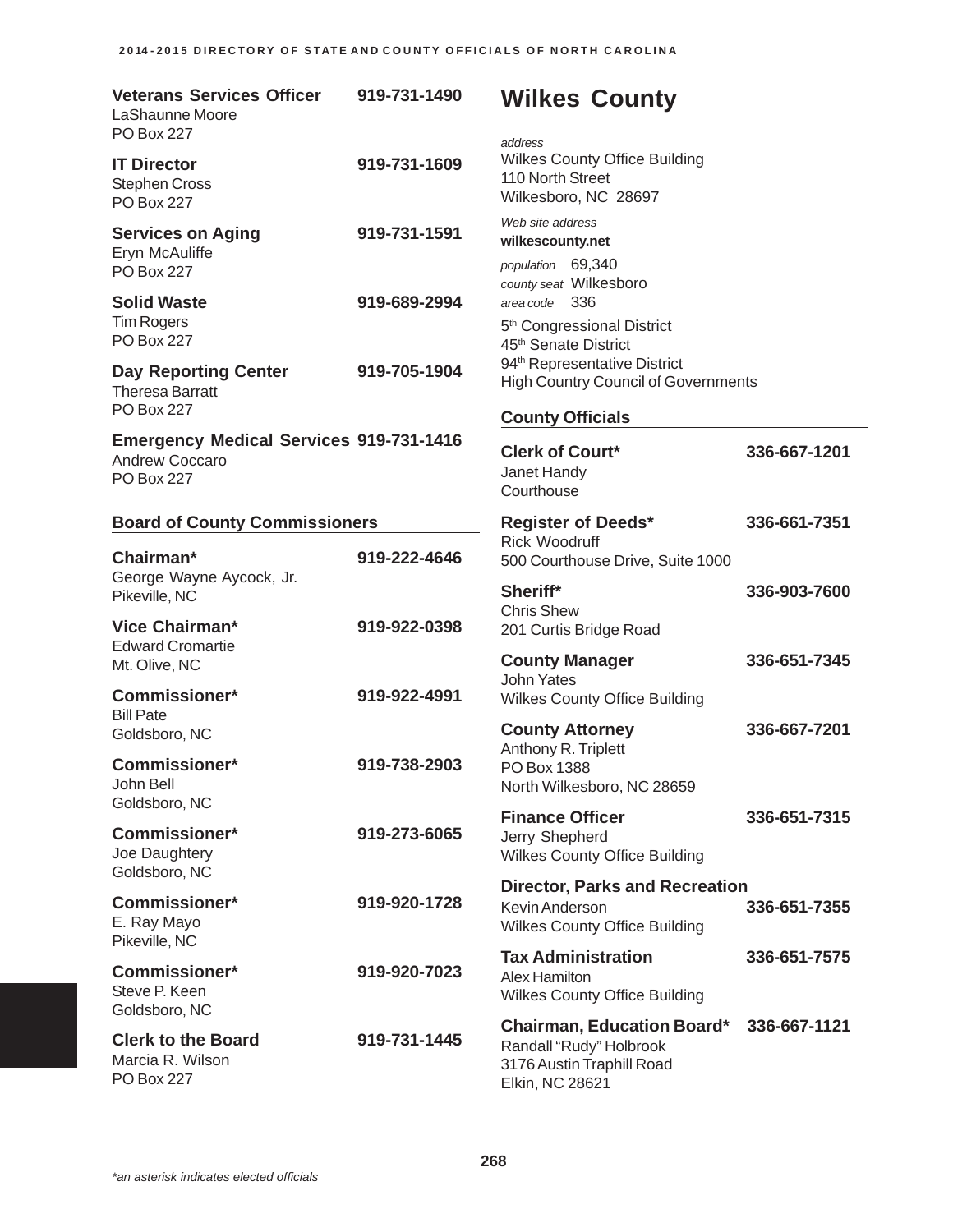**Veterans Services Officer** 919-731-1490
LaShaunne Moore
PO Box 227

**IT Director** 919-731-1609
Stephen Cross
PO Box 227

**Services on Aging** 919-731-1591
Eryn McAuliffe
PO Box 227

**Solid Waste** 919-689-2994
Tim Rogers
PO Box 227

**Day Reporting Center** 919-705-1904
Theresa Barratt
PO Box 227

**Emergency Medical Services** 919-731-1416
Andrew Coccaro
PO Box 227

### Board of County Commissioners

**Chairman*** 919-222-4646
George Wayne Aycock, Jr.
Pikeville, NC

**Vice Chairman*** 919-922-0398
Edward Cromartie
Mt. Olive, NC

**Commissioner*** 919-922-4991
Bill Pate
Goldsboro, NC

**Commissioner*** 919-738-2903
John Bell
Goldsboro, NC

**Commissioner*** 919-273-6065
Joe Daughtery
Goldsboro, NC

**Commissioner*** 919-920-1728
E. Ray Mayo
Pikeville, NC

**Commissioner*** 919-920-7023
Steve P. Keen
Goldsboro, NC

**Clerk to the Board** 919-731-1445
Marcia R. Wilson
PO Box 227

# Wilkes County

*address*
Wilkes County Office Building
110 North Street
Wilkesboro, NC 28697

*Web site address*
**wilkescounty.net**

*population* 69,340
*county seat* Wilkesboro
*area code* 336

5th Congressional District
45th Senate District
94th Representative District
High Country Council of Governments

### County Officials

**Clerk of Court*** 336-667-1201
Janet Handy
Courthouse

**Register of Deeds*** 336-661-7351
Rick Woodruff
500 Courthouse Drive, Suite 1000

**Sheriff*** 336-903-7600
Chris Shew
201 Curtis Bridge Road

**County Manager** 336-651-7345
John Yates
Wilkes County Office Building

**County Attorney** 336-667-7201
Anthony R. Triplett
PO Box 1388
North Wilkesboro, NC 28659

**Finance Officer** 336-651-7315
Jerry Shepherd
Wilkes County Office Building

**Director, Parks and Recreation**
Kevin Anderson 336-651-7355
Wilkes County Office Building

**Tax Administration** 336-651-7575
Alex Hamilton
Wilkes County Office Building

**Chairman, Education Board*** 336-667-1121
Randall "Rudy" Holbrook
3176 Austin Traphill Road
Elkin, NC 28621

*\*an asterisk indicates elected officials*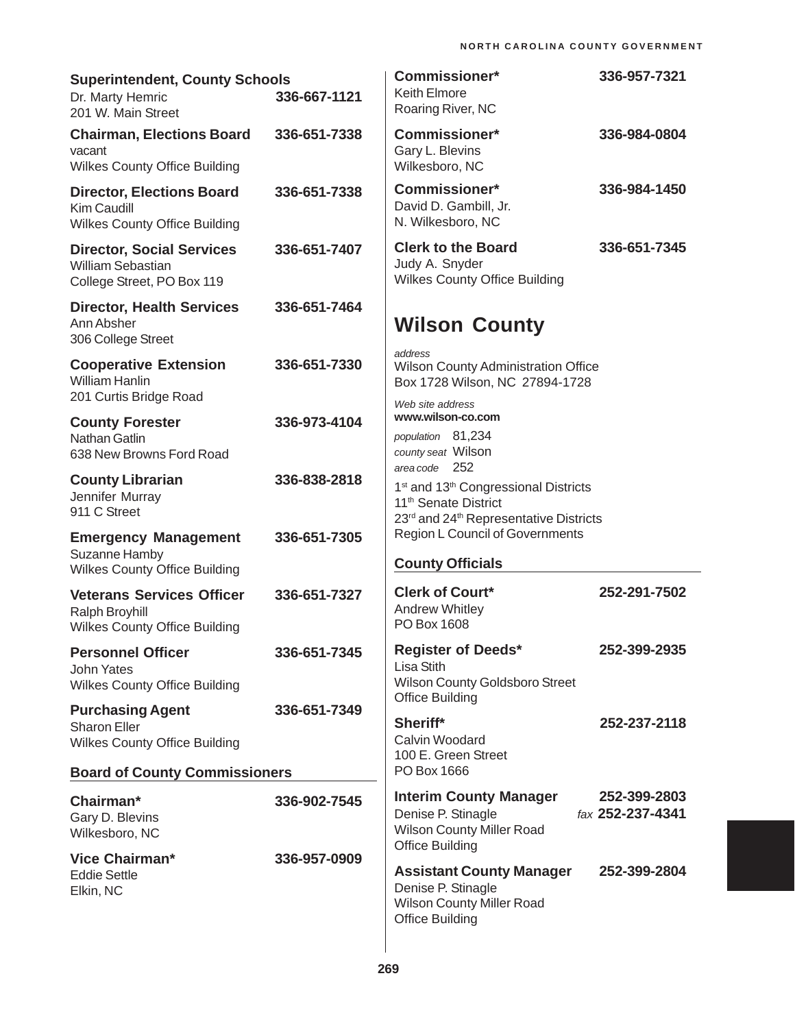**Superintendent, County Schools**
Dr. Marty Hemric 336-667-1121
201 W. Main Street

**Chairman, Elections Board** 336-651-7338
vacant
Wilkes County Office Building

**Director, Elections Board** 336-651-7338
Kim Caudill
Wilkes County Office Building

**Director, Social Services** 336-651-7407
William Sebastian
College Street, PO Box 119

**Director, Health Services** 336-651-7464
Ann Absher
306 College Street

**Cooperative Extension** 336-651-7330
William Hanlin
201 Curtis Bridge Road

**County Forester** 336-973-4104
Nathan Gatlin
638 New Browns Ford Road

**County Librarian** 336-838-2818
Jennifer Murray
911 C Street

**Emergency Management** 336-651-7305
Suzanne Hamby
Wilkes County Office Building

**Veterans Services Officer** 336-651-7327
Ralph Broyhill
Wilkes County Office Building

**Personnel Officer** 336-651-7345
John Yates
Wilkes County Office Building

**Purchasing Agent** 336-651-7349
Sharon Eller
Wilkes County Office Building

### Board of County Commissioners

**Chairman*** 336-902-7545
Gary D. Blevins
Wilkesboro, NC

**Vice Chairman*** 336-957-0909
Eddie Settle
Elkin, NC

**Commissioner*** 336-957-7321
Keith Elmore
Roaring River, NC

**Commissioner*** 336-984-0804
Gary L. Blevins
Wilkesboro, NC

**Commissioner*** 336-984-1450
David D. Gambill, Jr.
N. Wilkesboro, NC

**Clerk to the Board** 336-651-7345
Judy A. Snyder
Wilkes County Office Building

## Wilson County

*address*
Wilson County Administration Office
Box 1728 Wilson, NC 27894-1728

*Web site address*
**www.wilson-co.com**

*population* 81,234
*county seat* Wilson
*area code* 252

1st and 13th Congressional Districts
11th Senate District
23rd and 24th Representative Districts
Region L Council of Governments

### County Officials

**Clerk of Court*** 252-291-7502
Andrew Whitley
PO Box 1608

**Register of Deeds*** 252-399-2935
Lisa Stith
Wilson County Goldsboro Street
Office Building

**Sheriff*** 252-237-2118
Calvin Woodard
100 E. Green Street
PO Box 1666

**Interim County Manager** 252-399-2803
Denise P. Stinagle *fax* **252-237-4341**
Wilson County Miller Road
Office Building

**Assistant County Manager** 252-399-2804
Denise P. Stinagle
Wilson County Miller Road
Office Building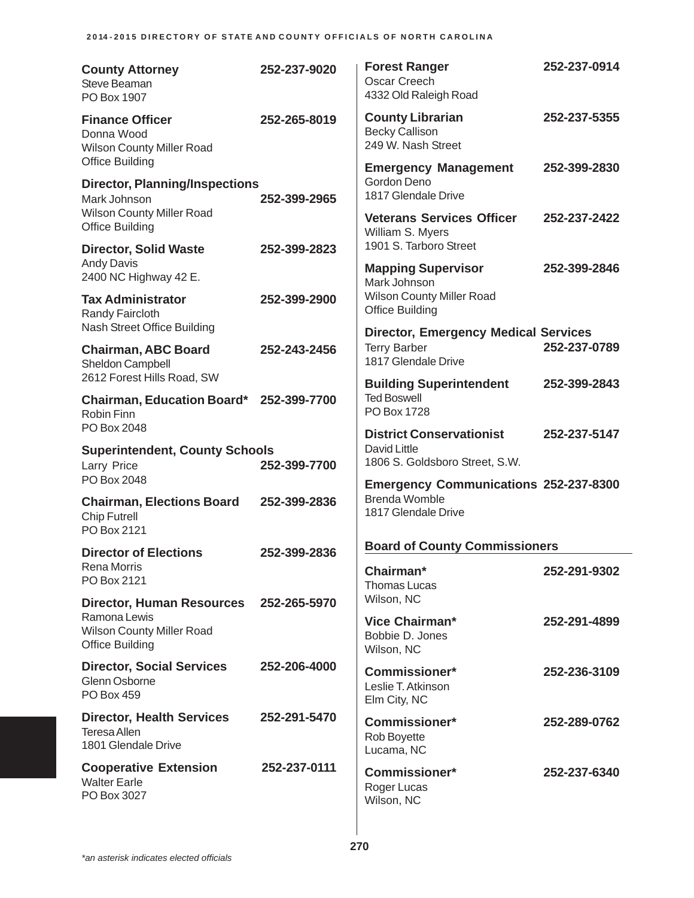**County Attorney** 252-237-9020
Steve Beaman
PO Box 1907

**Finance Officer** 252-265-8019
Donna Wood
Wilson County Miller Road
Office Building

**Director, Planning/Inspections**
Mark Johnson 252-399-2965
Wilson County Miller Road
Office Building

**Director, Solid Waste** 252-399-2823
Andy Davis
2400 NC Highway 42 E.

**Tax Administrator** 252-399-2900
Randy Faircloth
Nash Street Office Building

**Chairman, ABC Board** 252-243-2456
Sheldon Campbell
2612 Forest Hills Road, SW

**Chairman, Education Board*** 252-399-7700
Robin Finn
PO Box 2048

**Superintendent, County Schools**
Larry Price 252-399-7700
PO Box 2048

**Chairman, Elections Board** 252-399-2836
Chip Futrell
PO Box 2121

**Director of Elections** 252-399-2836
Rena Morris
PO Box 2121

**Director, Human Resources** 252-265-5970
Ramona Lewis
Wilson County Miller Road
Office Building

**Director, Social Services** 252-206-4000
Glenn Osborne
PO Box 459

**Director, Health Services** 252-291-5470
Teresa Allen
1801 Glendale Drive

**Cooperative Extension** 252-237-0111
Walter Earle
PO Box 3027

**Forest Ranger** 252-237-0914
Oscar Creech
4332 Old Raleigh Road

**County Librarian** 252-237-5355
Becky Callison
249 W. Nash Street

**Emergency Management** 252-399-2830
Gordon Deno
1817 Glendale Drive

**Veterans Services Officer** 252-237-2422
William S. Myers
1901 S. Tarboro Street

**Mapping Supervisor** 252-399-2846
Mark Johnson
Wilson County Miller Road
Office Building

**Director, Emergency Medical Services**
Terry Barber 252-237-0789
1817 Glendale Drive

**Building Superintendent** 252-399-2843
Ted Boswell
PO Box 1728

**District Conservationist** 252-237-5147
David Little
1806 S. Goldsboro Street, S.W.

**Emergency Communications** 252-237-8300
Brenda Womble
1817 Glendale Drive

## Board of County Commissioners

**Chairman*** 252-291-9302
Thomas Lucas
Wilson, NC

**Vice Chairman*** 252-291-4899
Bobbie D. Jones
Wilson, NC

**Commissioner*** 252-236-3109
Leslie T. Atkinson
Elm City, NC

**Commissioner*** 252-289-0762
Rob Boyette
Lucama, NC

**Commissioner*** 252-237-6340
Roger Lucas
Wilson, NC

*\*an asterisk indicates elected officials*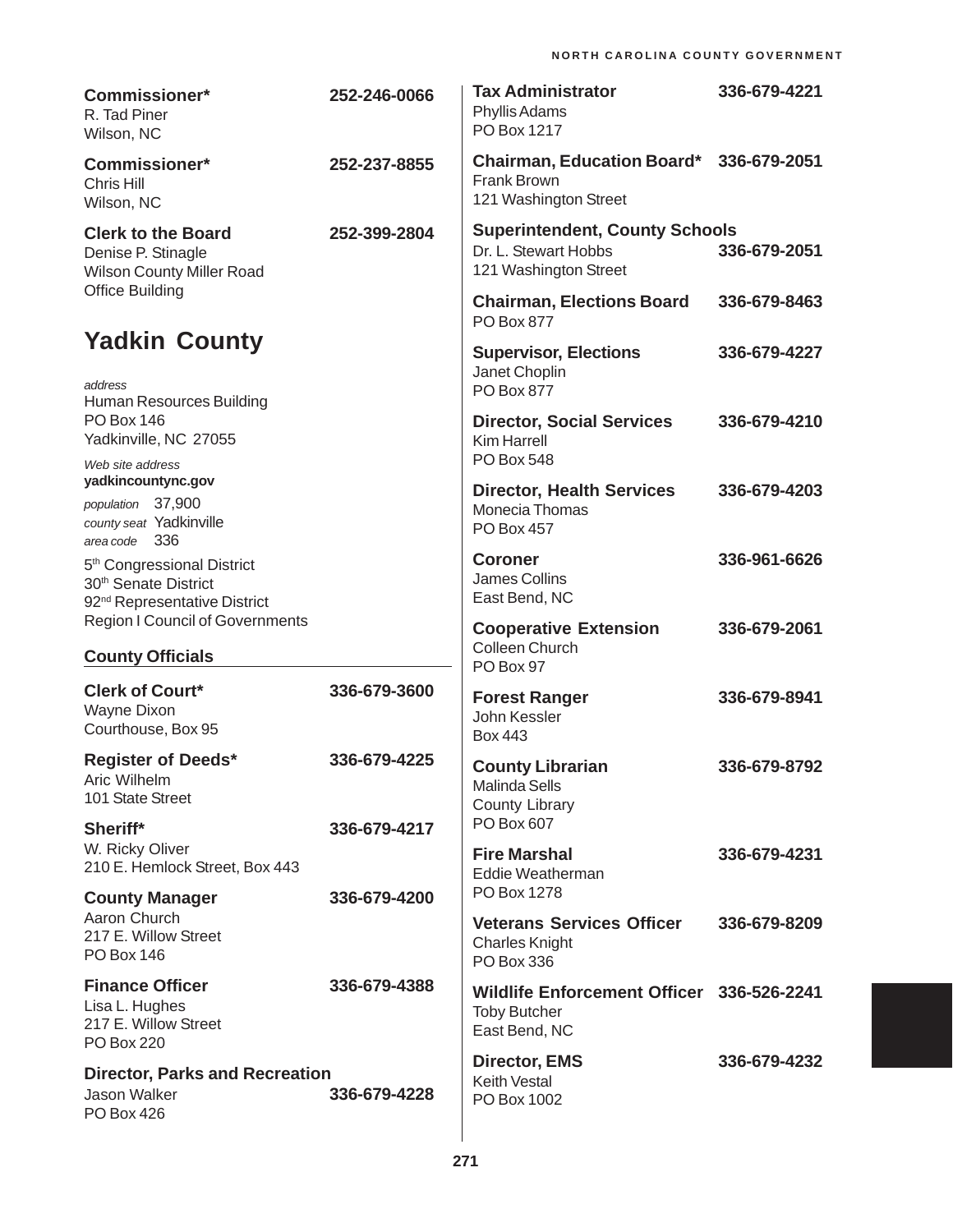**Commissioner*** 252-246-0066
R. Tad Piner
Wilson, NC

**Commissioner*** 252-237-8855
Chris Hill
Wilson, NC

**Clerk to the Board** 252-399-2804
Denise P. Stinagle
Wilson County Miller Road
Office Building

## Yadkin County

*address*
Human Resources Building
PO Box 146
Yadkinville, NC 27055

*Web site address*
**yadkincountync.gov**

*population* 37,900
*county seat* Yadkinville
*area code* 336

5th Congressional District
30th Senate District
92nd Representative District
Region I Council of Governments

### County Officials

**Clerk of Court*** 336-679-3600
Wayne Dixon
Courthouse, Box 95

**Register of Deeds*** 336-679-4225
Aric Wilhelm
101 State Street

**Sheriff*** 336-679-4217
W. Ricky Oliver
210 E. Hemlock Street, Box 443

**County Manager** 336-679-4200
Aaron Church
217 E. Willow Street
PO Box 146

**Finance Officer** 336-679-4388
Lisa L. Hughes
217 E. Willow Street
PO Box 220

**Director, Parks and Recreation**
Jason Walker 336-679-4228
PO Box 426

**Tax Administrator** 336-679-4221
Phyllis Adams
PO Box 1217

**Chairman, Education Board*** 336-679-2051
Frank Brown
121 Washington Street

**Superintendent, County Schools**
Dr. L. Stewart Hobbs 336-679-2051
121 Washington Street

**Chairman, Elections Board** 336-679-8463
PO Box 877

**Supervisor, Elections** 336-679-4227
Janet Choplin
PO Box 877

**Director, Social Services** 336-679-4210
Kim Harrell
PO Box 548

**Director, Health Services** 336-679-4203
Monecia Thomas
PO Box 457

**Coroner** 336-961-6626
James Collins
East Bend, NC

**Cooperative Extension** 336-679-2061
Colleen Church
PO Box 97

**Forest Ranger** 336-679-8941
John Kessler
Box 443

**County Librarian** 336-679-8792
Malinda Sells
County Library
PO Box 607

**Fire Marshal** 336-679-4231
Eddie Weatherman
PO Box 1278

**Veterans Services Officer** 336-679-8209
Charles Knight
PO Box 336

**Wildlife Enforcement Officer** 336-526-2241
Toby Butcher
East Bend, NC

**Director, EMS** 336-679-4232
Keith Vestal
PO Box 1002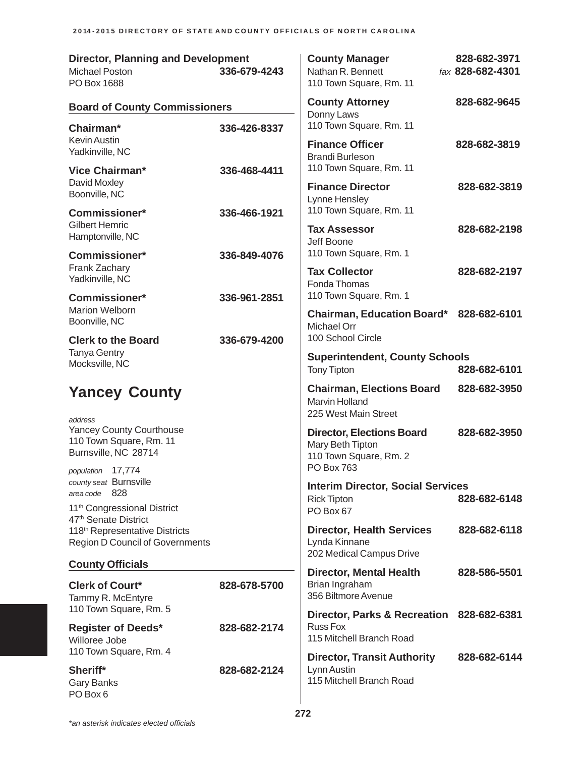**Director, Planning and Development**
Michael Poston — 336-679-4243
PO Box 1688

## Board of County Commissioners

**Chairman*** — 336-426-8337
Kevin Austin
Yadkinville, NC

**Vice Chairman*** — 336-468-4411
David Moxley
Boonville, NC

**Commissioner*** — 336-466-1921
Gilbert Hemric
Hamptonville, NC

**Commissioner*** — 336-849-4076
Frank Zachary
Yadkinville, NC

**Commissioner*** — 336-961-2851
Marion Welborn
Boonville, NC

**Clerk to the Board** — 336-679-4200
Tanya Gentry
Mocksville, NC

# Yancey County

*address*
Yancey County Courthouse
110 Town Square, Rm. 11
Burnsville, NC 28714

*population* 17,774
*county seat* Burnsville
*area code* 828

11th Congressional District
47th Senate District
118th Representative Districts
Region D Council of Governments

## County Officials

**Clerk of Court*** — 828-678-5700
Tammy R. McEntyre
110 Town Square, Rm. 5

**Register of Deeds*** — 828-682-2174
Willoree Jobe
110 Town Square, Rm. 4

**Sheriff*** — 828-682-2124
Gary Banks
PO Box 6

**County Manager** — 828-682-3971
Nathan R. Bennett — *fax* 828-682-4301
110 Town Square, Rm. 11

**County Attorney** — 828-682-9645
Donny Laws
110 Town Square, Rm. 11

**Finance Officer** — 828-682-3819
Brandi Burleson
110 Town Square, Rm. 11

**Finance Director** — 828-682-3819
Lynne Hensley
110 Town Square, Rm. 11

**Tax Assessor** — 828-682-2198
Jeff Boone
110 Town Square, Rm. 1

**Tax Collector** — 828-682-2197
Fonda Thomas
110 Town Square, Rm. 1

**Chairman, Education Board*** — 828-682-6101
Michael Orr
100 School Circle

**Superintendent, County Schools**
Tony Tipton — 828-682-6101

**Chairman, Elections Board** — 828-682-3950
Marvin Holland
225 West Main Street

**Director, Elections Board** — 828-682-3950
Mary Beth Tipton
110 Town Square, Rm. 2
PO Box 763

**Interim Director, Social Services**
Rick Tipton — 828-682-6148
PO Box 67

**Director, Health Services** — 828-682-6118
Lynda Kinnane
202 Medical Campus Drive

**Director, Mental Health** — 828-586-5501
Brian Ingraham
356 Biltmore Avenue

**Director, Parks & Recreation** — 828-682-6381
Russ Fox
115 Mitchell Branch Road

**Director, Transit Authority** — 828-682-6144
Lynn Austin
115 Mitchell Branch Road

*\*an asterisk indicates elected officials*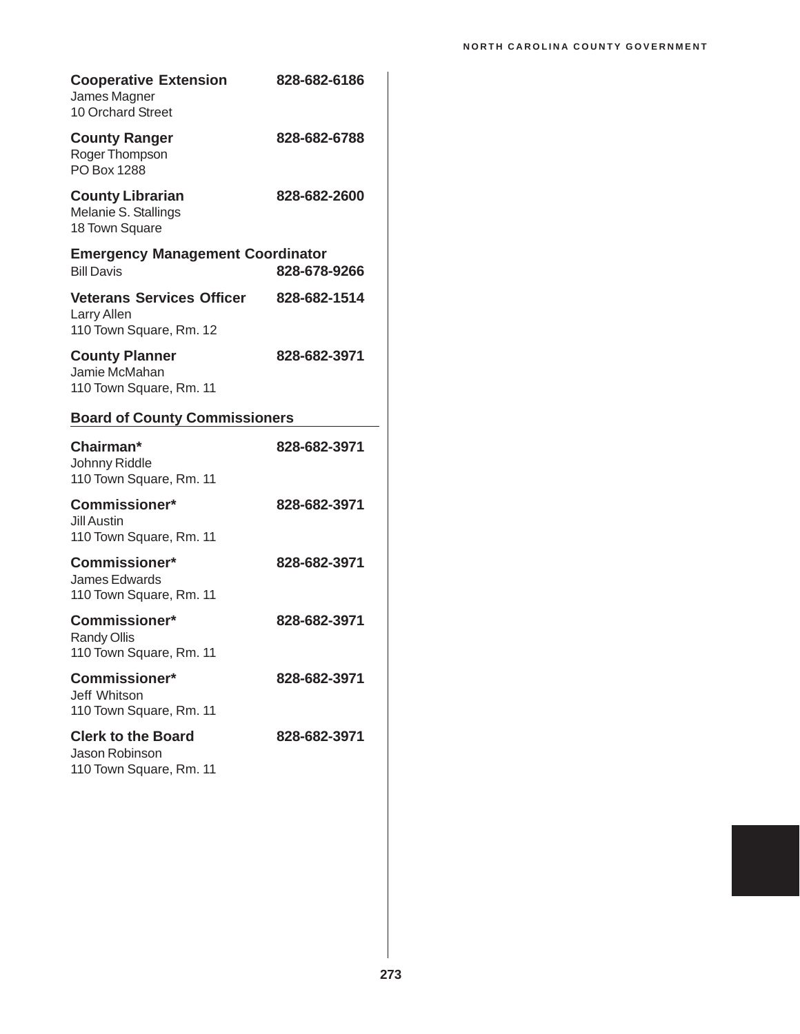**Cooperative Extension** 828-682-6186
James Magner
10 Orchard Street

**County Ranger** 828-682-6788
Roger Thompson
PO Box 1288

**County Librarian** 828-682-2600
Melanie S. Stallings
18 Town Square

**Emergency Management Coordinator**
Bill Davis 828-678-9266

**Veterans Services Officer** 828-682-1514
Larry Allen
110 Town Square, Rm. 12

**County Planner** 828-682-3971
Jamie McMahan
110 Town Square, Rm. 11

## Board of County Commissioners

**Chairman*** 828-682-3971
Johnny Riddle
110 Town Square, Rm. 11

**Commissioner*** 828-682-3971
Jill Austin
110 Town Square, Rm. 11

**Commissioner*** 828-682-3971
James Edwards
110 Town Square, Rm. 11

**Commissioner*** 828-682-3971
Randy Ollis
110 Town Square, Rm. 11

**Commissioner*** 828-682-3971
Jeff Whitson
110 Town Square, Rm. 11

**Clerk to the Board** 828-682-3971
Jason Robinson
110 Town Square, Rm. 11